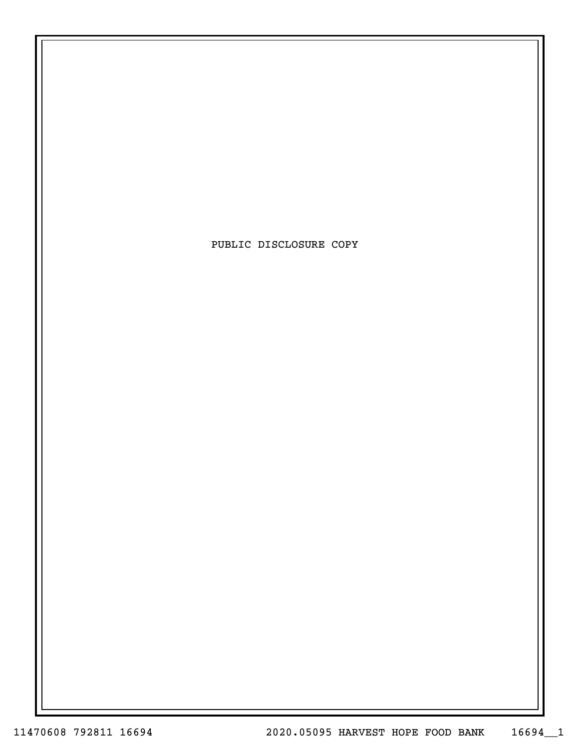PUBLIC DISCLOSURE COPY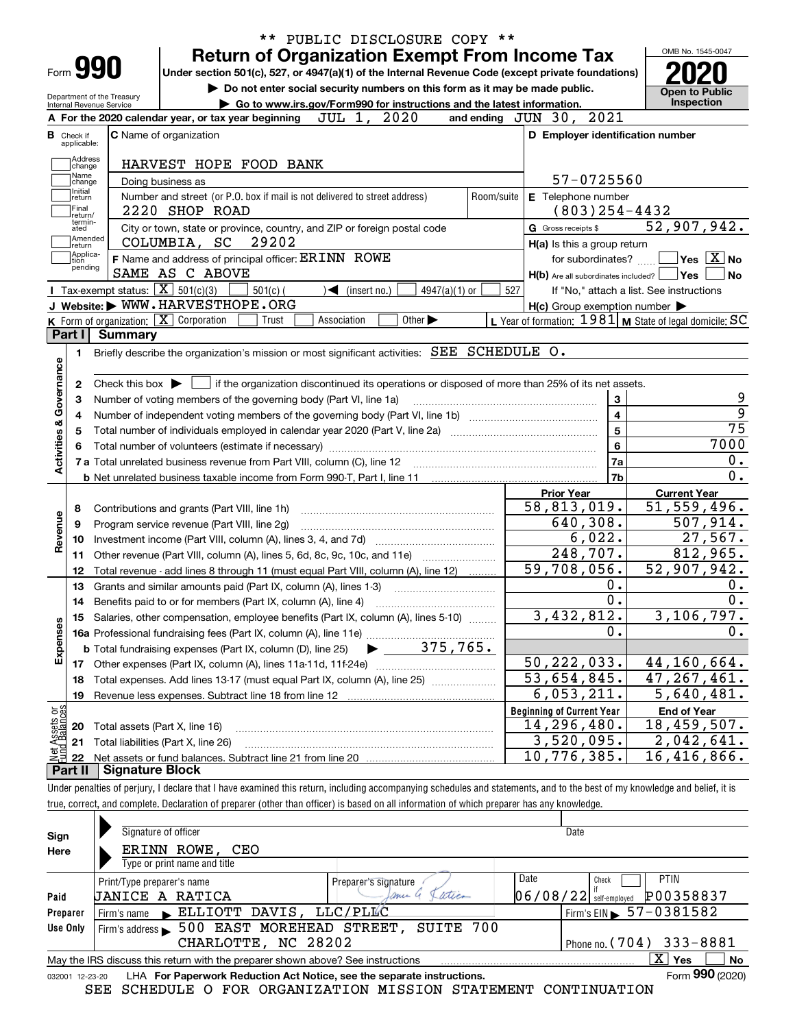** PUBLIC DISCLOSURE COPY **

# Form 990 — Return of Organization Exempt From Income Tax

Under section 501(c), 527, or 4947(a)(1) of the Internal Revenue Code (except private foundations)

▶ Do not enter social security numbers on this form as it may be made public.

▶ Go to www.irs.gov/Form990 for instructions and the latest information.

Department of the Treasury
Internal Revenue Service

OMB No. 1545-0047

**2020**

**Open to Public Inspection**

**A** For the 2020 calendar year, or tax year beginning JUL 1, 2020 and ending JUN 30, 2021

**B** Check if applicable: Address change, Name change, Initial return, Final return/terminated, Amended return, Application pending

**C** Name of organization: HARVEST HOPE FOOD BANK

Doing business as

Number and street (or P.O. box if mail is not delivered to street address): 2220 SHOP ROAD — Room/suite

City or town, state or province, country, and ZIP or foreign postal code: COLUMBIA, SC 29202

**D** Employer identification number: 57-0725560

**E** Telephone number: (803)254-4432

**G** Gross receipts $ 52,907,942.

**F** Name and address of principal officer: ERINN ROWE
SAME AS C ABOVE

**H(a)** Is this a group return for subordinates? ☐ Yes ☒ No

**H(b)** Are all subordinates included? ☐ Yes ☐ No
If "No," attach a list. See instructions

**H(c)** Group exemption number ▶

**I** Tax-exempt status: ☒ 501(c)(3) ☐ 501(c) ( ) ◀ (insert no.) ☐ 4947(a)(1) or ☐ 527

**J** Website: ▶ WWW.HARVESTHOPE.ORG

**K** Form of organization: ☒ Corporation ☐ Trust ☐ Association ☐ Other ▶

**L** Year of formation: 1981 **M** State of legal domicile: SC

## Part I Summary

**Activities & Governance**

1. Briefly describe the organization's mission or most significant activities: SEE SCHEDULE O.
2. Check this box ▶ ☐ if the organization discontinued its operations or disposed of more than 25% of its net assets.

| | | | |
|---|---|---|---|
| 3 | Number of voting members of the governing body (Part VI, line 1a) | 3 | 9 |
| 4 | Number of independent voting members of the governing body (Part VI, line 1b) | 4 | 9 |
| 5 | Total number of individuals employed in calendar year 2020 (Part V, line 2a) | 5 | 75 |
| 6 | Total number of volunteers (estimate if necessary) | 6 | 7000 |
| 7a | Total unrelated business revenue from Part VIII, column (C), line 12 | 7a | 0. |
| b | Net unrelated business taxable income from Form 990-T, Part I, line 11 | 7b | 0. |

| | | Prior Year | Current Year |
|---|---|---|---|
| **Revenue** | | | |
| 8 | Contributions and grants (Part VIII, line 1h) | 58,813,019. | 51,559,496. |
| 9 | Program service revenue (Part VIII, line 2g) | 640,308. | 507,914. |
| 10 | Investment income (Part VIII, column (A), lines 3, 4, and 7d) | 6,022. | 27,567. |
| 11 | Other revenue (Part VIII, column (A), lines 5, 6d, 8c, 9c, 10c, and 11e) | 248,707. | 812,965. |
| 12 | Total revenue - add lines 8 through 11 (must equal Part VIII, column (A), line 12) | 59,708,056. | 52,907,942. |
| **Expenses** | | | |
| 13 | Grants and similar amounts paid (Part IX, column (A), lines 1-3) | 0. | 0. |
| 14 | Benefits paid to or for members (Part IX, column (A), line 4) | 0. | 0. |
| 15 | Salaries, other compensation, employee benefits (Part IX, column (A), lines 5-10) | 3,432,812. | 3,106,797. |
| 16a | Professional fundraising fees (Part IX, column (A), line 11e) | 0. | 0. |
| b | Total fundraising expenses (Part IX, column (D), line 25) ▶ 375,765. | | |
| 17 | Other expenses (Part IX, column (A), lines 11a-11d, 11f-24e) | 50,222,033. | 44,160,664. |
| 18 | Total expenses. Add lines 13-17 (must equal Part IX, column (A), line 25) | 53,654,845. | 47,267,461. |
| 19 | Revenue less expenses. Subtract line 18 from line 12 | 6,053,211. | 5,640,481. |
| **Net Assets or Fund Balances** | | **Beginning of Current Year** | **End of Year** |
| 20 | Total assets (Part X, line 16) | 14,296,480. | 18,459,507. |
| 21 | Total liabilities (Part X, line 26) | 3,520,095. | 2,042,641. |
| 22 | Net assets or fund balances. Subtract line 21 from line 20 | 10,776,385. | 16,416,866. |

## Part II Signature Block

Under penalties of perjury, I declare that I have examined this return, including accompanying schedules and statements, and to the best of my knowledge and belief, it is true, correct, and complete. Declaration of preparer (other than officer) is based on all information of which preparer has any knowledge.

**Sign Here**

Signature of officer — Date

ERINN ROWE, CEO
Type or print name and title

**Paid Preparer Use Only**

| Print/Type preparer's name | Preparer's signature | Date | Check if self-employed | PTIN |
|---|---|---|---|---|
| JANICE A RATICA | Janice A Ratica | 06/08/22 | ☐ | P00358837 |

Firm's name ▶ ELLIOTT DAVIS, LLC/PLLC — Firm's EIN ▶ 57-0381582

Firm's address ▶ 500 EAST MOREHEAD STREET, SUITE 700, CHARLOTTE, NC 28202 — Phone no. (704) 333-8881

May the IRS discuss this return with the preparer shown above? See instructions ☒ Yes ☐ No

032001 12-23-20 LHA For Paperwork Reduction Act Notice, see the separate instructions. Form **990** (2020)

SEE SCHEDULE O FOR ORGANIZATION MISSION STATEMENT CONTINUATION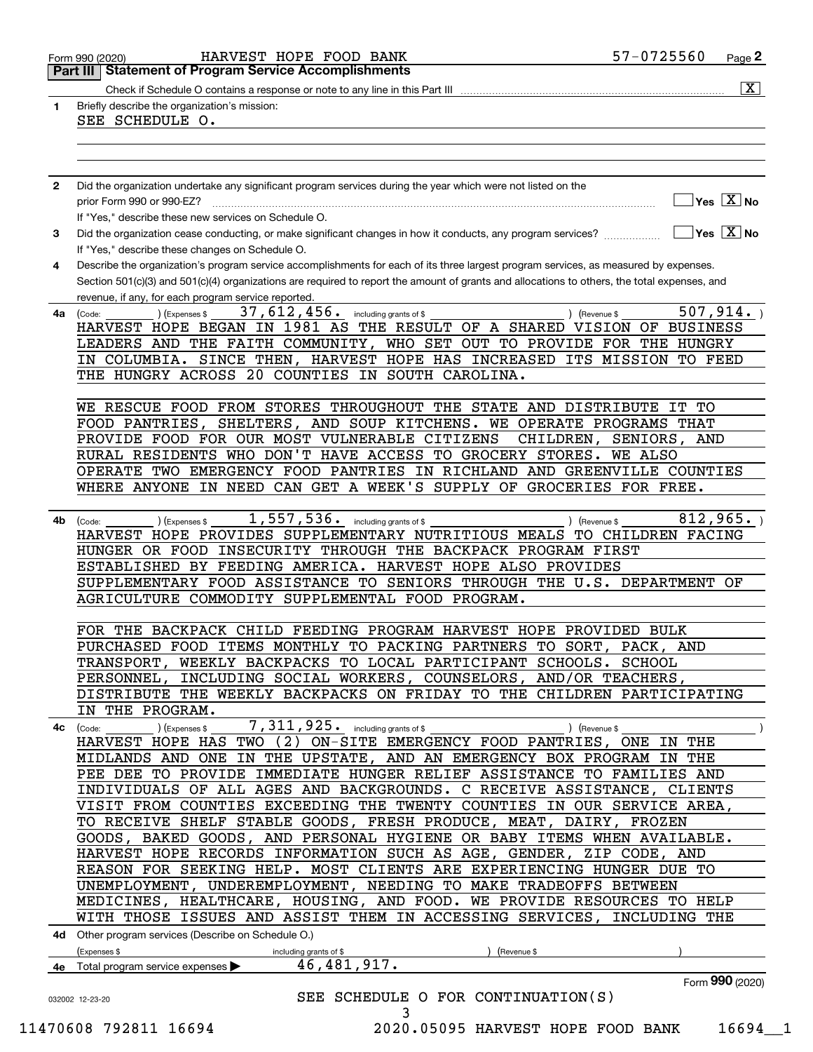Form 990 (2020) HARVEST HOPE FOOD BANK 57-0725560 Page **2**

## Part III | Statement of Program Service Accomplishments

Check if Schedule O contains a response or note to any line in this Part III .......... [X]

**1** Briefly describe the organization's mission:

SEE SCHEDULE O.

**2** Did the organization undertake any significant program services during the year which were not listed on the prior Form 990 or 990-EZ? .......... [ ] Yes [X] No

If "Yes," describe these new services on Schedule O.

**3** Did the organization cease conducting, or make significant changes in how it conducts, any program services? .......... [ ] Yes [X] No

If "Yes," describe these changes on Schedule O.

**4** Describe the organization's program service accomplishments for each of its three largest program services, as measured by expenses. Section 501(c)(3) and 501(c)(4) organizations are required to report the amount of grants and allocations to others, the total expenses, and revenue, if any, for each program service reported.

**4a** (Code: ) (Expenses $ 37,612,456. including grants of $ ) (Revenue $ 507,914. )

HARVEST HOPE BEGAN IN 1981 AS THE RESULT OF A SHARED VISION OF BUSINESS LEADERS AND THE FAITH COMMUNITY, WHO SET OUT TO PROVIDE FOR THE HUNGRY IN COLUMBIA. SINCE THEN, HARVEST HOPE HAS INCREASED ITS MISSION TO FEED THE HUNGRY ACROSS 20 COUNTIES IN SOUTH CAROLINA.

WE RESCUE FOOD FROM STORES THROUGHOUT THE STATE AND DISTRIBUTE IT TO FOOD PANTRIES, SHELTERS, AND SOUP KITCHENS. WE OPERATE PROGRAMS THAT PROVIDE FOOD FOR OUR MOST VULNERABLE CITIZENS CHILDREN, SENIORS, AND RURAL RESIDENTS WHO DON'T HAVE ACCESS TO GROCERY STORES. WE ALSO OPERATE TWO EMERGENCY FOOD PANTRIES IN RICHLAND AND GREENVILLE COUNTIES WHERE ANYONE IN NEED CAN GET A WEEK'S SUPPLY OF GROCERIES FOR FREE.

**4b** (Code: ) (Expenses $ 1,557,536. including grants of $ ) (Revenue $ 812,965. )

HARVEST HOPE PROVIDES SUPPLEMENTARY NUTRITIOUS MEALS TO CHILDREN FACING HUNGER OR FOOD INSECURITY THROUGH THE BACKPACK PROGRAM FIRST ESTABLISHED BY FEEDING AMERICA. HARVEST HOPE ALSO PROVIDES SUPPLEMENTARY FOOD ASSISTANCE TO SENIORS THROUGH THE U.S. DEPARTMENT OF AGRICULTURE COMMODITY SUPPLEMENTAL FOOD PROGRAM.

FOR THE BACKPACK CHILD FEEDING PROGRAM HARVEST HOPE PROVIDED BULK PURCHASED FOOD ITEMS MONTHLY TO PACKING PARTNERS TO SORT, PACK, AND TRANSPORT, WEEKLY BACKPACKS TO LOCAL PARTICIPANT SCHOOLS. SCHOOL PERSONNEL, INCLUDING SOCIAL WORKERS, COUNSELORS, AND/OR TEACHERS, DISTRIBUTE THE WEEKLY BACKPACKS ON FRIDAY TO THE CHILDREN PARTICIPATING IN THE PROGRAM.

**4c** (Code: ) (Expenses $ 7,311,925. including grants of $ ) (Revenue $ )

HARVEST HOPE HAS TWO (2) ON-SITE EMERGENCY FOOD PANTRIES, ONE IN THE MIDLANDS AND ONE IN THE UPSTATE, AND AN EMERGENCY BOX PROGRAM IN THE PEE DEE TO PROVIDE IMMEDIATE HUNGER RELIEF ASSISTANCE TO FAMILIES AND INDIVIDUALS OF ALL AGES AND BACKGROUNDS. C RECEIVE ASSISTANCE, CLIENTS VISIT FROM COUNTIES EXCEEDING THE TWENTY COUNTIES IN OUR SERVICE AREA, TO RECEIVE SHELF STABLE GOODS, FRESH PRODUCE, MEAT, DAIRY, FROZEN GOODS, BAKED GOODS, AND PERSONAL HYGIENE OR BABY ITEMS WHEN AVAILABLE. HARVEST HOPE RECORDS INFORMATION SUCH AS AGE, GENDER, ZIP CODE, AND REASON FOR SEEKING HELP. MOST CLIENTS ARE EXPERIENCING HUNGER DUE TO UNEMPLOYMENT, UNDEREMPLOYMENT, NEEDING TO MAKE TRADEOFFS BETWEEN MEDICINES, HEALTHCARE, HOUSING, AND FOOD. WE PROVIDE RESOURCES TO HELP WITH THOSE ISSUES AND ASSIST THEM IN ACCESSING SERVICES, INCLUDING THE

**4d** Other program services (Describe on Schedule O.)

(Expenses $ including grants of $ ) (Revenue $ )

**4e** Total program service expenses ▶ 46,481,917.

Form **990** (2020)

SEE SCHEDULE O FOR CONTINUATION(S)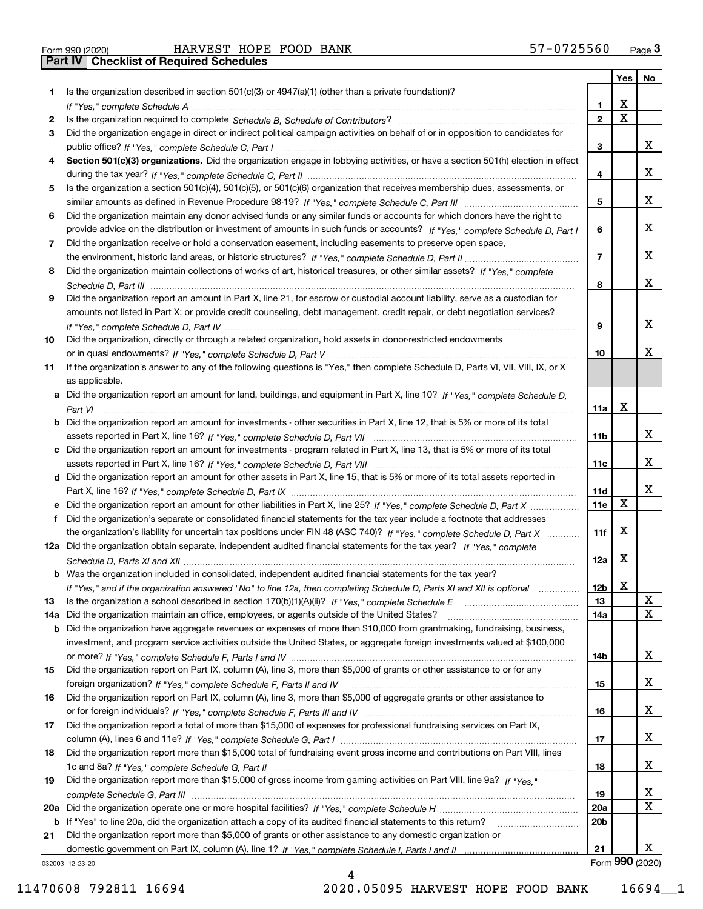Form 990 (2020) HARVEST HOPE FOOD BANK 57-0725560 Page 3

## Part IV | Checklist of Required Schedules

| | | | Yes | No |
|---|---|---|---|---|
| 1 | Is the organization described in section 501(c)(3) or 4947(a)(1) (other than a private foundation)? *If "Yes," complete Schedule A* | 1 | X | |
| 2 | Is the organization required to complete *Schedule B, Schedule of Contributors*? | 2 | X | |
| 3 | Did the organization engage in direct or indirect political campaign activities on behalf of or in opposition to candidates for public office? *If "Yes," complete Schedule C, Part I* | 3 | | X |
| 4 | **Section 501(c)(3) organizations.** Did the organization engage in lobbying activities, or have a section 501(h) election in effect during the tax year? *If "Yes," complete Schedule C, Part II* | 4 | | X |
| 5 | Is the organization a section 501(c)(4), 501(c)(5), or 501(c)(6) organization that receives membership dues, assessments, or similar amounts as defined in Revenue Procedure 98-19? *If "Yes," complete Schedule C, Part III* | 5 | | X |
| 6 | Did the organization maintain any donor advised funds or any similar funds or accounts for which donors have the right to provide advice on the distribution or investment of amounts in such funds or accounts? *If "Yes," complete Schedule D, Part I* | 6 | | X |
| 7 | Did the organization receive or hold a conservation easement, including easements to preserve open space, the environment, historic land areas, or historic structures? *If "Yes," complete Schedule D, Part II* | 7 | | X |
| 8 | Did the organization maintain collections of works of art, historical treasures, or other similar assets? *If "Yes," complete Schedule D, Part III* | 8 | | X |
| 9 | Did the organization report an amount in Part X, line 21, for escrow or custodial account liability, serve as a custodian for amounts not listed in Part X; or provide credit counseling, debt management, credit repair, or debt negotiation services? *If "Yes," complete Schedule D, Part IV* | 9 | | X |
| 10 | Did the organization, directly or through a related organization, hold assets in donor-restricted endowments or in quasi endowments? *If "Yes," complete Schedule D, Part V* | 10 | | X |
| 11 | If the organization's answer to any of the following questions is "Yes," then complete Schedule D, Parts VI, VII, VIII, IX, or X as applicable. | | | |
| a | Did the organization report an amount for land, buildings, and equipment in Part X, line 10? *If "Yes," complete Schedule D, Part VI* | 11a | X | |
| b | Did the organization report an amount for investments - other securities in Part X, line 12, that is 5% or more of its total assets reported in Part X, line 16? *If "Yes," complete Schedule D, Part VII* | 11b | | X |
| c | Did the organization report an amount for investments - program related in Part X, line 13, that is 5% or more of its total assets reported in Part X, line 16? *If "Yes," complete Schedule D, Part VIII* | 11c | | X |
| d | Did the organization report an amount for other assets in Part X, line 15, that is 5% or more of its total assets reported in Part X, line 16? *If "Yes," complete Schedule D, Part IX* | 11d | | X |
| e | Did the organization report an amount for other liabilities in Part X, line 25? *If "Yes," complete Schedule D, Part X* | 11e | X | |
| f | Did the organization's separate or consolidated financial statements for the tax year include a footnote that addresses the organization's liability for uncertain tax positions under FIN 48 (ASC 740)? *If "Yes," complete Schedule D, Part X* | 11f | X | |
| 12a | Did the organization obtain separate, independent audited financial statements for the tax year? *If "Yes," complete Schedule D, Parts XI and XII* | 12a | X | |
| b | Was the organization included in consolidated, independent audited financial statements for the tax year? *If "Yes," and if the organization answered "No" to line 12a, then completing Schedule D, Parts XI and XII is optional* | 12b | X | |
| 13 | Is the organization a school described in section 170(b)(1)(A)(ii)? *If "Yes," complete Schedule E* | 13 | | X |
| 14a | Did the organization maintain an office, employees, or agents outside of the United States? | 14a | | X |
| b | Did the organization have aggregate revenues or expenses of more than $10,000 from grantmaking, fundraising, business, investment, and program service activities outside the United States, or aggregate foreign investments valued at $100,000 or more? *If "Yes," complete Schedule F, Parts I and IV* | 14b | | X |
| 15 | Did the organization report on Part IX, column (A), line 3, more than $5,000 of grants or other assistance to or for any foreign organization? *If "Yes," complete Schedule F, Parts II and IV* | 15 | | X |
| 16 | Did the organization report on Part IX, column (A), line 3, more than $5,000 of aggregate grants or other assistance to or for foreign individuals? *If "Yes," complete Schedule F, Parts III and IV* | 16 | | X |
| 17 | Did the organization report a total of more than $15,000 of expenses for professional fundraising services on Part IX, column (A), lines 6 and 11e? *If "Yes," complete Schedule G, Part I* | 17 | | X |
| 18 | Did the organization report more than $15,000 total of fundraising event gross income and contributions on Part VIII, lines 1c and 8a? *If "Yes," complete Schedule G, Part II* | 18 | | X |
| 19 | Did the organization report more than $15,000 of gross income from gaming activities on Part VIII, line 9a? *If "Yes," complete Schedule G, Part III* | 19 | | X |
| 20a | Did the organization operate one or more hospital facilities? *If "Yes," complete Schedule H* | 20a | | X |
| b | If "Yes" to line 20a, did the organization attach a copy of its audited financial statements to this return? | 20b | | |
| 21 | Did the organization report more than $5,000 of grants or other assistance to any domestic organization or domestic government on Part IX, column (A), line 1? *If "Yes," complete Schedule I, Parts I and II* | 21 | | X |

032003 12-23-20 Form **990** (2020)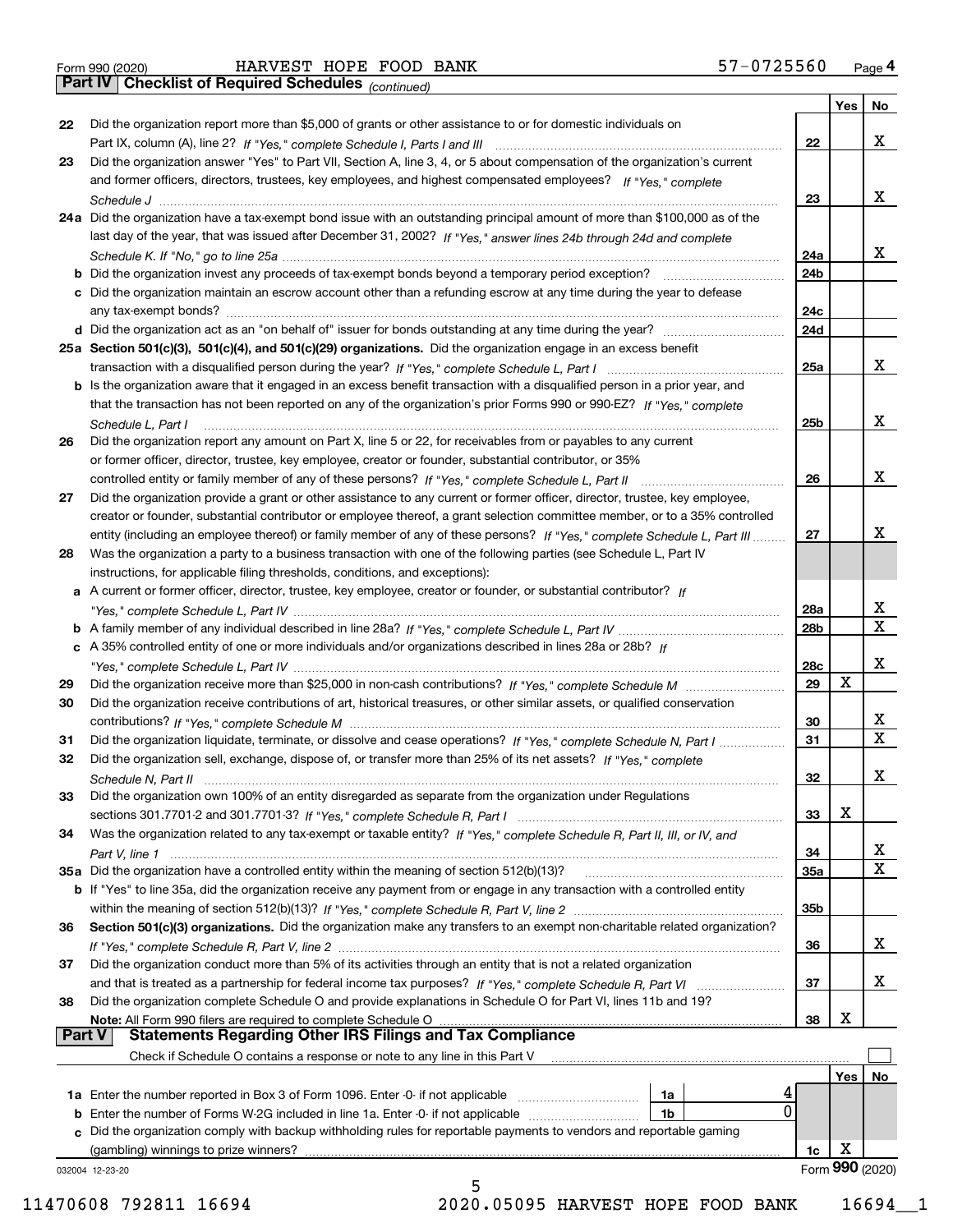Form 990 (2020) HARVEST HOPE FOOD BANK 57-0725560 Page 4

**Part IV | Checklist of Required Schedules** *(continued)*

| | | | Yes | No |
|---|---|---|---|---|
| 22 | Did the organization report more than $5,000 of grants or other assistance to or for domestic individuals on Part IX, column (A), line 2? *If "Yes," complete Schedule I, Parts I and III* | 22 | | X |
| 23 | Did the organization answer "Yes" to Part VII, Section A, line 3, 4, or 5 about compensation of the organization's current and former officers, directors, trustees, key employees, and highest compensated employees? *If "Yes," complete Schedule J* | 23 | | X |
| 24a | Did the organization have a tax-exempt bond issue with an outstanding principal amount of more than $100,000 as of the last day of the year, that was issued after December 31, 2002? *If "Yes," answer lines 24b through 24d and complete Schedule K. If "No," go to line 25a* | 24a | | X |
| b | Did the organization invest any proceeds of tax-exempt bonds beyond a temporary period exception? | 24b | | |
| c | Did the organization maintain an escrow account other than a refunding escrow at any time during the year to defease any tax-exempt bonds? | 24c | | |
| d | Did the organization act as an "on behalf of" issuer for bonds outstanding at any time during the year? | 24d | | |
| 25a | **Section 501(c)(3), 501(c)(4), and 501(c)(29) organizations.** Did the organization engage in an excess benefit transaction with a disqualified person during the year? *If "Yes," complete Schedule L, Part I* | 25a | | X |
| b | Is the organization aware that it engaged in an excess benefit transaction with a disqualified person in a prior year, and that the transaction has not been reported on any of the organization's prior Forms 990 or 990-EZ? *If "Yes," complete Schedule L, Part I* | 25b | | X |
| 26 | Did the organization report any amount on Part X, line 5 or 22, for receivables from or payables to any current or former officer, director, trustee, key employee, creator or founder, substantial contributor, or 35% controlled entity or family member of any of these persons? *If "Yes," complete Schedule L, Part II* | 26 | | X |
| 27 | Did the organization provide a grant or other assistance to any current or former officer, director, trustee, key employee, creator or founder, substantial contributor or employee thereof, a grant selection committee member, or to a 35% controlled entity (including an employee thereof) or family member of any of these persons? *If "Yes," complete Schedule L, Part III* | 27 | | X |
| 28 | Was the organization a party to a business transaction with one of the following parties (see Schedule L, Part IV instructions, for applicable filing thresholds, conditions, and exceptions): | | | |
| a | A current or former officer, director, trustee, key employee, creator or founder, or substantial contributor? *If "Yes," complete Schedule L, Part IV* | 28a | | X |
| b | A family member of any individual described in line 28a? *If "Yes," complete Schedule L, Part IV* | 28b | | X |
| c | A 35% controlled entity of one or more individuals and/or organizations described in lines 28a or 28b? *If "Yes," complete Schedule L, Part IV* | 28c | | X |
| 29 | Did the organization receive more than $25,000 in non-cash contributions? *If "Yes," complete Schedule M* | 29 | X | |
| 30 | Did the organization receive contributions of art, historical treasures, or other similar assets, or qualified conservation contributions? *If "Yes," complete Schedule M* | 30 | | X |
| 31 | Did the organization liquidate, terminate, or dissolve and cease operations? *If "Yes," complete Schedule N, Part I* | 31 | | X |
| 32 | Did the organization sell, exchange, dispose of, or transfer more than 25% of its net assets? *If "Yes," complete Schedule N, Part II* | 32 | | X |
| 33 | Did the organization own 100% of an entity disregarded as separate from the organization under Regulations sections 301.7701-2 and 301.7701-3? *If "Yes," complete Schedule R, Part I* | 33 | X | |
| 34 | Was the organization related to any tax-exempt or taxable entity? *If "Yes," complete Schedule R, Part II, III, or IV, and Part V, line 1* | 34 | | X |
| 35a | Did the organization have a controlled entity within the meaning of section 512(b)(13)? | 35a | | X |
| b | If "Yes" to line 35a, did the organization receive any payment from or engage in any transaction with a controlled entity within the meaning of section 512(b)(13)? *If "Yes," complete Schedule R, Part V, line 2* | 35b | | |
| 36 | **Section 501(c)(3) organizations.** Did the organization make any transfers to an exempt non-charitable related organization? *If "Yes," complete Schedule R, Part V, line 2* | 36 | | X |
| 37 | Did the organization conduct more than 5% of its activities through an entity that is not a related organization and that is treated as a partnership for federal income tax purposes? *If "Yes," complete Schedule R, Part VI* | 37 | | X |
| 38 | Did the organization complete Schedule O and provide explanations in Schedule O for Part VI, lines 11b and 19? **Note:** All Form 990 filers are required to complete Schedule O | 38 | X | |

**Part V | Statements Regarding Other IRS Filings and Tax Compliance**

Check if Schedule O contains a response or note to any line in this Part V ☐

| | | | | | Yes | No |
|---|---|---|---|---|---|---|
| 1a | Enter the number reported in Box 3 of Form 1096. Enter -0- if not applicable | 1a | 4 | | | |
| b | Enter the number of Forms W-2G included in line 1a. Enter -0- if not applicable | 1b | 0 | | | |
| c | Did the organization comply with backup withholding rules for reportable payments to vendors and reportable gaming (gambling) winnings to prize winners? | | | 1c | X | |

032004 12-23-20 Form 990 (2020)

11470608 792811 16694 2020.05095 HARVEST HOPE FOOD BANK 16694__1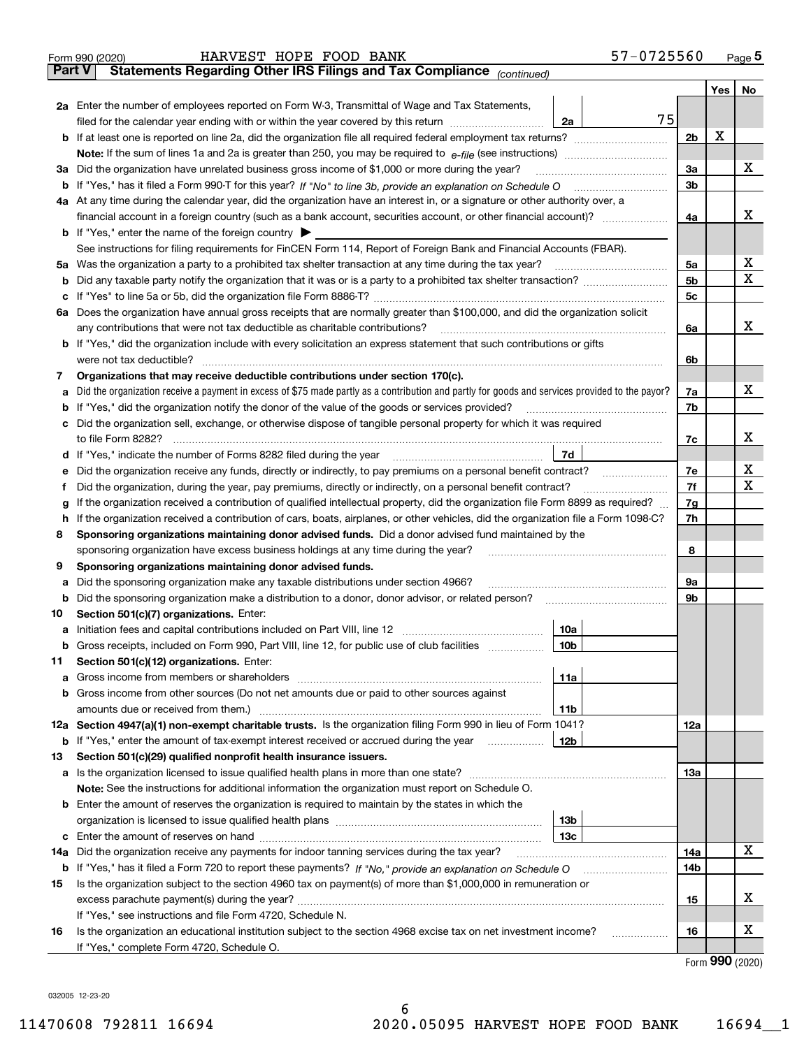Form 990 (2020) HARVEST HOPE FOOD BANK 57-0725560 Page 5

**Part V** **Statements Regarding Other IRS Filings and Tax Compliance** *(continued)*

| | | | | | Yes | No |
|---|---|---|---|---|---|---|
| **2a** | Enter the number of employees reported on Form W-3, Transmittal of Wage and Tax Statements, filed for the calendar year ending with or within the year covered by this return | 2a | 75 | | | |
| **b** | If at least one is reported on line 2a, did the organization file all required federal employment tax returns? | | | 2b | X | |
| | **Note:** If the sum of lines 1a and 2a is greater than 250, you may be required to *e-file* (see instructions) | | | | | |
| **3a** | Did the organization have unrelated business gross income of $1,000 or more during the year? | | | 3a | | X |
| **b** | If "Yes," has it filed a Form 990-T for this year? *If "No" to line 3b, provide an explanation on Schedule O* | | | 3b | | |
| **4a** | At any time during the calendar year, did the organization have an interest in, or a signature or other authority over, a financial account in a foreign country (such as a bank account, securities account, or other financial account)? | | | 4a | | X |
| **b** | If "Yes," enter the name of the foreign country ▶ | | | | | |
| | See instructions for filing requirements for FinCEN Form 114, Report of Foreign Bank and Financial Accounts (FBAR). | | | | | |
| **5a** | Was the organization a party to a prohibited tax shelter transaction at any time during the tax year? | | | 5a | | X |
| **b** | Did any taxable party notify the organization that it was or is a party to a prohibited tax shelter transaction? | | | 5b | | X |
| **c** | If "Yes" to line 5a or 5b, did the organization file Form 8886-T? | | | 5c | | |
| **6a** | Does the organization have annual gross receipts that are normally greater than $100,000, and did the organization solicit any contributions that were not tax deductible as charitable contributions? | | | 6a | | X |
| **b** | If "Yes," did the organization include with every solicitation an express statement that such contributions or gifts were not tax deductible? | | | 6b | | |
| **7** | **Organizations that may receive deductible contributions under section 170(c).** | | | | | |
| **a** | Did the organization receive a payment in excess of $75 made partly as a contribution and partly for goods and services provided to the payor? | | | 7a | | X |
| **b** | If "Yes," did the organization notify the donor of the value of the goods or services provided? | | | 7b | | |
| **c** | Did the organization sell, exchange, or otherwise dispose of tangible personal property for which it was required to file Form 8282? | | | 7c | | X |
| **d** | If "Yes," indicate the number of Forms 8282 filed during the year | 7d | | | | |
| **e** | Did the organization receive any funds, directly or indirectly, to pay premiums on a personal benefit contract? | | | 7e | | X |
| **f** | Did the organization, during the year, pay premiums, directly or indirectly, on a personal benefit contract? | | | 7f | | X |
| **g** | If the organization received a contribution of qualified intellectual property, did the organization file Form 8899 as required? | | | 7g | | |
| **h** | If the organization received a contribution of cars, boats, airplanes, or other vehicles, did the organization file a Form 1098-C? | | | 7h | | |
| **8** | **Sponsoring organizations maintaining donor advised funds.** Did a donor advised fund maintained by the sponsoring organization have excess business holdings at any time during the year? | | | 8 | | |
| **9** | **Sponsoring organizations maintaining donor advised funds.** | | | | | |
| **a** | Did the sponsoring organization make any taxable distributions under section 4966? | | | 9a | | |
| **b** | Did the sponsoring organization make a distribution to a donor, donor advisor, or related person? | | | 9b | | |
| **10** | **Section 501(c)(7) organizations.** Enter: | | | | | |
| **a** | Initiation fees and capital contributions included on Part VIII, line 12 | 10a | | | | |
| **b** | Gross receipts, included on Form 990, Part VIII, line 12, for public use of club facilities | 10b | | | | |
| **11** | **Section 501(c)(12) organizations.** Enter: | | | | | |
| **a** | Gross income from members or shareholders | 11a | | | | |
| **b** | Gross income from other sources (Do not net amounts due or paid to other sources against amounts due or received from them.) | 11b | | | | |
| **12a** | **Section 4947(a)(1) non-exempt charitable trusts.** Is the organization filing Form 990 in lieu of Form 1041? | | | 12a | | |
| **b** | If "Yes," enter the amount of tax-exempt interest received or accrued during the year | 12b | | | | |
| **13** | **Section 501(c)(29) qualified nonprofit health insurance issuers.** | | | | | |
| **a** | Is the organization licensed to issue qualified health plans in more than one state? | | | 13a | | |
| | **Note:** See the instructions for additional information the organization must report on Schedule O. | | | | | |
| **b** | Enter the amount of reserves the organization is required to maintain by the states in which the organization is licensed to issue qualified health plans | 13b | | | | |
| **c** | Enter the amount of reserves on hand | 13c | | | | |
| **14a** | Did the organization receive any payments for indoor tanning services during the tax year? | | | 14a | | X |
| **b** | If "Yes," has it filed a Form 720 to report these payments? *If "No," provide an explanation on Schedule O* | | | 14b | | |
| **15** | Is the organization subject to the section 4960 tax on payment(s) of more than $1,000,000 in remuneration or excess parachute payment(s) during the year? | | | 15 | | X |
| | If "Yes," see instructions and file Form 4720, Schedule N. | | | | | |
| **16** | Is the organization an educational institution subject to the section 4968 excise tax on net investment income? | | | 16 | | X |
| | If "Yes," complete Form 4720, Schedule O. | | | | | |

Form **990** (2020)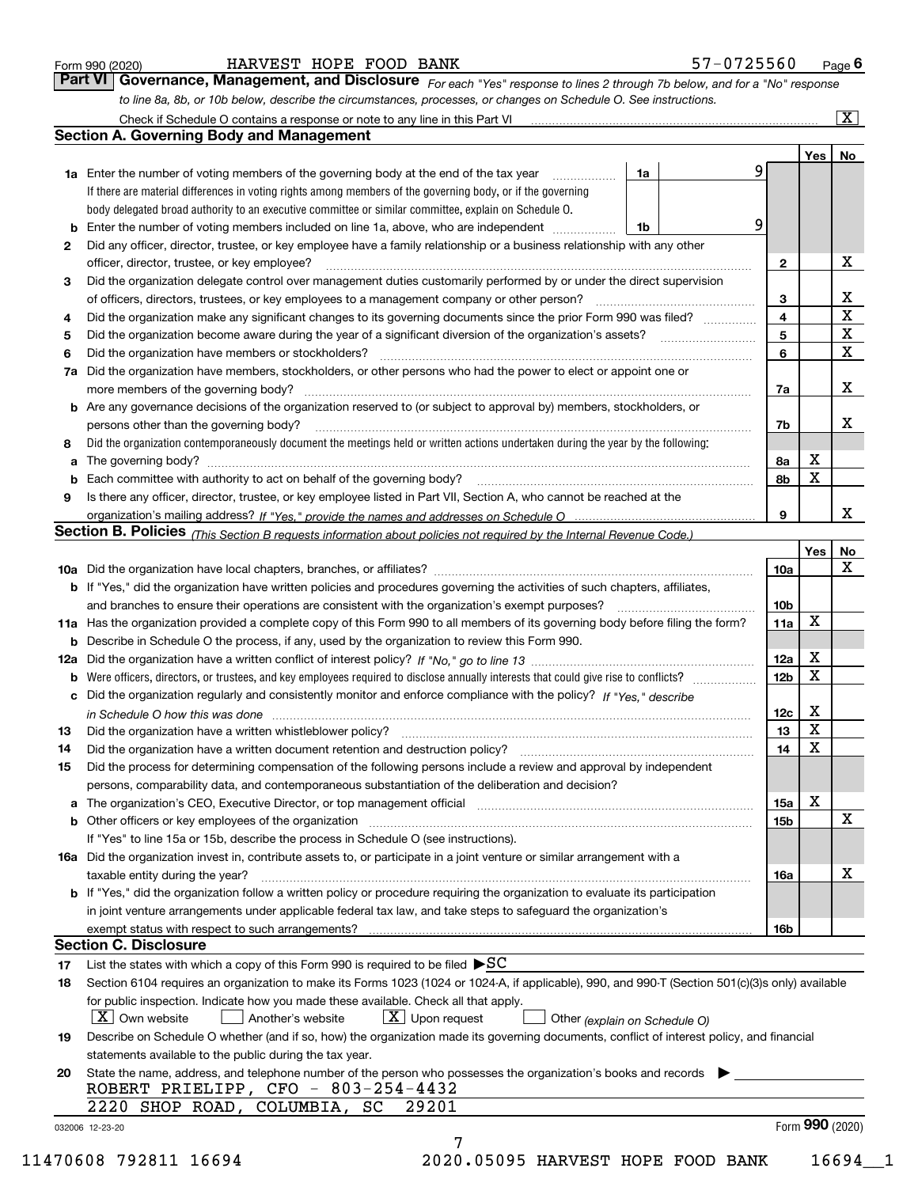Form 990 (2020) HARVEST HOPE FOOD BANK 57-0725560 Page 6

**Part VI Governance, Management, and Disclosure** *For each "Yes" response to lines 2 through 7b below, and for a "No" response to line 8a, 8b, or 10b below, describe the circumstances, processes, or changes on Schedule O. See instructions.*

Check if Schedule O contains a response or note to any line in this Part VI [X]

## Section A. Governing Body and Management

| | | | | Yes | No |
|---|---|---|---|---|---|
| 1a | Enter the number of voting members of the governing body at the end of the tax year | 1a | 9 | | |
| | If there are material differences in voting rights among members of the governing body, or if the governing body delegated broad authority to an executive committee or similar committee, explain on Schedule O. | | | | |
| b | Enter the number of voting members included on line 1a, above, who are independent | 1b | 9 | | |
| 2 | Did any officer, director, trustee, or key employee have a family relationship or a business relationship with any other officer, director, trustee, or key employee? | 2 | | | X |
| 3 | Did the organization delegate control over management duties customarily performed by or under the direct supervision of officers, directors, trustees, or key employees to a management company or other person? | 3 | | | X |
| 4 | Did the organization make any significant changes to its governing documents since the prior Form 990 was filed? | 4 | | | X |
| 5 | Did the organization become aware during the year of a significant diversion of the organization's assets? | 5 | | | X |
| 6 | Did the organization have members or stockholders? | 6 | | | X |
| 7a | Did the organization have members, stockholders, or other persons who had the power to elect or appoint one or more members of the governing body? | 7a | | | X |
| b | Are any governance decisions of the organization reserved to (or subject to approval by) members, stockholders, or persons other than the governing body? | 7b | | | X |
| 8 | Did the organization contemporaneously document the meetings held or written actions undertaken during the year by the following: | | | | |
| a | The governing body? | 8a | | X | |
| b | Each committee with authority to act on behalf of the governing body? | 8b | | X | |
| 9 | Is there any officer, director, trustee, or key employee listed in Part VII, Section A, who cannot be reached at the organization's mailing address? *If "Yes," provide the names and addresses on Schedule O* | 9 | | | X |

## Section B. Policies *(This Section B requests information about policies not required by the Internal Revenue Code.)*

| | | | Yes | No |
|---|---|---|---|---|
| 10a | Did the organization have local chapters, branches, or affiliates? | 10a | | X |
| b | If "Yes," did the organization have written policies and procedures governing the activities of such chapters, affiliates, and branches to ensure their operations are consistent with the organization's exempt purposes? | 10b | | |
| 11a | Has the organization provided a complete copy of this Form 990 to all members of its governing body before filing the form? | 11a | X | |
| b | Describe in Schedule O the process, if any, used by the organization to review this Form 990. | | | |
| 12a | Did the organization have a written conflict of interest policy? *If "No," go to line 13* | 12a | X | |
| b | Were officers, directors, or trustees, and key employees required to disclose annually interests that could give rise to conflicts? | 12b | X | |
| c | Did the organization regularly and consistently monitor and enforce compliance with the policy? *If "Yes," describe in Schedule O how this was done* | 12c | X | |
| 13 | Did the organization have a written whistleblower policy? | 13 | X | |
| 14 | Did the organization have a written document retention and destruction policy? | 14 | X | |
| 15 | Did the process for determining compensation of the following persons include a review and approval by independent persons, comparability data, and contemporaneous substantiation of the deliberation and decision? | | | |
| a | The organization's CEO, Executive Director, or top management official | 15a | X | |
| b | Other officers or key employees of the organization | 15b | | X |
| | If "Yes" to line 15a or 15b, describe the process in Schedule O (see instructions). | | | |
| 16a | Did the organization invest in, contribute assets to, or participate in a joint venture or similar arrangement with a taxable entity during the year? | 16a | | X |
| b | If "Yes," did the organization follow a written policy or procedure requiring the organization to evaluate its participation in joint venture arrangements under applicable federal tax law, and take steps to safeguard the organization's exempt status with respect to such arrangements? | 16b | | |

## Section C. Disclosure

17 List the states with which a copy of this Form 990 is required to be filed ▶SC

18 Section 6104 requires an organization to make its Forms 1023 (1024 or 1024-A, if applicable), 990, and 990-T (Section 501(c)(3)s only) available for public inspection. Indicate how you made these available. Check all that apply.

[X] Own website [ ] Another's website [X] Upon request [ ] Other *(explain on Schedule O)*

19 Describe on Schedule O whether (and if so, how) the organization made its governing documents, conflict of interest policy, and financial statements available to the public during the tax year.

20 State the name, address, and telephone number of the person who possesses the organization's books and records ▶

ROBERT PRIELIPP, CFO - 803-254-4432
2220 SHOP ROAD, COLUMBIA, SC 29201

032006 12-23-20 Form **990** (2020)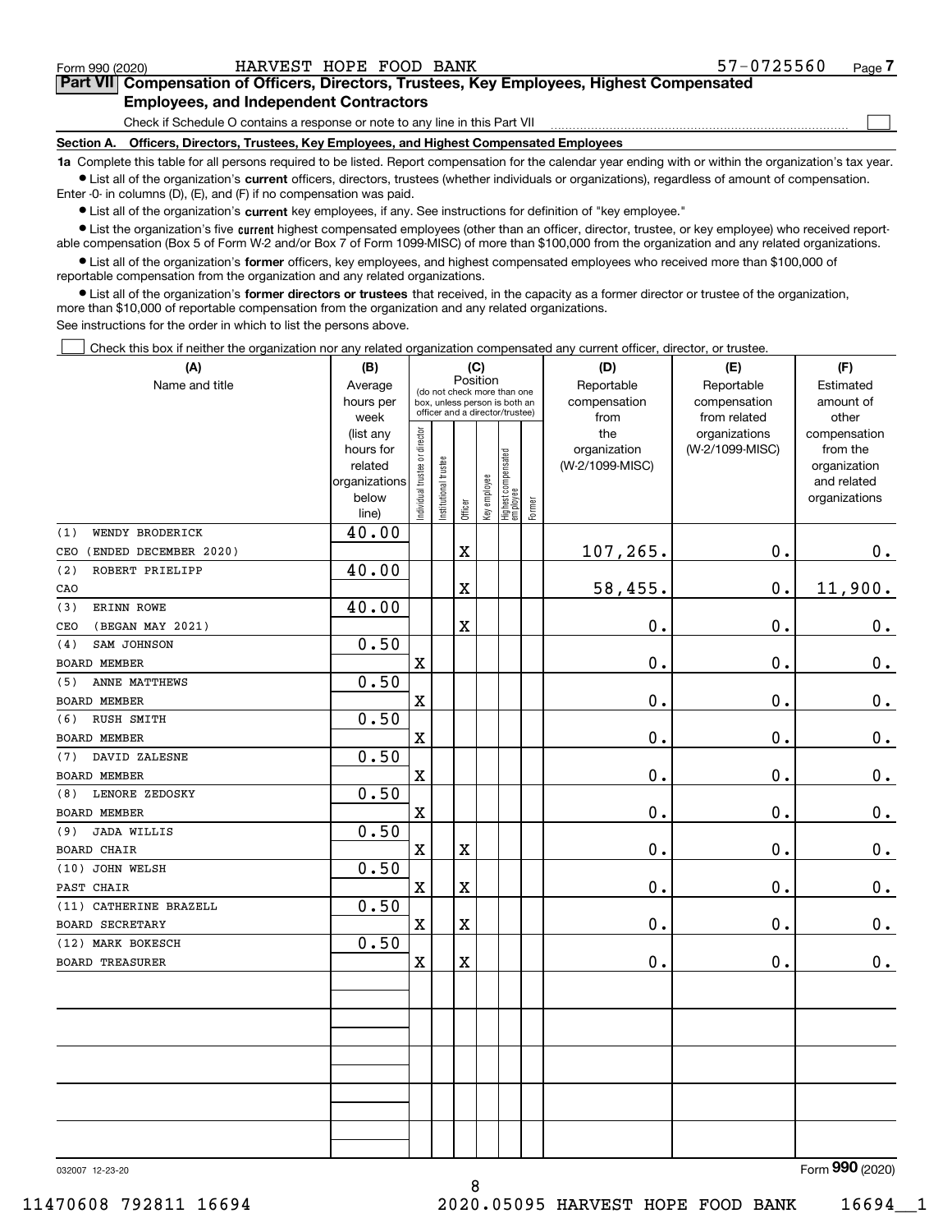Form 990 (2020) HARVEST HOPE FOOD BANK 57-0725560 Page **7**

## Part VII Compensation of Officers, Directors, Trustees, Key Employees, Highest Compensated Employees, and Independent Contractors

Check if Schedule O contains a response or note to any line in this Part VII ☐

### Section A. Officers, Directors, Trustees, Key Employees, and Highest Compensated Employees

**1a** Complete this table for all persons required to be listed. Report compensation for the calendar year ending with or within the organization's tax year.

- List all of the organization's **current** officers, directors, trustees (whether individuals or organizations), regardless of amount of compensation. Enter -0- in columns (D), (E), and (F) if no compensation was paid.
- List all of the organization's **current** key employees, if any. See instructions for definition of "key employee."
- List the organization's five **current** highest compensated employees (other than an officer, director, trustee, or key employee) who received reportable compensation (Box 5 of Form W-2 and/or Box 7 of Form 1099-MISC) of more than $100,000 from the organization and any related organizations.
- List all of the organization's **former** officers, key employees, and highest compensated employees who received more than $100,000 of reportable compensation from the organization and any related organizations.
- List all of the organization's **former directors or trustees** that received, in the capacity as a former director or trustee of the organization, more than $10,000 of reportable compensation from the organization and any related organizations.

See instructions for the order in which to list the persons above.

☐ Check this box if neither the organization nor any related organization compensated any current officer, director, or trustee.

| (A) Name and title | (B) Average hours per week (list any hours for related organizations below line) | (C) Position: Individual trustee or director | Institutional trustee | Officer | Key employee | Highest compensated employee | Former | (D) Reportable compensation from the organization (W-2/1099-MISC) | (E) Reportable compensation from related organizations (W-2/1099-MISC) | (F) Estimated amount of other compensation from the organization and related organizations |
|---|---|---|---|---|---|---|---|---|---|---|
| (1) WENDY BRODERICK<br>CEO (ENDED DECEMBER 2020) | 40.00 | | | X | | | | 107,265. | 0. | 0. |
| (2) ROBERT PRIELIPP<br>CAO | 40.00 | | | X | | | | 58,455. | 0. | 11,900. |
| (3) ERINN ROWE<br>CEO (BEGAN MAY 2021) | 40.00 | | | X | | | | 0. | 0. | 0. |
| (4) SAM JOHNSON<br>BOARD MEMBER | 0.50 | X | | | | | | 0. | 0. | 0. |
| (5) ANNE MATTHEWS<br>BOARD MEMBER | 0.50 | X | | | | | | 0. | 0. | 0. |
| (6) RUSH SMITH<br>BOARD MEMBER | 0.50 | X | | | | | | 0. | 0. | 0. |
| (7) DAVID ZALESNE<br>BOARD MEMBER | 0.50 | X | | | | | | 0. | 0. | 0. |
| (8) LENORE ZEDOSKY<br>BOARD MEMBER | 0.50 | X | | | | | | 0. | 0. | 0. |
| (9) JADA WILLIS<br>BOARD CHAIR | 0.50 | X | | X | | | | 0. | 0. | 0. |
| (10) JOHN WELSH<br>PAST CHAIR | 0.50 | X | | X | | | | 0. | 0. | 0. |
| (11) CATHERINE BRAZELL<br>BOARD SECRETARY | 0.50 | X | | X | | | | 0. | 0. | 0. |
| (12) MARK BOKESCH<br>BOARD TREASURER | 0.50 | X | | X | | | | 0. | 0. | 0. |

032007 12-23-20 Form **990** (2020)

11470608 792811 16694 2020.05095 HARVEST HOPE FOOD BANK 16694__1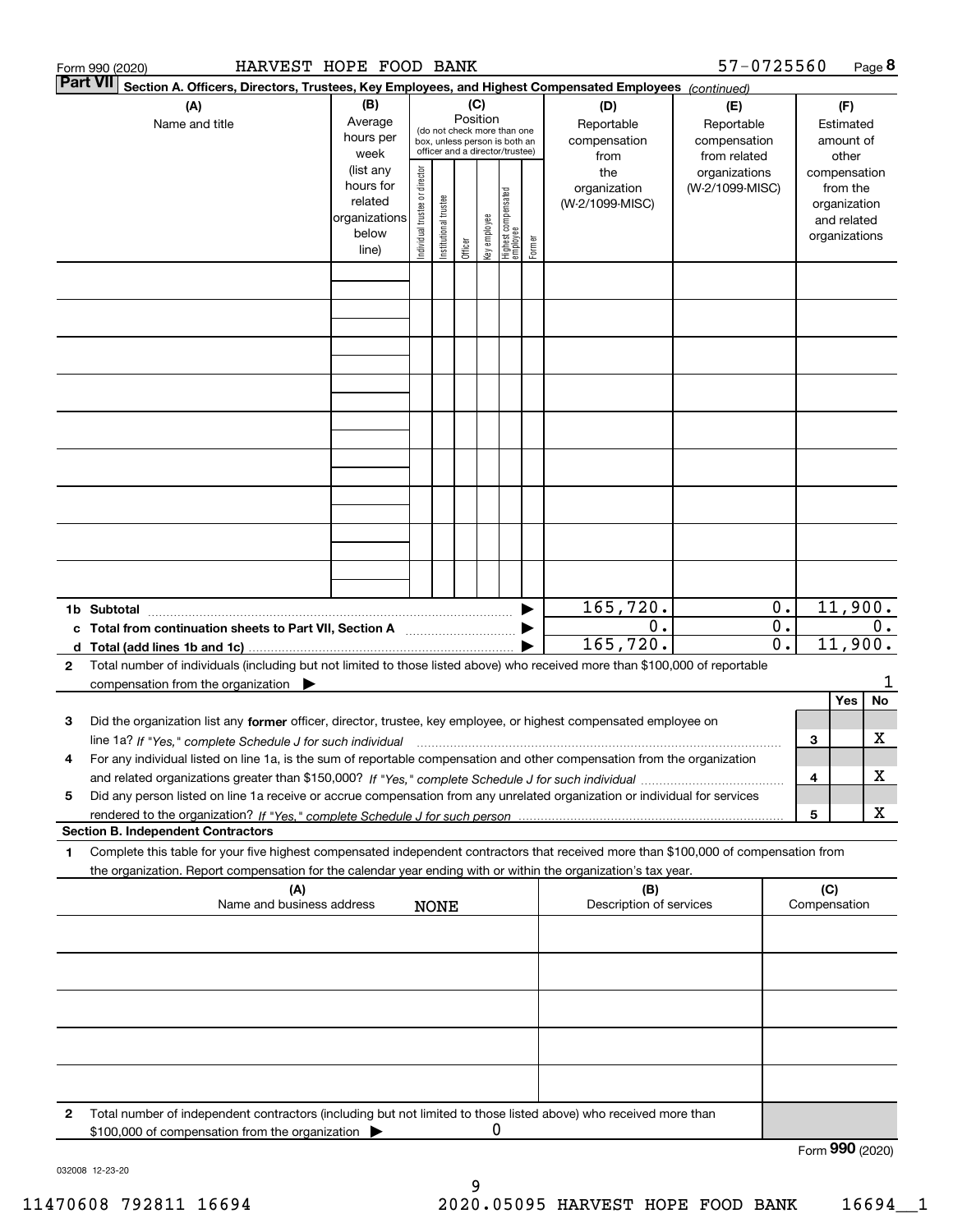Form 990 (2020) HARVEST HOPE FOOD BANK 57-0725560 Page 8

**Part VII** Section A. Officers, Directors, Trustees, Key Employees, and Highest Compensated Employees *(continued)*

| (A) Name and title | (B) Average hours per week (list any hours for related organizations below line) | (C) Position (do not check more than one box, unless person is both an officer and a director/trustee): Individual trustee or director | Institutional trustee | Officer | Key employee | Highest compensated employee | Former | (D) Reportable compensation from the organization (W-2/1099-MISC) | (E) Reportable compensation from related organizations (W-2/1099-MISC) | (F) Estimated amount of other compensation from the organization and related organizations |
|---|---|---|---|---|---|---|---|---|---|---|
| | | | | | | | | | | |
| | | | | | | | | | | |
| | | | | | | | | | | |
| | | | | | | | | | | |
| | | | | | | | | | | |
| | | | | | | | | | | |
| | | | | | | | | | | |
| | | | | | | | | | | |
| | | | | | | | | | | |
| **1b Subtotal** | | | | | | | | 165,720. | 0. | 11,900. |
| **c Total from continuation sheets to Part VII, Section A** | | | | | | | | 0. | 0. | 0. |
| **d Total (add lines 1b and 1c)** | | | | | | | | 165,720. | 0. | 11,900. |

**2** Total number of individuals (including but not limited to those listed above) who received more than $100,000 of reportable compensation from the organization ▶ 1

| | | Yes | No |
|---|---|---|---|
| **3** Did the organization list any **former** officer, director, trustee, key employee, or highest compensated employee on line 1a? *If "Yes," complete Schedule J for such individual* | 3 | | X |
| **4** For any individual listed on line 1a, is the sum of reportable compensation and other compensation from the organization and related organizations greater than $150,000? *If "Yes," complete Schedule J for such individual* | 4 | | X |
| **5** Did any person listed on line 1a receive or accrue compensation from any unrelated organization or individual for services rendered to the organization? *If "Yes," complete Schedule J for such person* | 5 | | X |

**Section B. Independent Contractors**

**1** Complete this table for your five highest compensated independent contractors that received more than $100,000 of compensation from the organization. Report compensation for the calendar year ending with or within the organization's tax year.

| (A) Name and business address | (B) Description of services | (C) Compensation |
|---|---|---|
| NONE | | |
| | | |
| | | |
| | | |
| | | |

**2** Total number of independent contractors (including but not limited to those listed above) who received more than $100,000 of compensation from the organization ▶ 0

Form **990** (2020)

032008 12-23-20

11470608 792811 16694 2020.05095 HARVEST HOPE FOOD BANK 16694__1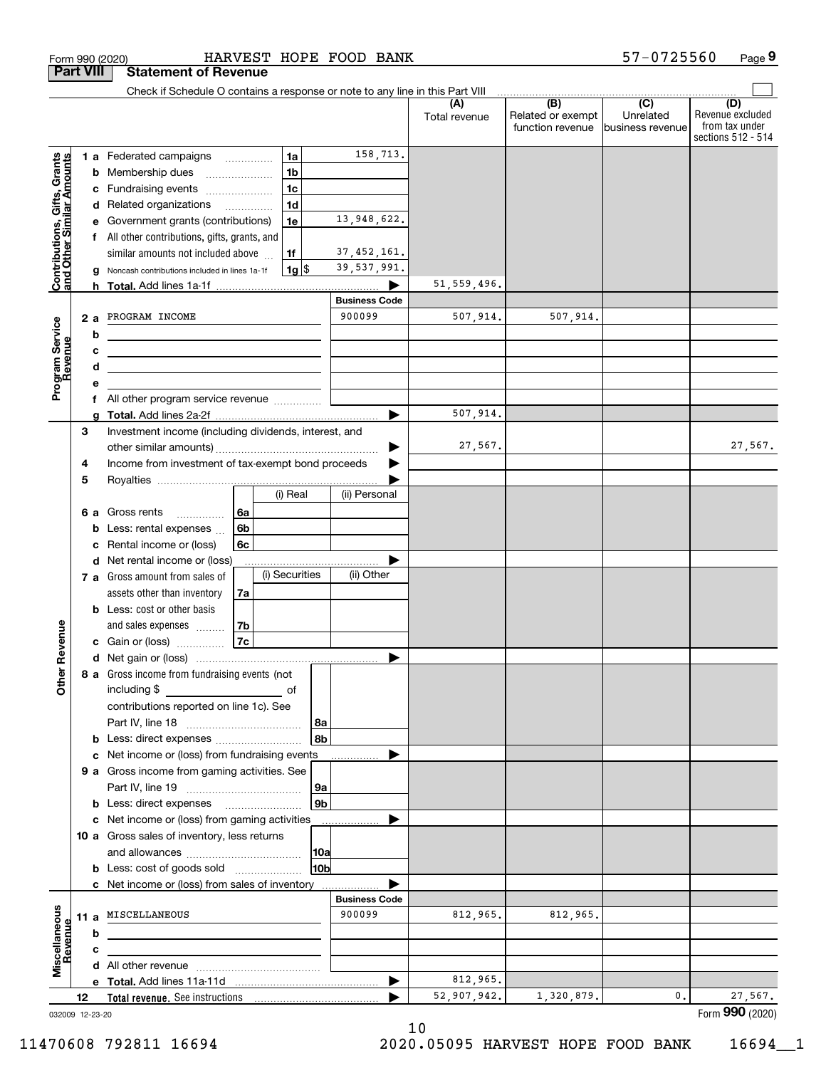Form 990 (2020) HARVEST HOPE FOOD BANK 57-0725560 Page 9

## Part VIII Statement of Revenue

Check if Schedule O contains a response or note to any line in this Part VIII

| | | | | (A) Total revenue | (B) Related or exempt function revenue | (C) Unrelated business revenue | (D) Revenue excluded from tax under sections 512 - 514 |
|---|---|---|---|---|---|---|---|
| **Contributions, Gifts, Grants and Other Similar Amounts** | 1 a Federated campaigns | 1a | 158,713. | | | | |
| | b Membership dues | 1b | | | | | |
| | c Fundraising events | 1c | | | | | |
| | d Related organizations | 1d | | | | | |
| | e Government grants (contributions) | 1e | 13,948,622. | | | | |
| | f All other contributions, gifts, grants, and similar amounts not included above | 1f | 37,452,161. | | | | |
| | g Noncash contributions included in lines 1a-1f | 1g $ | 39,537,991. | | | | |
| | h **Total.** Add lines 1a-1f | | ▶ | 51,559,496. | | | |
| | | | **Business Code** | | | | |
| **Program Service Revenue** | 2 a PROGRAM INCOME | | 900099 | 507,914. | 507,914. | | |
| | b | | | | | | |
| | c | | | | | | |
| | d | | | | | | |
| | e | | | | | | |
| | f All other program service revenue | | | | | | |
| | g **Total.** Add lines 2a-2f | | ▶ | 507,914. | | | |
| **Other Revenue** | 3 Investment income (including dividends, interest, and other similar amounts) | | ▶ | 27,567. | | | 27,567. |
| | 4 Income from investment of tax-exempt bond proceeds | | ▶ | | | | |
| | 5 Royalties | | ▶ | | | | |
| | | (i) Real | (ii) Personal | | | | |
| | 6 a Gross rents 6a | | | | | | |
| | b Less: rental expenses 6b | | | | | | |
| | c Rental income or (loss) 6c | | | | | | |
| | d Net rental income or (loss) | | ▶ | | | | |
| | | (i) Securities | (ii) Other | | | | |
| | 7 a Gross amount from sales of assets other than inventory 7a | | | | | | |
| | b Less: cost or other basis and sales expenses 7b | | | | | | |
| | c Gain or (loss) 7c | | | | | | |
| | d Net gain or (loss) | | ▶ | | | | |
| | 8 a Gross income from fundraising events (not including $ of contributions reported on line 1c). See Part IV, line 18 | 8a | | | | | |
| | b Less: direct expenses | 8b | | | | | |
| | c Net income or (loss) from fundraising events | | ▶ | | | | |
| | 9 a Gross income from gaming activities. See Part IV, line 19 | 9a | | | | | |
| | b Less: direct expenses | 9b | | | | | |
| | c Net income or (loss) from gaming activities | | ▶ | | | | |
| | 10 a Gross sales of inventory, less returns and allowances | 10a | | | | | |
| | b Less: cost of goods sold | 10b | | | | | |
| | c Net income or (loss) from sales of inventory | | ▶ | | | | |
| | | | **Business Code** | | | | |
| **Miscellaneous Revenue** | 11 a MISCELLANEOUS | | 900099 | 812,965. | 812,965. | | |
| | b | | | | | | |
| | c | | | | | | |
| | d All other revenue | | | | | | |
| | e **Total.** Add lines 11a-11d | | ▶ | 812,965. | | | |
| | 12 **Total revenue.** See instructions | | ▶ | 52,907,942. | 1,320,879. | 0. | 27,567. |

032009 12-23-20 Form **990** (2020)

11470608 792811 16694 2020.05095 HARVEST HOPE FOOD BANK 16694__1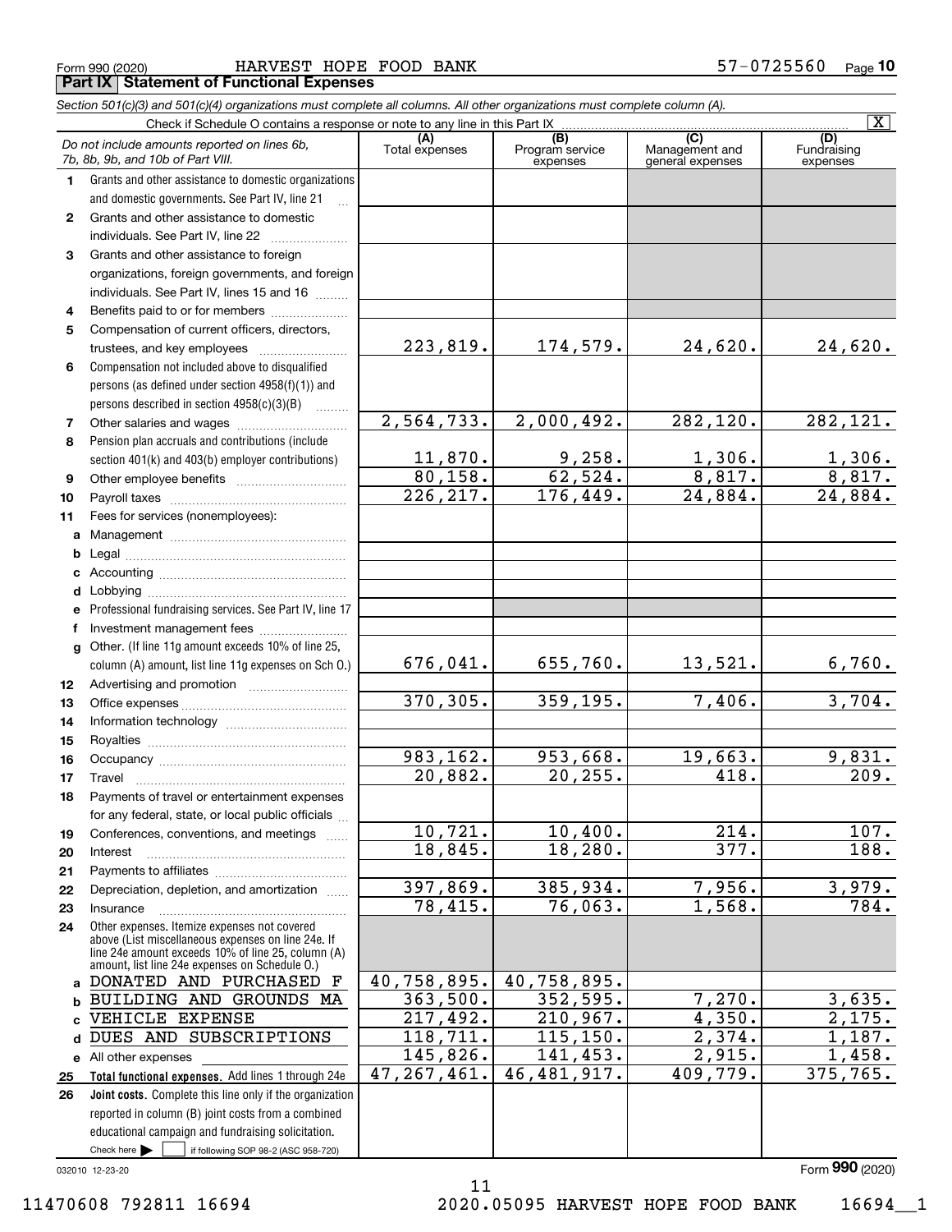Form 990 (2020) HARVEST HOPE FOOD BANK 57-0725560 Page 10

## Part IX Statement of Functional Expenses

*Section 501(c)(3) and 501(c)(4) organizations must complete all columns. All other organizations must complete column (A).*

Check if Schedule O contains a response or note to any line in this Part IX [X]

| | *Do not include amounts reported on lines 6b, 7b, 8b, 9b, and 10b of Part VIII.* | (A) Total expenses | (B) Program service expenses | (C) Management and general expenses | (D) Fundraising expenses |
|---|---|---|---|---|---|
| 1 | Grants and other assistance to domestic organizations and domestic governments. See Part IV, line 21 | | | | |
| 2 | Grants and other assistance to domestic individuals. See Part IV, line 22 | | | | |
| 3 | Grants and other assistance to foreign organizations, foreign governments, and foreign individuals. See Part IV, lines 15 and 16 | | | | |
| 4 | Benefits paid to or for members | | | | |
| 5 | Compensation of current officers, directors, trustees, and key employees | 223,819. | 174,579. | 24,620. | 24,620. |
| 6 | Compensation not included above to disqualified persons (as defined under section 4958(f)(1)) and persons described in section 4958(c)(3)(B) | | | | |
| 7 | Other salaries and wages | 2,564,733. | 2,000,492. | 282,120. | 282,121. |
| 8 | Pension plan accruals and contributions (include section 401(k) and 403(b) employer contributions) | 11,870. | 9,258. | 1,306. | 1,306. |
| 9 | Other employee benefits | 80,158. | 62,524. | 8,817. | 8,817. |
| 10 | Payroll taxes | 226,217. | 176,449. | 24,884. | 24,884. |
| 11 | Fees for services (nonemployees): | | | | |
| a | Management | | | | |
| b | Legal | | | | |
| c | Accounting | | | | |
| d | Lobbying | | | | |
| e | Professional fundraising services. See Part IV, line 17 | | | | |
| f | Investment management fees | | | | |
| g | Other. (If line 11g amount exceeds 10% of line 25, column (A) amount, list line 11g expenses on Sch O.) | 676,041. | 655,760. | 13,521. | 6,760. |
| 12 | Advertising and promotion | | | | |
| 13 | Office expenses | 370,305. | 359,195. | 7,406. | 3,704. |
| 14 | Information technology | | | | |
| 15 | Royalties | | | | |
| 16 | Occupancy | 983,162. | 953,668. | 19,663. | 9,831. |
| 17 | Travel | 20,882. | 20,255. | 418. | 209. |
| 18 | Payments of travel or entertainment expenses for any federal, state, or local public officials | | | | |
| 19 | Conferences, conventions, and meetings | 10,721. | 10,400. | 214. | 107. |
| 20 | Interest | 18,845. | 18,280. | 377. | 188. |
| 21 | Payments to affiliates | | | | |
| 22 | Depreciation, depletion, and amortization | 397,869. | 385,934. | 7,956. | 3,979. |
| 23 | Insurance | 78,415. | 76,063. | 1,568. | 784. |
| 24 | Other expenses. Itemize expenses not covered above (List miscellaneous expenses on line 24e. If line 24e amount exceeds 10% of line 25, column (A) amount, list line 24e expenses on Schedule O.) | | | | |
| a | DONATED AND PURCHASED F | 40,758,895. | 40,758,895. | | |
| b | BUILDING AND GROUNDS MA | 363,500. | 352,595. | 7,270. | 3,635. |
| c | VEHICLE EXPENSE | 217,492. | 210,967. | 4,350. | 2,175. |
| d | DUES AND SUBSCRIPTIONS | 118,711. | 115,150. | 2,374. | 1,187. |
| e | All other expenses | 145,826. | 141,453. | 2,915. | 1,458. |
| 25 | **Total functional expenses.** Add lines 1 through 24e | 47,267,461. | 46,481,917. | 409,779. | 375,765. |
| 26 | **Joint costs.** Complete this line only if the organization reported in column (B) joint costs from a combined educational campaign and fundraising solicitation. Check here [ ] if following SOP 98-2 (ASC 958-720) | | | | |

032010 12-23-20 Form **990** (2020)

11470608 792811 16694 2020.05095 HARVEST HOPE FOOD BANK 16694__1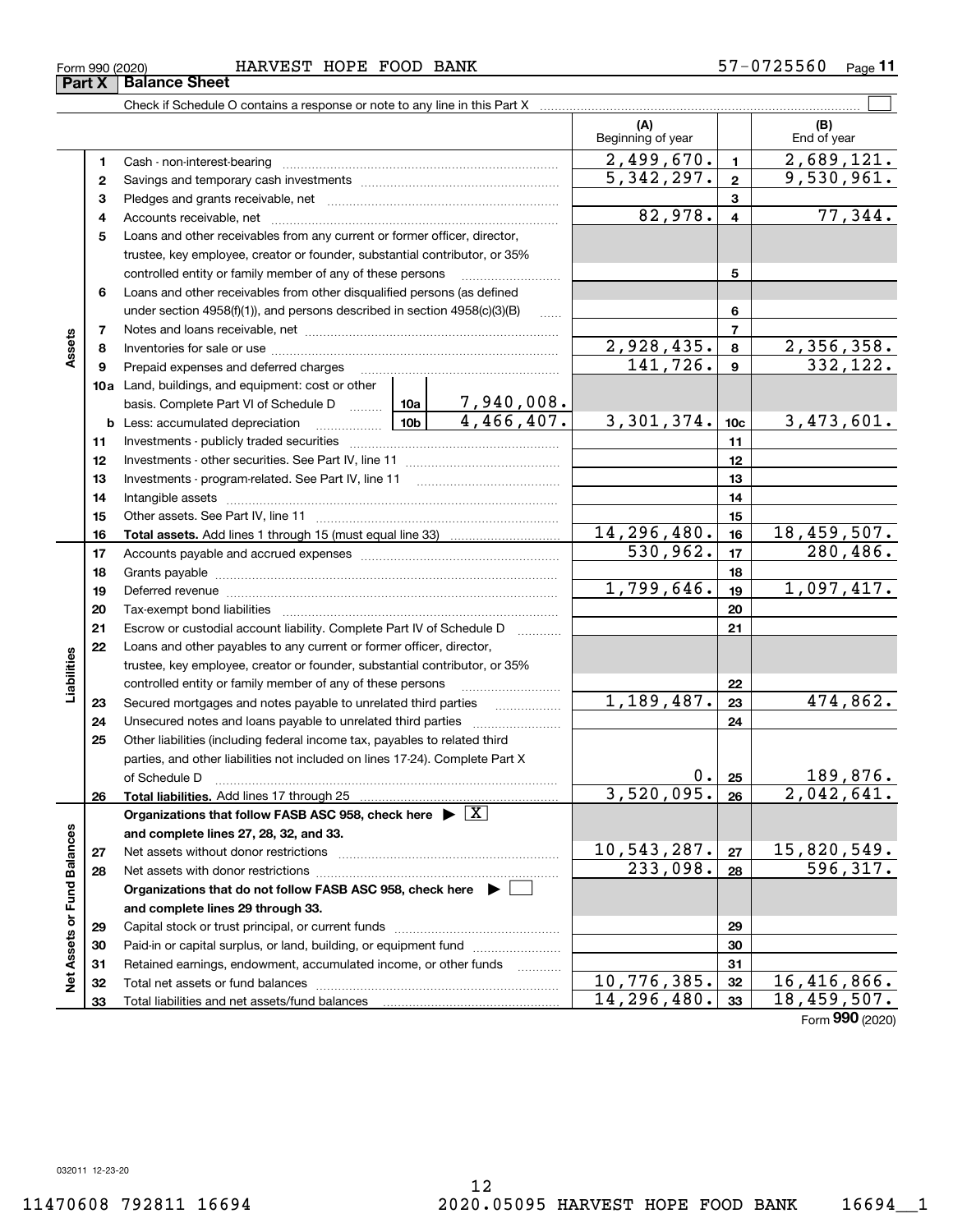Form 990 (2020) HARVEST HOPE FOOD BANK 57-0725560 Page **11**

## Part X Balance Sheet

Check if Schedule O contains a response or note to any line in this Part X ☐

| | | | | (A) Beginning of year | | (B) End of year |
|---|---|---|---|---|---|---|
| **Assets** | 1 | Cash - non-interest-bearing | | 2,499,670. | 1 | 2,689,121. |
| | 2 | Savings and temporary cash investments | | 5,342,297. | 2 | 9,530,961. |
| | 3 | Pledges and grants receivable, net | | | 3 | |
| | 4 | Accounts receivable, net | | 82,978. | 4 | 77,344. |
| | 5 | Loans and other receivables from any current or former officer, director, trustee, key employee, creator or founder, substantial contributor, or 35% controlled entity or family member of any of these persons | | | 5 | |
| | 6 | Loans and other receivables from other disqualified persons (as defined under section 4958(f)(1)), and persons described in section 4958(c)(3)(B) | | | 6 | |
| | 7 | Notes and loans receivable, net | | | 7 | |
| | 8 | Inventories for sale or use | | 2,928,435. | 8 | 2,356,358. |
| | 9 | Prepaid expenses and deferred charges | | 141,726. | 9 | 332,122. |
| | 10a | Land, buildings, and equipment: cost or other basis. Complete Part VI of Schedule D | 10a 7,940,008. | | | |
| | b | Less: accumulated depreciation | 10b 4,466,407. | 3,301,374. | 10c | 3,473,601. |
| | 11 | Investments - publicly traded securities | | | 11 | |
| | 12 | Investments - other securities. See Part IV, line 11 | | | 12 | |
| | 13 | Investments - program-related. See Part IV, line 11 | | | 13 | |
| | 14 | Intangible assets | | | 14 | |
| | 15 | Other assets. See Part IV, line 11 | | | 15 | |
| | 16 | **Total assets.** Add lines 1 through 15 (must equal line 33) | | 14,296,480. | 16 | 18,459,507. |
| **Liabilities** | 17 | Accounts payable and accrued expenses | | 530,962. | 17 | 280,486. |
| | 18 | Grants payable | | | 18 | |
| | 19 | Deferred revenue | | 1,799,646. | 19 | 1,097,417. |
| | 20 | Tax-exempt bond liabilities | | | 20 | |
| | 21 | Escrow or custodial account liability. Complete Part IV of Schedule D | | | 21 | |
| | 22 | Loans and other payables to any current or former officer, director, trustee, key employee, creator or founder, substantial contributor, or 35% controlled entity or family member of any of these persons | | | 22 | |
| | 23 | Secured mortgages and notes payable to unrelated third parties | | 1,189,487. | 23 | 474,862. |
| | 24 | Unsecured notes and loans payable to unrelated third parties | | | 24 | |
| | 25 | Other liabilities (including federal income tax, payables to related third parties, and other liabilities not included on lines 17-24). Complete Part X of Schedule D | | 0. | 25 | 189,876. |
| | 26 | **Total liabilities.** Add lines 17 through 25 | | 3,520,095. | 26 | 2,042,641. |
| **Net Assets or Fund Balances** | | **Organizations that follow FASB ASC 958, check here ▶ ☒ and complete lines 27, 28, 32, and 33.** | | | | |
| | 27 | Net assets without donor restrictions | | 10,543,287. | 27 | 15,820,549. |
| | 28 | Net assets with donor restrictions | | 233,098. | 28 | 596,317. |
| | | **Organizations that do not follow FASB ASC 958, check here ▶ ☐ and complete lines 29 through 33.** | | | | |
| | 29 | Capital stock or trust principal, or current funds | | | 29 | |
| | 30 | Paid-in or capital surplus, or land, building, or equipment fund | | | 30 | |
| | 31 | Retained earnings, endowment, accumulated income, or other funds | | | 31 | |
| | 32 | Total net assets or fund balances | | 10,776,385. | 32 | 16,416,866. |
| | 33 | Total liabilities and net assets/fund balances | | 14,296,480. | 33 | 18,459,507. |

Form **990** (2020)

032011 12-23-20

11470608 792811 16694 2020.05095 HARVEST HOPE FOOD BANK 16694__1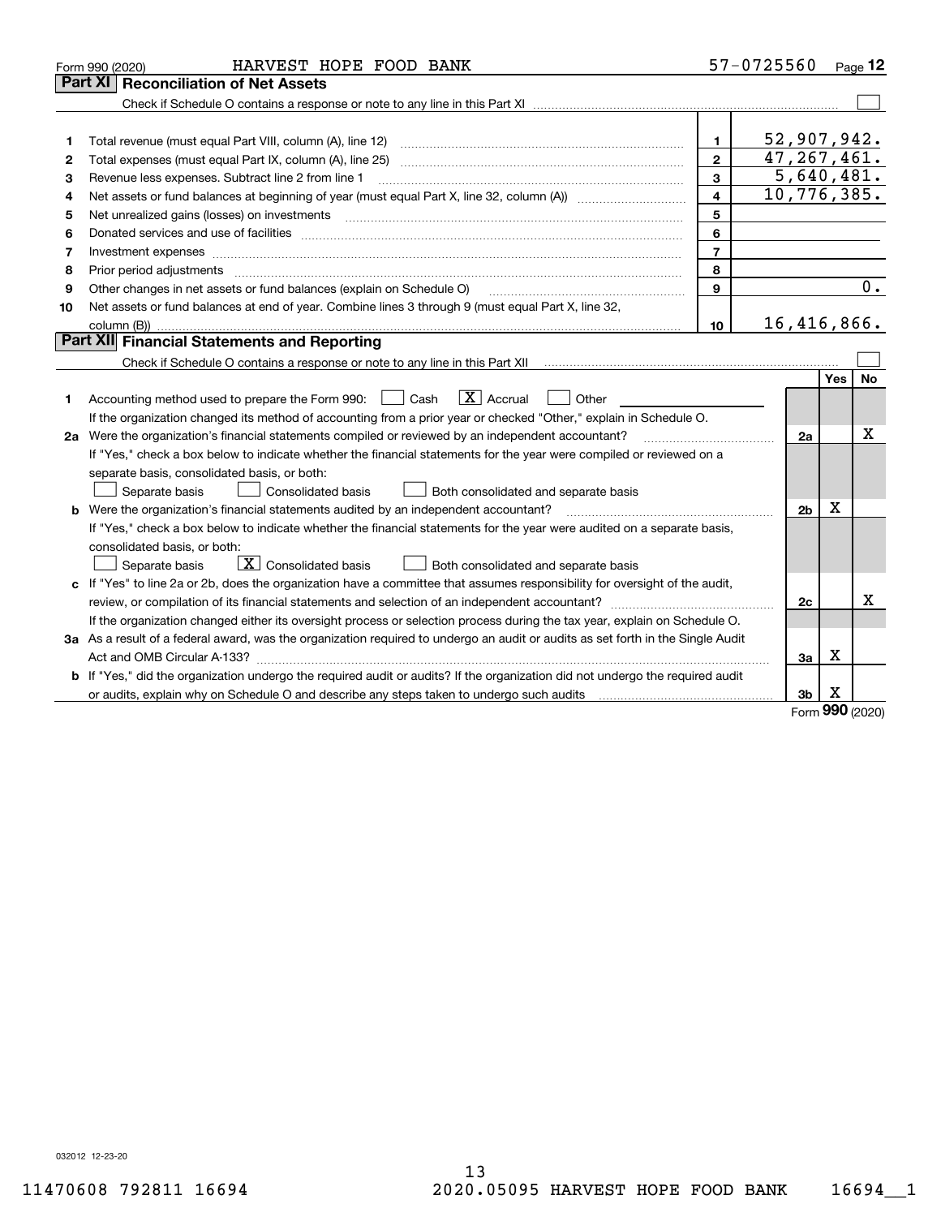Form 990 (2020) HARVEST HOPE FOOD BANK 57-0725560 Page 12

## Part XI Reconciliation of Net Assets

Check if Schedule O contains a response or note to any line in this Part XI ☐

| | | | |
|---|---|---|---|
| 1 | Total revenue (must equal Part VIII, column (A), line 12) | 1 | 52,907,942. |
| 2 | Total expenses (must equal Part IX, column (A), line 25) | 2 | 47,267,461. |
| 3 | Revenue less expenses. Subtract line 2 from line 1 | 3 | 5,640,481. |
| 4 | Net assets or fund balances at beginning of year (must equal Part X, line 32, column (A)) | 4 | 10,776,385. |
| 5 | Net unrealized gains (losses) on investments | 5 | |
| 6 | Donated services and use of facilities | 6 | |
| 7 | Investment expenses | 7 | |
| 8 | Prior period adjustments | 8 | |
| 9 | Other changes in net assets or fund balances (explain on Schedule O) | 9 | 0. |
| 10 | Net assets or fund balances at end of year. Combine lines 3 through 9 (must equal Part X, line 32, column (B)) | 10 | 16,416,866. |

## Part XII Financial Statements and Reporting

Check if Schedule O contains a response or note to any line in this Part XII ☐

| | | | Yes | No |
|---|---|---|---|---|
| 1 | Accounting method used to prepare the Form 990: ☐ Cash ☒ Accrual ☐ Other<br>If the organization changed its method of accounting from a prior year or checked "Other," explain in Schedule O. | | | |
| 2a | Were the organization's financial statements compiled or reviewed by an independent accountant?<br>If "Yes," check a box below to indicate whether the financial statements for the year were compiled or reviewed on a separate basis, consolidated basis, or both:<br>☐ Separate basis ☐ Consolidated basis ☐ Both consolidated and separate basis | 2a | | X |
| b | Were the organization's financial statements audited by an independent accountant?<br>If "Yes," check a box below to indicate whether the financial statements for the year were audited on a separate basis, consolidated basis, or both:<br>☐ Separate basis ☒ Consolidated basis ☐ Both consolidated and separate basis | 2b | X | |
| c | If "Yes" to line 2a or 2b, does the organization have a committee that assumes responsibility for oversight of the audit, review, or compilation of its financial statements and selection of an independent accountant?<br>If the organization changed either its oversight process or selection process during the tax year, explain on Schedule O. | 2c | | X |
| 3a | As a result of a federal award, was the organization required to undergo an audit or audits as set forth in the Single Audit Act and OMB Circular A-133? | 3a | X | |
| b | If "Yes," did the organization undergo the required audit or audits? If the organization did not undergo the required audit or audits, explain why on Schedule O and describe any steps taken to undergo such audits | 3b | X | |

Form **990** (2020)

032012 12-23-20

11470608 792811 16694 2020.05095 HARVEST HOPE FOOD BANK 16694__1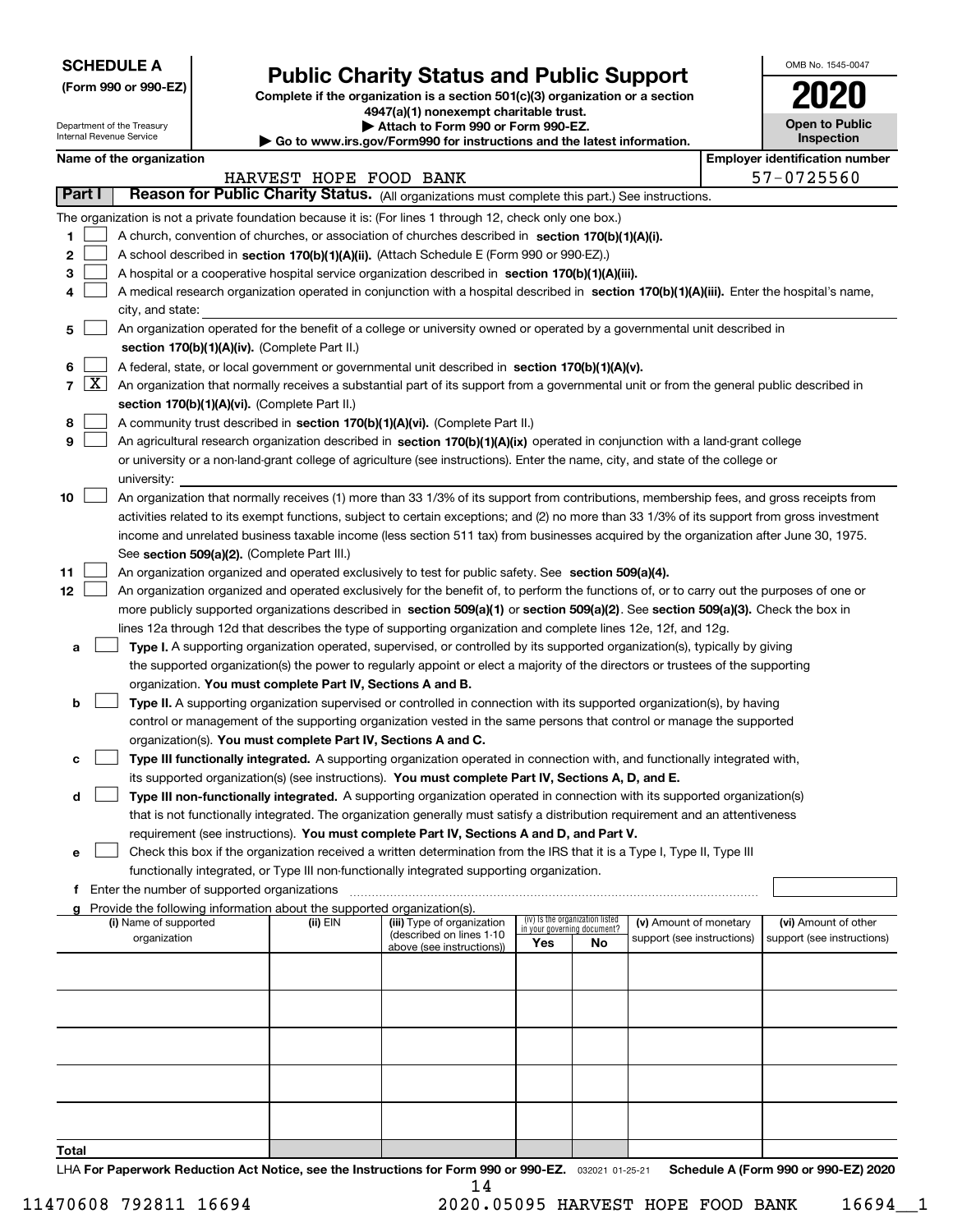**SCHEDULE A**
**(Form 990 or 990-EZ)**

Department of the Treasury
Internal Revenue Service

# Public Charity Status and Public Support

**Complete if the organization is a section 501(c)(3) organization or a section 4947(a)(1) nonexempt charitable trust.**
**▶ Attach to Form 990 or Form 990-EZ.**
**▶ Go to www.irs.gov/Form990 for instructions and the latest information.**

OMB No. 1545-0047

**2020**

**Open to Public Inspection**

**Name of the organization**: HARVEST HOPE FOOD BANK

**Employer identification number**: 57-0725560

## Part I Reason for Public Charity Status. (All organizations must complete this part.) See instructions.

The organization is not a private foundation because it is: (For lines 1 through 12, check only one box.)

1. ☐ A church, convention of churches, or association of churches described in **section 170(b)(1)(A)(i).**
2. ☐ A school described in **section 170(b)(1)(A)(ii).** (Attach Schedule E (Form 990 or 990-EZ).)
3. ☐ A hospital or a cooperative hospital service organization described in **section 170(b)(1)(A)(iii).**
4. ☐ A medical research organization operated in conjunction with a hospital described in **section 170(b)(1)(A)(iii).** Enter the hospital's name, city, and state:
5. ☐ An organization operated for the benefit of a college or university owned or operated by a governmental unit described in **section 170(b)(1)(A)(iv).** (Complete Part II.)
6. ☐ A federal, state, or local government or governmental unit described in **section 170(b)(1)(A)(v).**
7. ☒ An organization that normally receives a substantial part of its support from a governmental unit or from the general public described in **section 170(b)(1)(A)(vi).** (Complete Part II.)
8. ☐ A community trust described in **section 170(b)(1)(A)(vi).** (Complete Part II.)
9. ☐ An agricultural research organization described in **section 170(b)(1)(A)(ix)** operated in conjunction with a land-grant college or university or a non-land-grant college of agriculture (see instructions). Enter the name, city, and state of the college or university:
10. ☐ An organization that normally receives (1) more than 33 1/3% of its support from contributions, membership fees, and gross receipts from activities related to its exempt functions, subject to certain exceptions; and (2) no more than 33 1/3% of its support from gross investment income and unrelated business taxable income (less section 511 tax) from businesses acquired by the organization after June 30, 1975. See **section 509(a)(2).** (Complete Part III.)
11. ☐ An organization organized and operated exclusively to test for public safety. See **section 509(a)(4).**
12. ☐ An organization organized and operated exclusively for the benefit of, to perform the functions of, or to carry out the purposes of one or more publicly supported organizations described in **section 509(a)(1)** or **section 509(a)(2)**. See **section 509(a)(3).** Check the box in lines 12a through 12d that describes the type of supporting organization and complete lines 12e, 12f, and 12g.
   - **a** ☐ **Type I.** A supporting organization operated, supervised, or controlled by its supported organization(s), typically by giving the supported organization(s) the power to regularly appoint or elect a majority of the directors or trustees of the supporting organization. **You must complete Part IV, Sections A and B.**
   - **b** ☐ **Type II.** A supporting organization supervised or controlled in connection with its supported organization(s), by having control or management of the supporting organization vested in the same persons that control or manage the supported organization(s). **You must complete Part IV, Sections A and C.**
   - **c** ☐ **Type III functionally integrated.** A supporting organization operated in connection with, and functionally integrated with, its supported organization(s) (see instructions). **You must complete Part IV, Sections A, D, and E.**
   - **d** ☐ **Type III non-functionally integrated.** A supporting organization operated in connection with its supported organization(s) that is not functionally integrated. The organization generally must satisfy a distribution requirement and an attentiveness requirement (see instructions). **You must complete Part IV, Sections A and D, and Part V.**
   - **e** ☐ Check this box if the organization received a written determination from the IRS that it is a Type I, Type II, Type III functionally integrated, or Type III non-functionally integrated supporting organization.
   - **f** Enter the number of supported organizations
   - **g** Provide the following information about the supported organization(s).

| (i) Name of supported organization | (ii) EIN | (iii) Type of organization (described on lines 1-10 above (see instructions)) | (iv) Is the organization listed in your governing document? Yes | No | (v) Amount of monetary support (see instructions) | (vi) Amount of other support (see instructions) |
|---|---|---|---|---|---|---|
| | | | | | | |
| | | | | | | |
| | | | | | | |
| | | | | | | |
| | | | | | | |
| **Total** | | | | | | |

LHA **For Paperwork Reduction Act Notice, see the Instructions for Form 990 or 990-EZ.** 032021 01-25-21 **Schedule A (Form 990 or 990-EZ) 2020**

11470608 792811 16694 2020.05095 HARVEST HOPE FOOD BANK 16694__1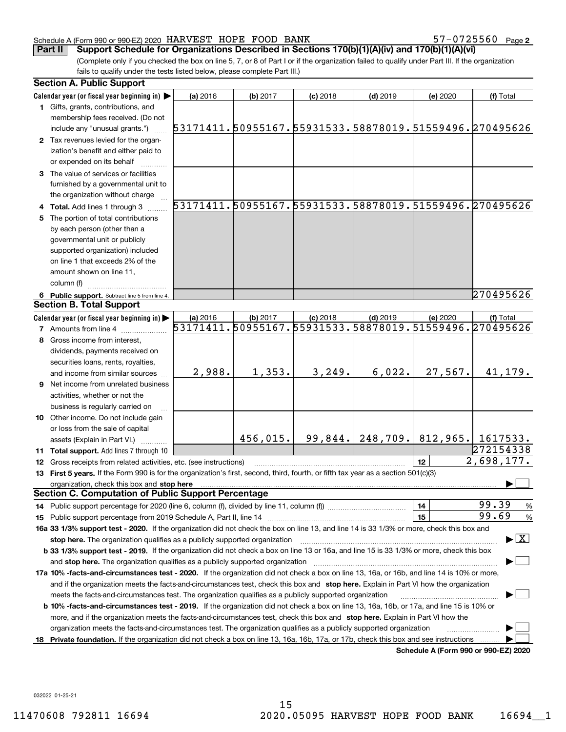Schedule A (Form 990 or 990-EZ) 2020 HARVEST HOPE FOOD BANK 57-0725560 Page 2

**Part II Support Schedule for Organizations Described in Sections 170(b)(1)(A)(iv) and 170(b)(1)(A)(vi)**

(Complete only if you checked the box on line 5, 7, or 8 of Part I or if the organization failed to qualify under Part III. If the organization fails to qualify under the tests listed below, please complete Part III.)

**Section A. Public Support**

| Calendar year (or fiscal year beginning in) ▶ | (a) 2016 | (b) 2017 | (c) 2018 | (d) 2019 | (e) 2020 | (f) Total |
|---|---|---|---|---|---|---|
| 1 Gifts, grants, contributions, and membership fees received. (Do not include any "unusual grants.") | 53171411. | 50955167. | 55931533. | 58878019. | 51559496. | 270495626 |
| 2 Tax revenues levied for the organization's benefit and either paid to or expended on its behalf | | | | | | |
| 3 The value of services or facilities furnished by a governmental unit to the organization without charge | | | | | | |
| 4 **Total.** Add lines 1 through 3 | 53171411. | 50955167. | 55931533. | 58878019. | 51559496. | 270495626 |
| 5 The portion of total contributions by each person (other than a governmental unit or publicly supported organization) included on line 1 that exceeds 2% of the amount shown on line 11, column (f) | | | | | | |
| 6 **Public support.** Subtract line 5 from line 4. | | | | | | 270495626 |

**Section B. Total Support**

| Calendar year (or fiscal year beginning in) ▶ | (a) 2016 | (b) 2017 | (c) 2018 | (d) 2019 | (e) 2020 | (f) Total |
|---|---|---|---|---|---|---|
| 7 Amounts from line 4 | 53171411. | 50955167. | 55931533. | 58878019. | 51559496. | 270495626 |
| 8 Gross income from interest, dividends, payments received on securities loans, rents, royalties, and income from similar sources | 2,988. | 1,353. | 3,249. | 6,022. | 27,567. | 41,179. |
| 9 Net income from unrelated business activities, whether or not the business is regularly carried on | | | | | | |
| 10 Other income. Do not include gain or loss from the sale of capital assets (Explain in Part VI.) | | 456,015. | 99,844. | 248,709. | 812,965. | 1617533. |
| 11 **Total support.** Add lines 7 through 10 | | | | | | 272154338 |
| 12 Gross receipts from related activities, etc. (see instructions) | | | | | 12 | 2,698,177. |

13 **First 5 years.** If the Form 990 is for the organization's first, second, third, fourth, or fifth tax year as a section 501(c)(3) organization, check this box and **stop here** ▶ ☐

**Section C. Computation of Public Support Percentage**

| | | |
|---|---|---|
| 14 Public support percentage for 2020 (line 6, column (f), divided by line 11, column (f)) | 14 | 99.39 % |
| 15 Public support percentage from 2019 Schedule A, Part II, line 14 | 15 | 99.69 % |

**16a 33 1/3% support test - 2020.** If the organization did not check the box on line 13, and line 14 is 33 1/3% or more, check this box and **stop here.** The organization qualifies as a publicly supported organization ▶ ☒

**b 33 1/3% support test - 2019.** If the organization did not check a box on line 13 or 16a, and line 15 is 33 1/3% or more, check this box and **stop here.** The organization qualifies as a publicly supported organization ▶ ☐

**17a 10% -facts-and-circumstances test - 2020.** If the organization did not check a box on line 13, 16a, or 16b, and line 14 is 10% or more, and if the organization meets the facts-and-circumstances test, check this box and **stop here.** Explain in Part VI how the organization meets the facts-and-circumstances test. The organization qualifies as a publicly supported organization ▶ ☐

**b 10% -facts-and-circumstances test - 2019.** If the organization did not check a box on line 13, 16a, 16b, or 17a, and line 15 is 10% or more, and if the organization meets the facts-and-circumstances test, check this box and **stop here.** Explain in Part VI how the organization meets the facts-and-circumstances test. The organization qualifies as a publicly supported organization ▶ ☐

**18 Private foundation.** If the organization did not check a box on line 13, 16a, 16b, 17a, or 17b, check this box and see instructions ▶ ☐

**Schedule A (Form 990 or 990-EZ) 2020**

032022 01-25-21

11470608 792811 16694 2020.05095 HARVEST HOPE FOOD BANK 16694__1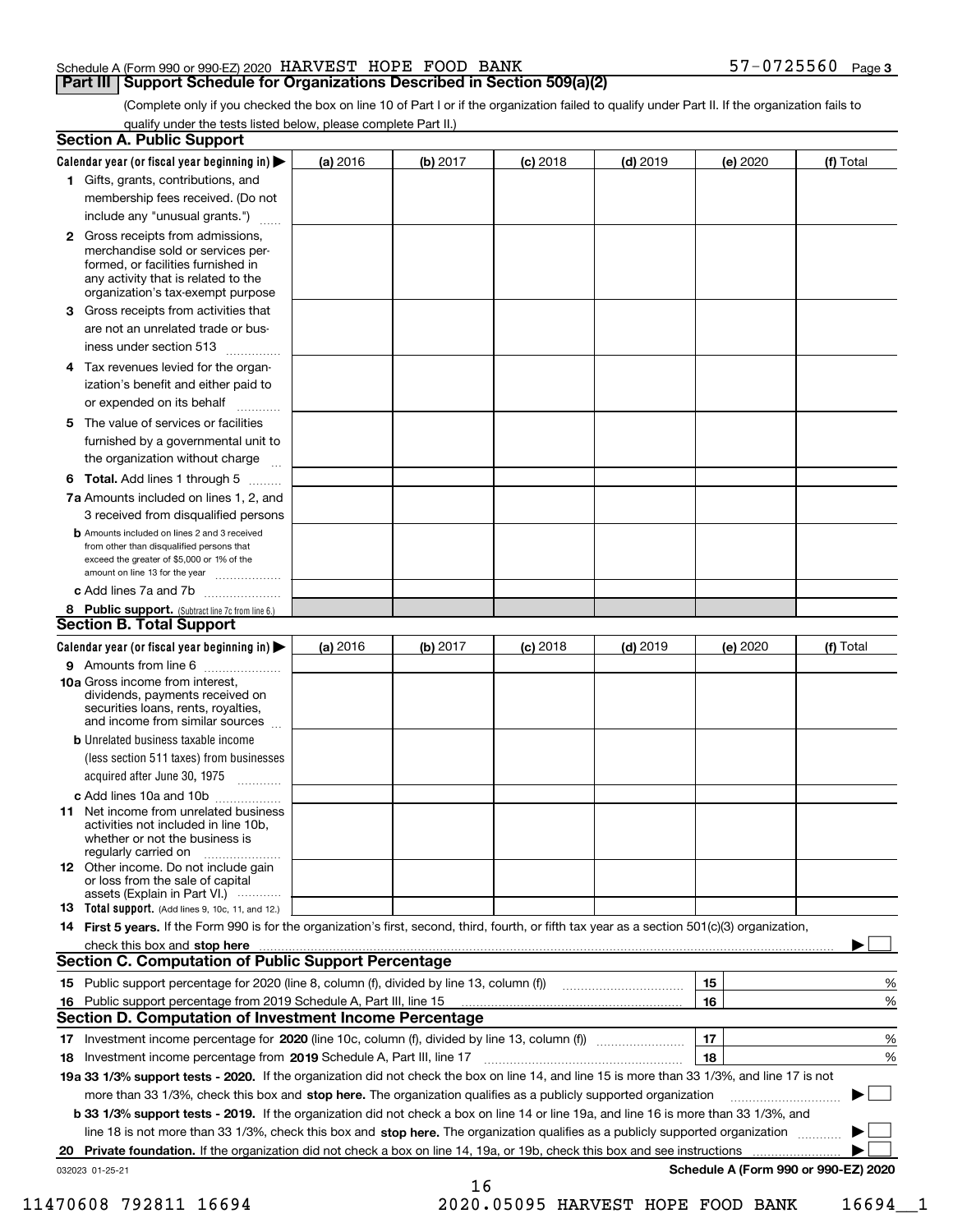Schedule A (Form 990 or 990-EZ) 2020 HARVEST HOPE FOOD BANK 57-0725560 Page 3

## Part III Support Schedule for Organizations Described in Section 509(a)(2)

(Complete only if you checked the box on line 10 of Part I or if the organization failed to qualify under Part II. If the organization fails to qualify under the tests listed below, please complete Part II.)

### Section A. Public Support

| Calendar year (or fiscal year beginning in) ▶ | (a) 2016 | (b) 2017 | (c) 2018 | (d) 2019 | (e) 2020 | (f) Total |
|---|---|---|---|---|---|---|
| **1** Gifts, grants, contributions, and membership fees received. (Do not include any "unusual grants.") | | | | | | |
| **2** Gross receipts from admissions, merchandise sold or services performed, or facilities furnished in any activity that is related to the organization's tax-exempt purpose | | | | | | |
| **3** Gross receipts from activities that are not an unrelated trade or business under section 513 | | | | | | |
| **4** Tax revenues levied for the organization's benefit and either paid to or expended on its behalf | | | | | | |
| **5** The value of services or facilities furnished by a governmental unit to the organization without charge | | | | | | |
| **6 Total.** Add lines 1 through 5 | | | | | | |
| **7a** Amounts included on lines 1, 2, and 3 received from disqualified persons | | | | | | |
| **b** Amounts included on lines 2 and 3 received from other than disqualified persons that exceed the greater of $5,000 or 1% of the amount on line 13 for the year | | | | | | |
| **c** Add lines 7a and 7b | | | | | | |
| **8 Public support.** (Subtract line 7c from line 6.) | | | | | | |

### Section B. Total Support

| Calendar year (or fiscal year beginning in) ▶ | (a) 2016 | (b) 2017 | (c) 2018 | (d) 2019 | (e) 2020 | (f) Total |
|---|---|---|---|---|---|---|
| **9** Amounts from line 6 | | | | | | |
| **10a** Gross income from interest, dividends, payments received on securities loans, rents, royalties, and income from similar sources | | | | | | |
| **b** Unrelated business taxable income (less section 511 taxes) from businesses acquired after June 30, 1975 | | | | | | |
| **c** Add lines 10a and 10b | | | | | | |
| **11** Net income from unrelated business activities not included in line 10b, whether or not the business is regularly carried on | | | | | | |
| **12** Other income. Do not include gain or loss from the sale of capital assets (Explain in Part VI.) | | | | | | |
| **13 Total support.** (Add lines 9, 10c, 11, and 12.) | | | | | | |

**14 First 5 years.** If the Form 990 is for the organization's first, second, third, fourth, or fifth tax year as a section 501(c)(3) organization, check this box and **stop here** ▶ ☐

### Section C. Computation of Public Support Percentage

| | | | |
|---|---|---|---|
| **15** | Public support percentage for 2020 (line 8, column (f), divided by line 13, column (f)) | 15 | % |
| **16** | Public support percentage from 2019 Schedule A, Part III, line 15 | 16 | % |

### Section D. Computation of Investment Income Percentage

| | | | |
|---|---|---|---|
| **17** | Investment income percentage for **2020** (line 10c, column (f), divided by line 13, column (f)) | 17 | % |
| **18** | Investment income percentage from **2019** Schedule A, Part III, line 17 | 18 | % |

**19a 33 1/3% support tests - 2020.** If the organization did not check the box on line 14, and line 15 is more than 33 1/3%, and line 17 is not more than 33 1/3%, check this box and **stop here.** The organization qualifies as a publicly supported organization ▶ ☐

**b 33 1/3% support tests - 2019.** If the organization did not check a box on line 14 or line 19a, and line 16 is more than 33 1/3%, and line 18 is not more than 33 1/3%, check this box and **stop here.** The organization qualifies as a publicly supported organization ▶ ☐

**20 Private foundation.** If the organization did not check a box on line 14, 19a, or 19b, check this box and see instructions ▶ ☐

032023 01-25-21 **Schedule A (Form 990 or 990-EZ) 2020**

11470608 792811 16694 2020.05095 HARVEST HOPE FOOD BANK 16694__1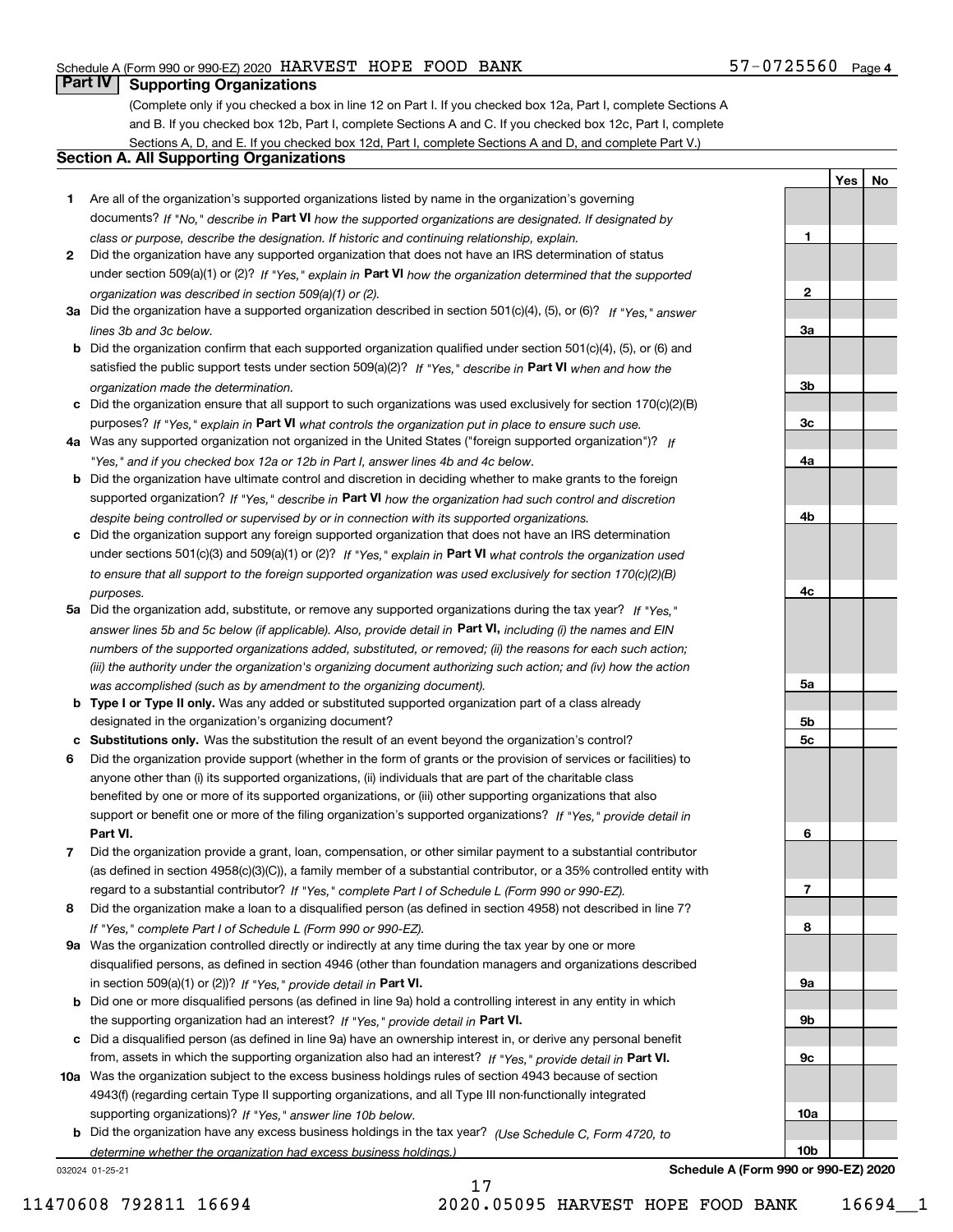Schedule A (Form 990 or 990-EZ) 2020 HARVEST HOPE FOOD BANK 57-0725560 Page 4

## Part IV Supporting Organizations

(Complete only if you checked a box in line 12 on Part I. If you checked box 12a, Part I, complete Sections A and B. If you checked box 12b, Part I, complete Sections A and C. If you checked box 12c, Part I, complete Sections A, D, and E. If you checked box 12d, Part I, complete Sections A and D, and complete Part V.)

### Section A. All Supporting Organizations

| | | Line | Yes | No |
|---|---|---|---|---|
| **1** | Are all of the organization's supported organizations listed by name in the organization's governing documents? *If "No," describe in* **Part VI** *how the supported organizations are designated. If designated by class or purpose, describe the designation. If historic and continuing relationship, explain.* | 1 | | |
| **2** | Did the organization have any supported organization that does not have an IRS determination of status under section 509(a)(1) or (2)? *If "Yes," explain in* **Part VI** *how the organization determined that the supported organization was described in section 509(a)(1) or (2).* | 2 | | |
| **3a** | Did the organization have a supported organization described in section 501(c)(4), (5), or (6)? *If "Yes," answer lines 3b and 3c below.* | 3a | | |
| **b** | Did the organization confirm that each supported organization qualified under section 501(c)(4), (5), or (6) and satisfied the public support tests under section 509(a)(2)? *If "Yes," describe in* **Part VI** *when and how the organization made the determination.* | 3b | | |
| **c** | Did the organization ensure that all support to such organizations was used exclusively for section 170(c)(2)(B) purposes? *If "Yes," explain in* **Part VI** *what controls the organization put in place to ensure such use.* | 3c | | |
| **4a** | Was any supported organization not organized in the United States ("foreign supported organization")? *If "Yes," and if you checked box 12a or 12b in Part I, answer lines 4b and 4c below.* | 4a | | |
| **b** | Did the organization have ultimate control and discretion in deciding whether to make grants to the foreign supported organization? *If "Yes," describe in* **Part VI** *how the organization had such control and discretion despite being controlled or supervised by or in connection with its supported organizations.* | 4b | | |
| **c** | Did the organization support any foreign supported organization that does not have an IRS determination under sections 501(c)(3) and 509(a)(1) or (2)? *If "Yes," explain in* **Part VI** *what controls the organization used to ensure that all support to the foreign supported organization was used exclusively for section 170(c)(2)(B) purposes.* | 4c | | |
| **5a** | Did the organization add, substitute, or remove any supported organizations during the tax year? *If "Yes," answer lines 5b and 5c below (if applicable). Also, provide detail in* **Part VI,** *including (i) the names and EIN numbers of the supported organizations added, substituted, or removed; (ii) the reasons for each such action; (iii) the authority under the organization's organizing document authorizing such action; and (iv) how the action was accomplished (such as by amendment to the organizing document).* | 5a | | |
| **b** | **Type I or Type II only.** Was any added or substituted supported organization part of a class already designated in the organization's organizing document? | 5b | | |
| **c** | **Substitutions only.** Was the substitution the result of an event beyond the organization's control? | 5c | | |
| **6** | Did the organization provide support (whether in the form of grants or the provision of services or facilities) to anyone other than (i) its supported organizations, (ii) individuals that are part of the charitable class benefited by one or more of its supported organizations, or (iii) other supporting organizations that also support or benefit one or more of the filing organization's supported organizations? *If "Yes," provide detail in* **Part VI.** | 6 | | |
| **7** | Did the organization provide a grant, loan, compensation, or other similar payment to a substantial contributor (as defined in section 4958(c)(3)(C)), a family member of a substantial contributor, or a 35% controlled entity with regard to a substantial contributor? *If "Yes," complete Part I of Schedule L (Form 990 or 990-EZ).* | 7 | | |
| **8** | Did the organization make a loan to a disqualified person (as defined in section 4958) not described in line 7? *If "Yes," complete Part I of Schedule L (Form 990 or 990-EZ).* | 8 | | |
| **9a** | Was the organization controlled directly or indirectly at any time during the tax year by one or more disqualified persons, as defined in section 4946 (other than foundation managers and organizations described in section 509(a)(1) or (2))? *If "Yes," provide detail in* **Part VI.** | 9a | | |
| **b** | Did one or more disqualified persons (as defined in line 9a) hold a controlling interest in any entity in which the supporting organization had an interest? *If "Yes," provide detail in* **Part VI.** | 9b | | |
| **c** | Did a disqualified person (as defined in line 9a) have an ownership interest in, or derive any personal benefit from, assets in which the supporting organization also had an interest? *If "Yes," provide detail in* **Part VI.** | 9c | | |
| **10a** | Was the organization subject to the excess business holdings rules of section 4943 because of section 4943(f) (regarding certain Type II supporting organizations, and all Type III non-functionally integrated supporting organizations)? *If "Yes," answer line 10b below.* | 10a | | |
| **b** | Did the organization have any excess business holdings in the tax year? *(Use Schedule C, Form 4720, to determine whether the organization had excess business holdings.)* | 10b | | |

032024 01-25-21 **Schedule A (Form 990 or 990-EZ) 2020**

11470608 792811 16694 2020.05095 HARVEST HOPE FOOD BANK 16694__1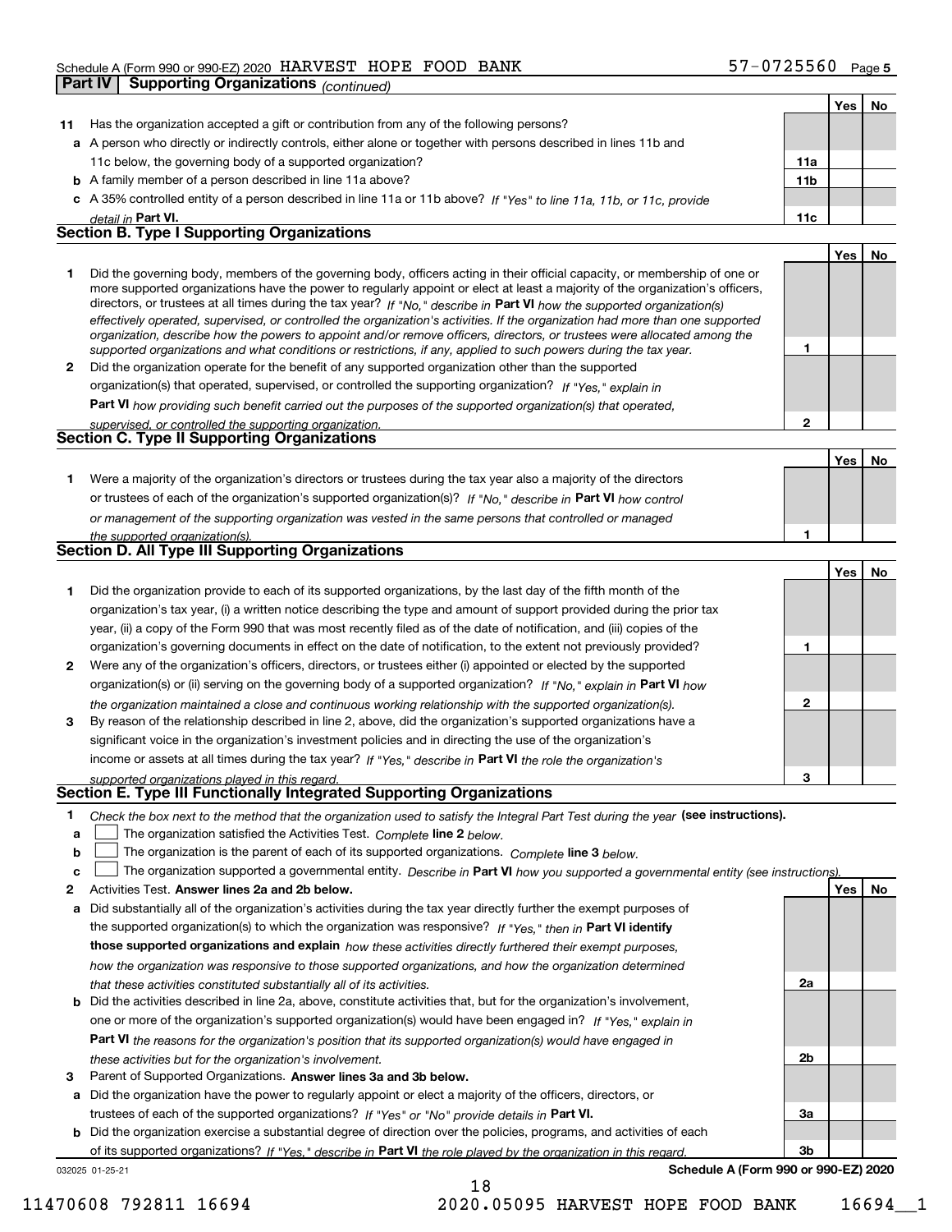Schedule A (Form 990 or 990-EZ) 2020 HARVEST HOPE FOOD BANK 57-0725560 Page 5

## Part IV Supporting Organizations *(continued)*

| | | | Yes | No |
|---|---|---|---|---|
| **11** | Has the organization accepted a gift or contribution from any of the following persons? | | | |
| **a** | A person who directly or indirectly controls, either alone or together with persons described in lines 11b and 11c below, the governing body of a supported organization? | **11a** | | |
| **b** | A family member of a person described in line 11a above? | **11b** | | |
| **c** | A 35% controlled entity of a person described in line 11a or 11b above? *If "Yes" to line 11a, 11b, or 11c, provide detail in* **Part VI.** | **11c** | | |

### Section B. Type I Supporting Organizations

| | | | Yes | No |
|---|---|---|---|---|
| **1** | Did the governing body, members of the governing body, officers acting in their official capacity, or membership of one or more supported organizations have the power to regularly appoint or elect at least a majority of the organization's officers, directors, or trustees at all times during the tax year? *If "No," describe in* **Part VI** *how the supported organization(s) effectively operated, supervised, or controlled the organization's activities. If the organization had more than one supported organization, describe how the powers to appoint and/or remove officers, directors, or trustees were allocated among the supported organizations and what conditions or restrictions, if any, applied to such powers during the tax year.* | **1** | | |
| **2** | Did the organization operate for the benefit of any supported organization other than the supported organization(s) that operated, supervised, or controlled the supporting organization? *If "Yes," explain in* **Part VI** *how providing such benefit carried out the purposes of the supported organization(s) that operated, supervised, or controlled the supporting organization.* | **2** | | |

### Section C. Type II Supporting Organizations

| | | | Yes | No |
|---|---|---|---|---|
| **1** | Were a majority of the organization's directors or trustees during the tax year also a majority of the directors or trustees of each of the organization's supported organization(s)? *If "No," describe in* **Part VI** *how control or management of the supporting organization was vested in the same persons that controlled or managed the supported organization(s).* | **1** | | |

### Section D. All Type III Supporting Organizations

| | | | Yes | No |
|---|---|---|---|---|
| **1** | Did the organization provide to each of its supported organizations, by the last day of the fifth month of the organization's tax year, (i) a written notice describing the type and amount of support provided during the prior tax year, (ii) a copy of the Form 990 that was most recently filed as of the date of notification, and (iii) copies of the organization's governing documents in effect on the date of notification, to the extent not previously provided? | **1** | | |
| **2** | Were any of the organization's officers, directors, or trustees either (i) appointed or elected by the supported organization(s) or (ii) serving on the governing body of a supported organization? *If "No," explain in* **Part VI** *how the organization maintained a close and continuous working relationship with the supported organization(s).* | **2** | | |
| **3** | By reason of the relationship described in line 2, above, did the organization's supported organizations have a significant voice in the organization's investment policies and in directing the use of the organization's income or assets at all times during the tax year? *If "Yes," describe in* **Part VI** *the role the organization's supported organizations played in this regard.* | **3** | | |

### Section E. Type III Functionally Integrated Supporting Organizations

**1** *Check the box next to the method that the organization used to satisfy the Integral Part Test during the year* **(see instructions).**

- **a** ☐ The organization satisfied the Activities Test. *Complete* **line 2** *below.*
- **b** ☐ The organization is the parent of each of its supported organizations. *Complete* **line 3** *below.*
- **c** ☐ The organization supported a governmental entity. *Describe in* **Part VI** *how you supported a governmental entity (see instructions).*

| | | | Yes | No |
|---|---|---|---|---|
| **2** | Activities Test. **Answer lines 2a and 2b below.** | | | |
| **a** | Did substantially all of the organization's activities during the tax year directly further the exempt purposes of the supported organization(s) to which the organization was responsive? *If "Yes," then in* **Part VI identify those supported organizations and explain** *how these activities directly furthered their exempt purposes, how the organization was responsive to those supported organizations, and how the organization determined that these activities constituted substantially all of its activities.* | **2a** | | |
| **b** | Did the activities described in line 2a, above, constitute activities that, but for the organization's involvement, one or more of the organization's supported organization(s) would have been engaged in? *If "Yes," explain in* **Part VI** *the reasons for the organization's position that its supported organization(s) would have engaged in these activities but for the organization's involvement.* | **2b** | | |
| **3** | Parent of Supported Organizations. **Answer lines 3a and 3b below.** | | | |
| **a** | Did the organization have the power to regularly appoint or elect a majority of the officers, directors, or trustees of each of the supported organizations? *If "Yes" or "No" provide details in* **Part VI.** | **3a** | | |
| **b** | Did the organization exercise a substantial degree of direction over the policies, programs, and activities of each of its supported organizations? *If "Yes," describe in* **Part VI** *the role played by the organization in this regard.* | **3b** | | |

032025 01-25-21 **Schedule A (Form 990 or 990-EZ) 2020**

11470608 792811 16694 2020.05095 HARVEST HOPE FOOD BANK 16694__1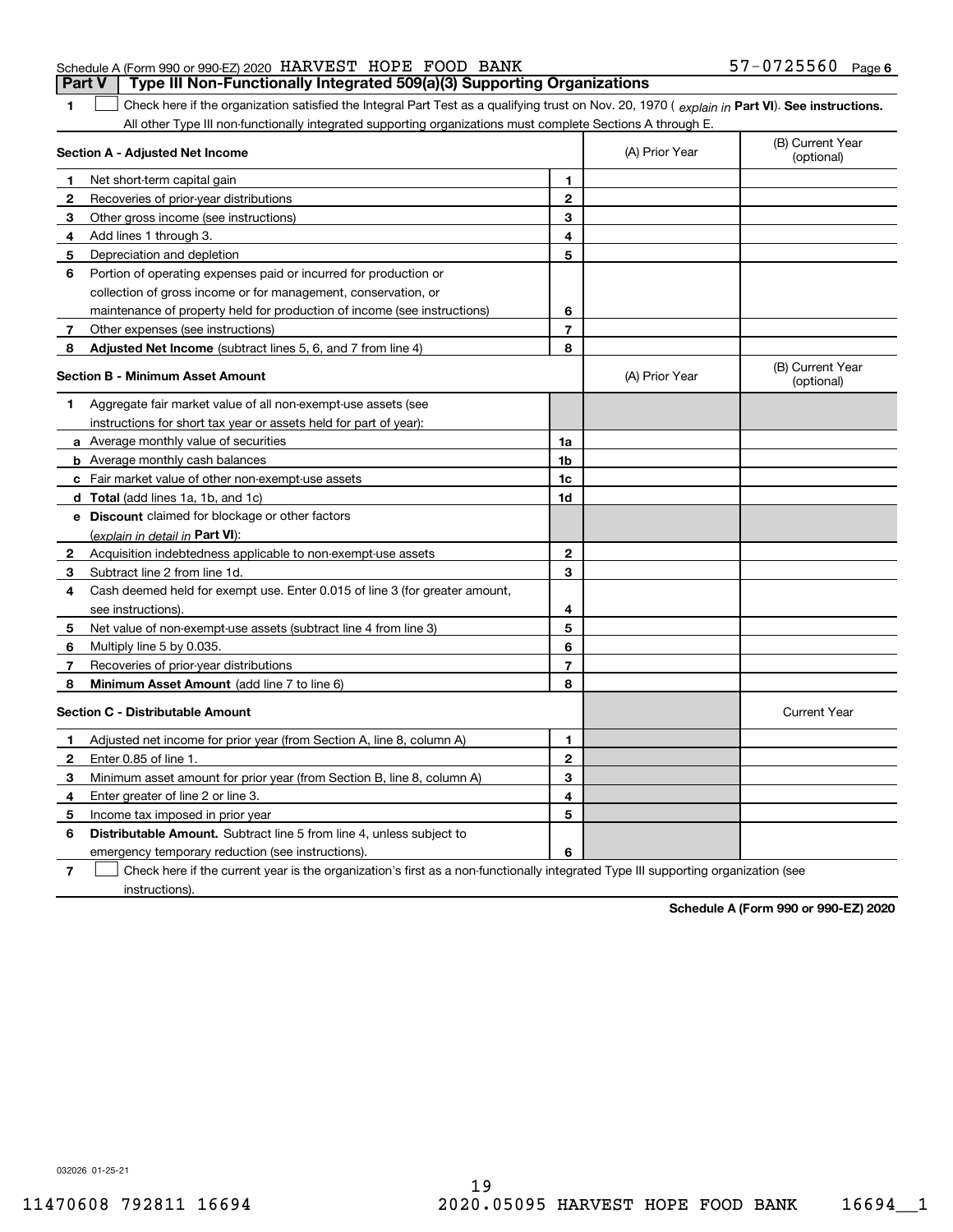Schedule A (Form 990 or 990-EZ) 2020 HARVEST HOPE FOOD BANK 57-0725560 Page 6

## Part V Type III Non-Functionally Integrated 509(a)(3) Supporting Organizations

**1** ☐ Check here if the organization satisfied the Integral Part Test as a qualifying trust on Nov. 20, 1970 ( *explain in* **Part VI**). **See instructions.** All other Type III non-functionally integrated supporting organizations must complete Sections A through E.

| **Section A - Adjusted Net Income** | | | (A) Prior Year | (B) Current Year (optional) |
|---|---|---|---|---|
| **1** | Net short-term capital gain | **1** | | |
| **2** | Recoveries of prior-year distributions | **2** | | |
| **3** | Other gross income (see instructions) | **3** | | |
| **4** | Add lines 1 through 3. | **4** | | |
| **5** | Depreciation and depletion | **5** | | |
| **6** | Portion of operating expenses paid or incurred for production or collection of gross income or for management, conservation, or maintenance of property held for production of income (see instructions) | **6** | | |
| **7** | Other expenses (see instructions) | **7** | | |
| **8** | **Adjusted Net Income** (subtract lines 5, 6, and 7 from line 4) | **8** | | |

| **Section B - Minimum Asset Amount** | | | (A) Prior Year | (B) Current Year (optional) |
|---|---|---|---|---|
| **1** | Aggregate fair market value of all non-exempt-use assets (see instructions for short tax year or assets held for part of year): | | | |
| **a** | Average monthly value of securities | **1a** | | |
| **b** | Average monthly cash balances | **1b** | | |
| **c** | Fair market value of other non-exempt-use assets | **1c** | | |
| **d** | **Total** (add lines 1a, 1b, and 1c) | **1d** | | |
| **e** | **Discount** claimed for blockage or other factors (*explain in detail in* **Part VI**): | | | |
| **2** | Acquisition indebtedness applicable to non-exempt-use assets | **2** | | |
| **3** | Subtract line 2 from line 1d. | **3** | | |
| **4** | Cash deemed held for exempt use. Enter 0.015 of line 3 (for greater amount, see instructions). | **4** | | |
| **5** | Net value of non-exempt-use assets (subtract line 4 from line 3) | **5** | | |
| **6** | Multiply line 5 by 0.035. | **6** | | |
| **7** | Recoveries of prior-year distributions | **7** | | |
| **8** | **Minimum Asset Amount** (add line 7 to line 6) | **8** | | |

| **Section C - Distributable Amount** | | | | Current Year |
|---|---|---|---|---|
| **1** | Adjusted net income for prior year (from Section A, line 8, column A) | **1** | | |
| **2** | Enter 0.85 of line 1. | **2** | | |
| **3** | Minimum asset amount for prior year (from Section B, line 8, column A) | **3** | | |
| **4** | Enter greater of line 2 or line 3. | **4** | | |
| **5** | Income tax imposed in prior year | **5** | | |
| **6** | **Distributable Amount.** Subtract line 5 from line 4, unless subject to emergency temporary reduction (see instructions). | **6** | | |

**7** ☐ Check here if the current year is the organization's first as a non-functionally integrated Type III supporting organization (see instructions).

**Schedule A (Form 990 or 990-EZ) 2020**

032026 01-25-21

11470608 792811 16694 2020.05095 HARVEST HOPE FOOD BANK 16694__1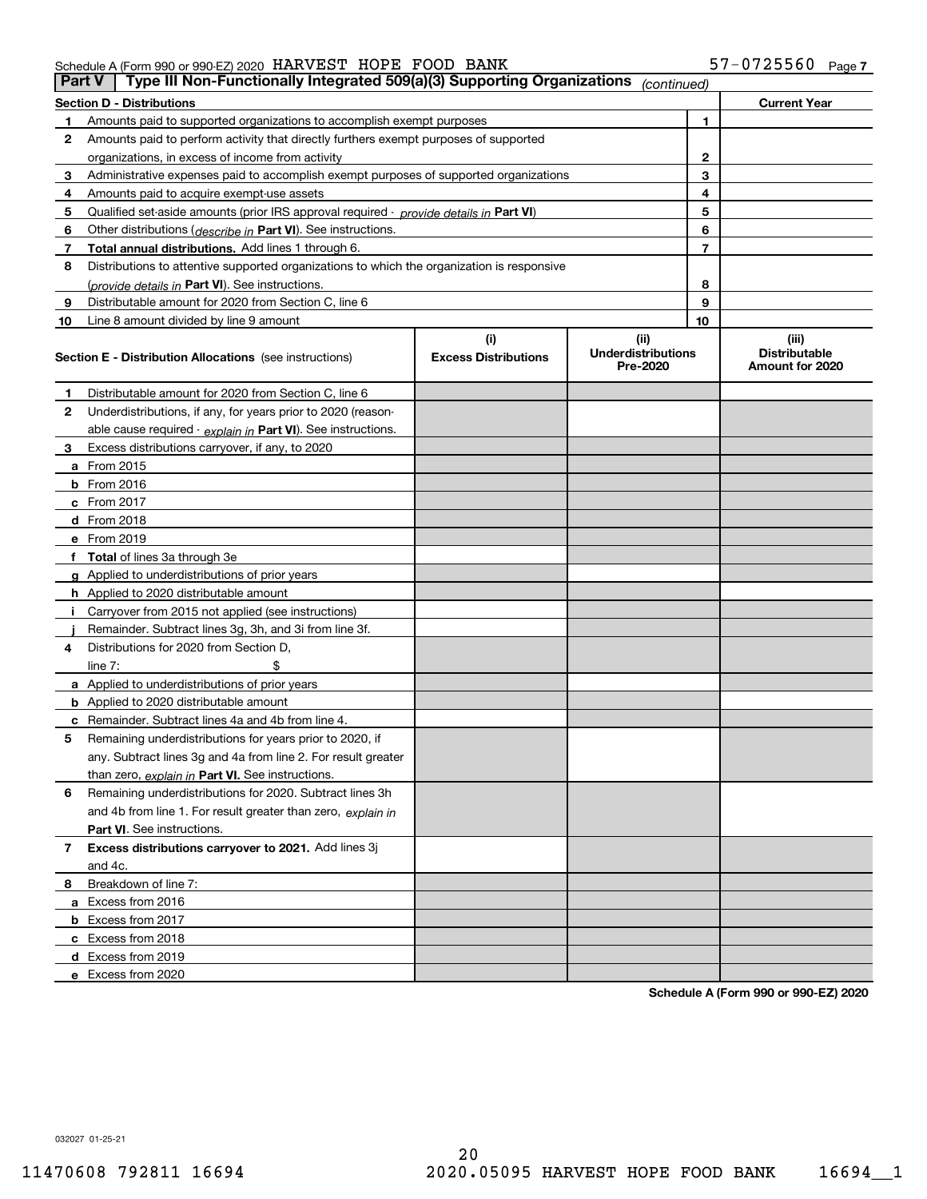Schedule A (Form 990 or 990-EZ) 2020 HARVEST HOPE FOOD BANK 57-0725560 Page 7

## Part V Type III Non-Functionally Integrated 509(a)(3) Supporting Organizations *(continued)*

| Section D - Distributions | | | Current Year |
|---|---|---|---|
| 1 | Amounts paid to supported organizations to accomplish exempt purposes | 1 | |
| 2 | Amounts paid to perform activity that directly furthers exempt purposes of supported organizations, in excess of income from activity | 2 | |
| 3 | Administrative expenses paid to accomplish exempt purposes of supported organizations | 3 | |
| 4 | Amounts paid to acquire exempt-use assets | 4 | |
| 5 | Qualified set-aside amounts (prior IRS approval required - *provide details in* **Part VI**) | 5 | |
| 6 | Other distributions (*describe in* **Part VI**). See instructions. | 6 | |
| 7 | **Total annual distributions.** Add lines 1 through 6. | 7 | |
| 8 | Distributions to attentive supported organizations to which the organization is responsive (*provide details in* **Part VI**). See instructions. | 8 | |
| 9 | Distributable amount for 2020 from Section C, line 6 | 9 | |
| 10 | Line 8 amount divided by line 9 amount | 10 | |

| **Section E - Distribution Allocations** (see instructions) | (i) Excess Distributions | (ii) Underdistributions Pre-2020 | (iii) Distributable Amount for 2020 |
|---|---|---|---|
| **1** Distributable amount for 2020 from Section C, line 6 | | | |
| **2** Underdistributions, if any, for years prior to 2020 (reasonable cause required - *explain in* **Part VI**). See instructions. | | | |
| **3** Excess distributions carryover, if any, to 2020 | | | |
| **a** From 2015 | | | |
| **b** From 2016 | | | |
| **c** From 2017 | | | |
| **d** From 2018 | | | |
| **e** From 2019 | | | |
| **f Total** of lines 3a through 3e | | | |
| **g** Applied to underdistributions of prior years | | | |
| **h** Applied to 2020 distributable amount | | | |
| **i** Carryover from 2015 not applied (see instructions) | | | |
| **j** Remainder. Subtract lines 3g, 3h, and 3i from line 3f. | | | |
| **4** Distributions for 2020 from Section D, line 7: $ | | | |
| **a** Applied to underdistributions of prior years | | | |
| **b** Applied to 2020 distributable amount | | | |
| **c** Remainder. Subtract lines 4a and 4b from line 4. | | | |
| **5** Remaining underdistributions for years prior to 2020, if any. Subtract lines 3g and 4a from line 2. For result greater than zero, *explain in* **Part VI.** See instructions. | | | |
| **6** Remaining underdistributions for 2020. Subtract lines 3h and 4b from line 1. For result greater than zero, *explain in* **Part VI**. See instructions. | | | |
| **7 Excess distributions carryover to 2021.** Add lines 3j and 4c. | | | |
| **8** Breakdown of line 7: | | | |
| **a** Excess from 2016 | | | |
| **b** Excess from 2017 | | | |
| **c** Excess from 2018 | | | |
| **d** Excess from 2019 | | | |
| **e** Excess from 2020 | | | |

**Schedule A (Form 990 or 990-EZ) 2020**

032027 01-25-21

11470608 792811 16694 2020.05095 HARVEST HOPE FOOD BANK 16694__1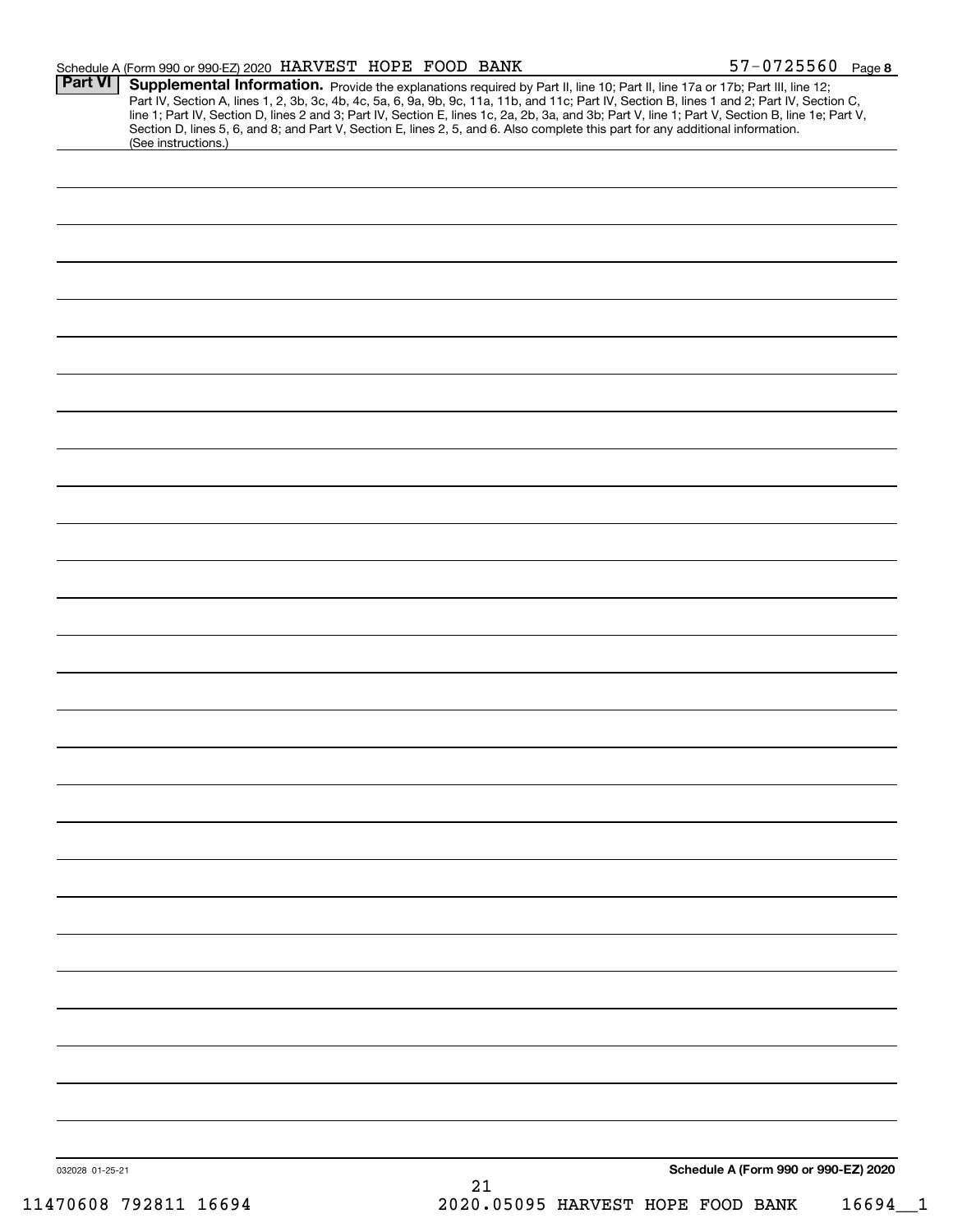Schedule A (Form 990 or 990-EZ) 2020 HARVEST HOPE FOOD BANK 57-0725560 Page 8

## Part VI Supplemental Information.

Provide the explanations required by Part II, line 10; Part II, line 17a or 17b; Part III, line 12; Part IV, Section A, lines 1, 2, 3b, 3c, 4b, 4c, 5a, 6, 9a, 9b, 9c, 11a, 11b, and 11c; Part IV, Section B, lines 1 and 2; Part IV, Section C, line 1; Part IV, Section D, lines 2 and 3; Part IV, Section E, lines 1c, 2a, 2b, 3a, and 3b; Part V, line 1; Part V, Section B, line 1e; Part V, Section D, lines 5, 6, and 8; and Part V, Section E, lines 2, 5, and 6. Also complete this part for any additional information. (See instructions.)

032028 01-25-21

**Schedule A (Form 990 or 990-EZ) 2020**

11470608 792811 16694 2020.05095 HARVEST HOPE FOOD BANK 16694__1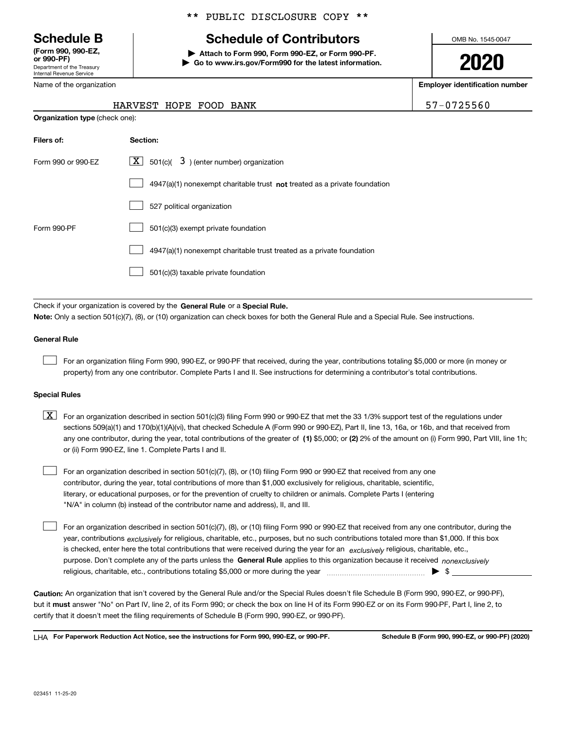** PUBLIC DISCLOSURE COPY **

**Schedule B**
**(Form 990, 990-EZ, or 990-PF)**
Department of the Treasury
Internal Revenue Service

# Schedule of Contributors

▶ **Attach to Form 990, Form 990-EZ, or Form 990-PF.**
▶ **Go to www.irs.gov/Form990 for the latest information.**

OMB No. 1545-0047

**2020**

Name of the organization: HARVEST HOPE FOOD BANK

**Employer identification number:** 57-0725560

**Organization type** (check one):

| **Filers of:** | **Section:** |
|---|---|
| Form 990 or 990-EZ | [X] 501(c)( 3 ) (enter number) organization |
| | [ ] 4947(a)(1) nonexempt charitable trust **not** treated as a private foundation |
| | [ ] 527 political organization |
| Form 990-PF | [ ] 501(c)(3) exempt private foundation |
| | [ ] 4947(a)(1) nonexempt charitable trust treated as a private foundation |
| | [ ] 501(c)(3) taxable private foundation |

Check if your organization is covered by the **General Rule** or a **Special Rule.**

**Note:** Only a section 501(c)(7), (8), or (10) organization can check boxes for both the General Rule and a Special Rule. See instructions.

**General Rule**

[ ] For an organization filing Form 990, 990-EZ, or 990-PF that received, during the year, contributions totaling $5,000 or more (in money or property) from any one contributor. Complete Parts I and II. See instructions for determining a contributor's total contributions.

**Special Rules**

[X] For an organization described in section 501(c)(3) filing Form 990 or 990-EZ that met the 33 1/3% support test of the regulations under sections 509(a)(1) and 170(b)(1)(A)(vi), that checked Schedule A (Form 990 or 990-EZ), Part II, line 13, 16a, or 16b, and that received from any one contributor, during the year, total contributions of the greater of **(1)** $5,000; or **(2)** 2% of the amount on (i) Form 990, Part VIII, line 1h; or (ii) Form 990-EZ, line 1. Complete Parts I and II.

[ ] For an organization described in section 501(c)(7), (8), or (10) filing Form 990 or 990-EZ that received from any one contributor, during the year, total contributions of more than $1,000 exclusively for religious, charitable, scientific, literary, or educational purposes, or for the prevention of cruelty to children or animals. Complete Parts I (entering "N/A" in column (b) instead of the contributor name and address), II, and III.

[ ] For an organization described in section 501(c)(7), (8), or (10) filing Form 990 or 990-EZ that received from any one contributor, during the year, contributions *exclusively* for religious, charitable, etc., purposes, but no such contributions totaled more than $1,000. If this box is checked, enter here the total contributions that were received during the year for an *exclusively* religious, charitable, etc., purpose. Don't complete any of the parts unless the **General Rule** applies to this organization because it received *nonexclusively* religious, charitable, etc., contributions totaling $5,000 or more during the year ▶ $

**Caution:** An organization that isn't covered by the General Rule and/or the Special Rules doesn't file Schedule B (Form 990, 990-EZ, or 990-PF), but it **must** answer "No" on Part IV, line 2, of its Form 990; or check the box on line H of its Form 990-EZ or on its Form 990-PF, Part I, line 2, to certify that it doesn't meet the filing requirements of Schedule B (Form 990, 990-EZ, or 990-PF).

LHA **For Paperwork Reduction Act Notice, see the instructions for Form 990, 990-EZ, or 990-PF.** **Schedule B (Form 990, 990-EZ, or 990-PF) (2020)**

023451 11-25-20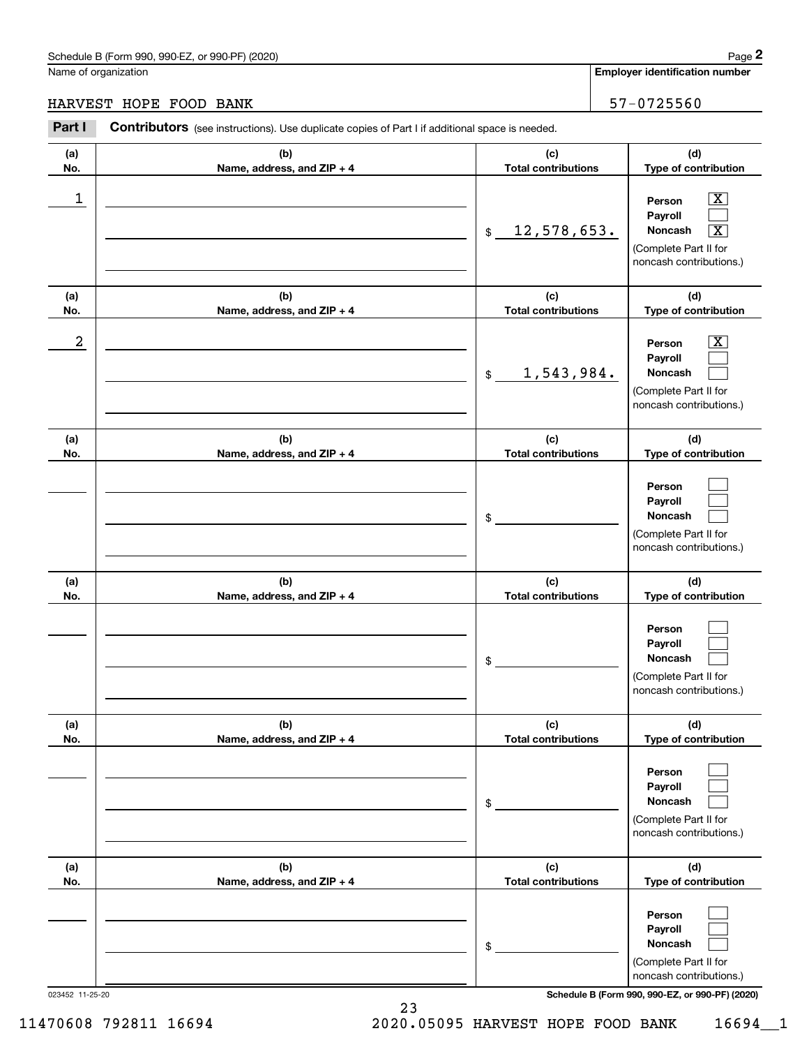Name of organization

HARVEST HOPE FOOD BANK

**Employer identification number**

57-0725560

**Part I** **Contributors** (see instructions). Use duplicate copies of Part I if additional space is needed.

| (a) No. | (b) Name, address, and ZIP + 4 | (c) Total contributions | (d) Type of contribution |
|---|---|---|---|
| 1 | | $ 12,578,653. | Person [X] Payroll [ ] Noncash [X] (Complete Part II for noncash contributions.) |
| 2 | | $ 1,543,984. | Person [X] Payroll [ ] Noncash [ ] (Complete Part II for noncash contributions.) |
| | | $ | Person [ ] Payroll [ ] Noncash [ ] (Complete Part II for noncash contributions.) |
| | | $ | Person [ ] Payroll [ ] Noncash [ ] (Complete Part II for noncash contributions.) |
| | | $ | Person [ ] Payroll [ ] Noncash [ ] (Complete Part II for noncash contributions.) |
| | | $ | Person [ ] Payroll [ ] Noncash [ ] (Complete Part II for noncash contributions.) |

023452 11-25-20

11470608 792811 16694 2020.05095 HARVEST HOPE FOOD BANK 16694__1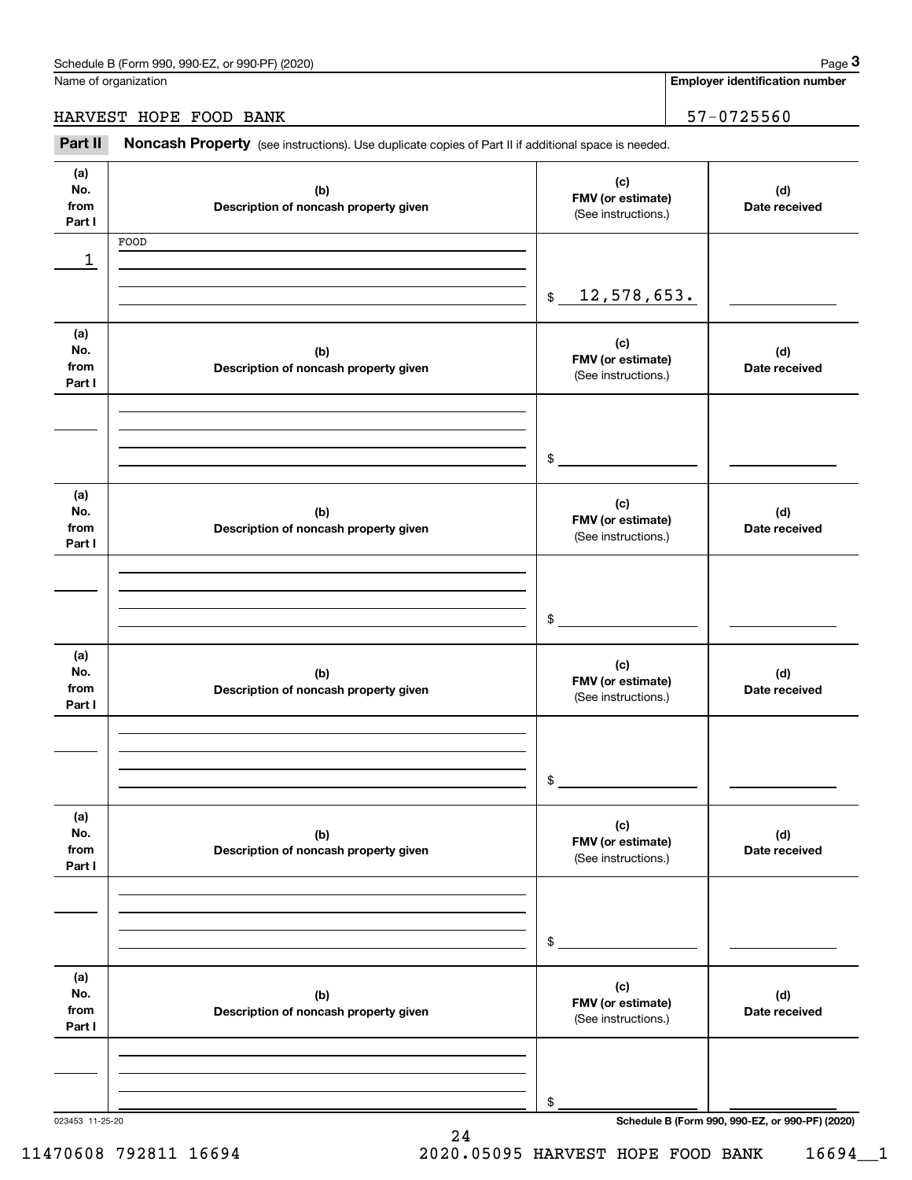Name of organization: HARVEST HOPE FOOD BANK

Employer identification number: 57-0725560

## Part II Noncash Property

(see instructions). Use duplicate copies of Part II if additional space is needed.

| (a) No. from Part I | (b) Description of noncash property given | (c) FMV (or estimate) (See instructions.) | (d) Date received |
|---|---|---|---|
| 1 | FOOD | $ 12,578,653. | |
| | | $ | |
| | | $ | |
| | | $ | |
| | | $ | |
| | | $ | |

023453 11-25-20

**Schedule B (Form 990, 990-EZ, or 990-PF) (2020)**

11470608 792811 16694 2020.05095 HARVEST HOPE FOOD BANK 16694__1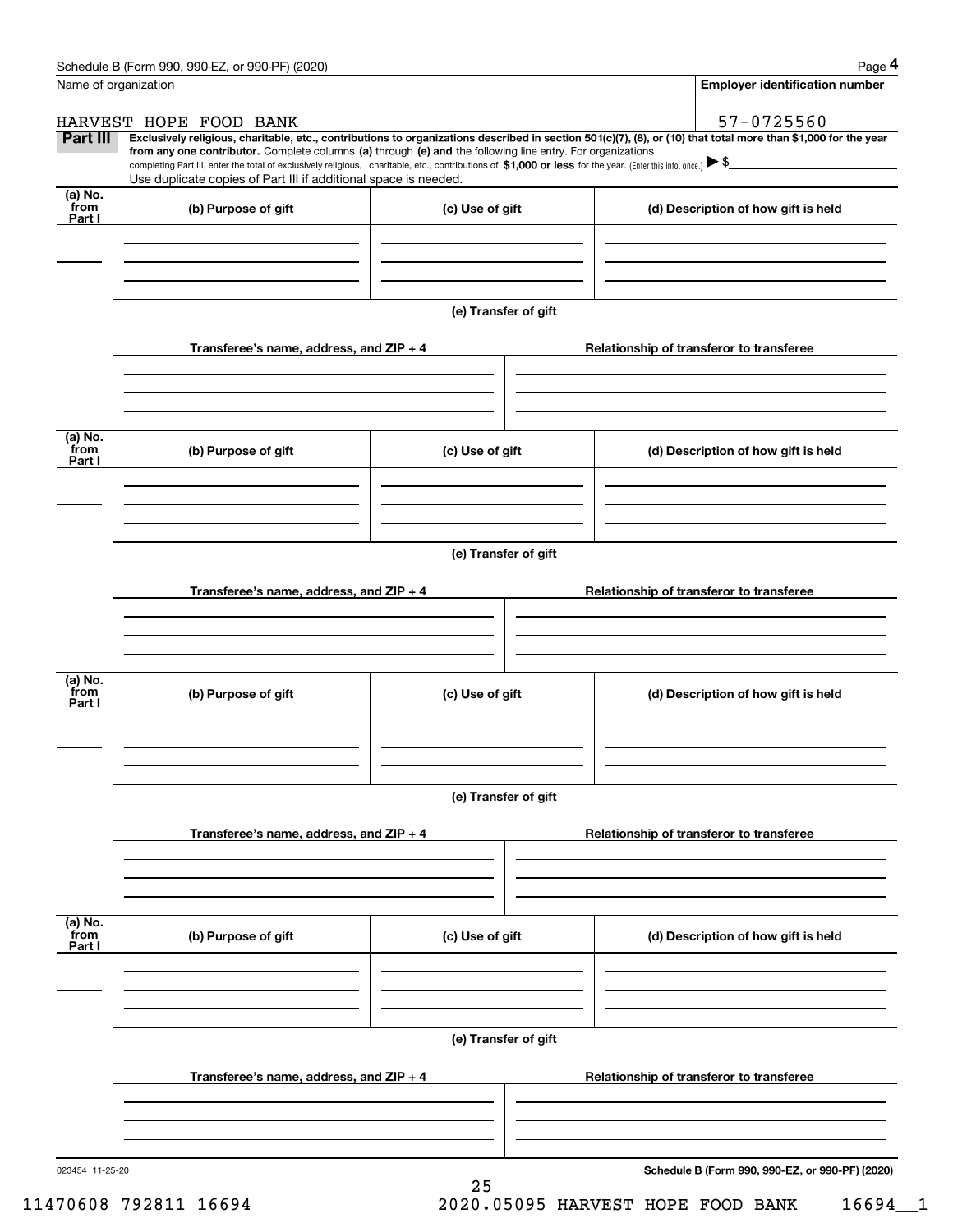Name of organization

HARVEST HOPE FOOD BANK

Employer identification number

57-0725560

**Part III** **Exclusively religious, charitable, etc., contributions to organizations described in section 501(c)(7), (8), or (10) that total more than $1,000 for the year from any one contributor.** Complete columns **(a)** through **(e)** and the following line entry. For organizations completing Part III, enter the total of exclusively religious, charitable, etc., contributions of **$1,000 or less** for the year. (Enter this info. once.) ▶ $

Use duplicate copies of Part III if additional space is needed.

| (a) No. from Part I | (b) Purpose of gift | (c) Use of gift | (d) Description of how gift is held |
|---|---|---|---|
| | | | |

(e) Transfer of gift

| Transferee's name, address, and ZIP + 4 | Relationship of transferor to transferee |
|---|---|
| | |

| (a) No. from Part I | (b) Purpose of gift | (c) Use of gift | (d) Description of how gift is held |
|---|---|---|---|
| | | | |

(e) Transfer of gift

| Transferee's name, address, and ZIP + 4 | Relationship of transferor to transferee |
|---|---|
| | |

| (a) No. from Part I | (b) Purpose of gift | (c) Use of gift | (d) Description of how gift is held |
|---|---|---|---|
| | | | |

(e) Transfer of gift

| Transferee's name, address, and ZIP + 4 | Relationship of transferor to transferee |
|---|---|
| | |

| (a) No. from Part I | (b) Purpose of gift | (c) Use of gift | (d) Description of how gift is held |
|---|---|---|---|
| | | | |

(e) Transfer of gift

| Transferee's name, address, and ZIP + 4 | Relationship of transferor to transferee |
|---|---|
| | |

023454 11-25-20

**Schedule B (Form 990, 990-EZ, or 990-PF) (2020)**

11470608 792811 16694 2020.05095 HARVEST HOPE FOOD BANK 16694__1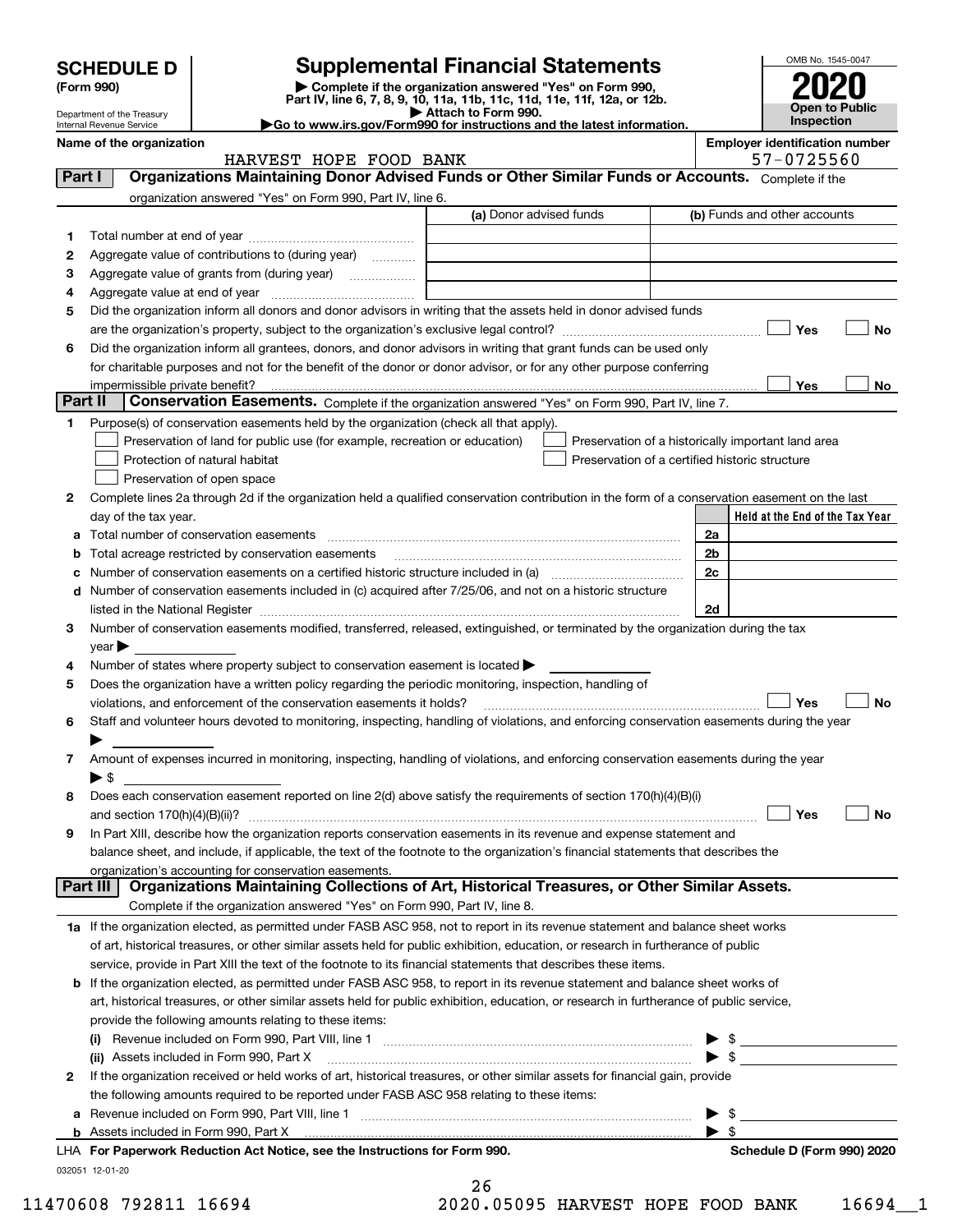# SCHEDULE D (Form 990)

Department of the Treasury
Internal Revenue Service

## Supplemental Financial Statements

▶ Complete if the organization answered "Yes" on Form 990, Part IV, line 6, 7, 8, 9, 10, 11a, 11b, 11c, 11d, 11e, 11f, 12a, or 12b.
▶ Attach to Form 990.
▶Go to www.irs.gov/Form990 for instructions and the latest information.

OMB No. 1545-0047

**2020**

**Open to Public Inspection**

**Name of the organization:** HARVEST HOPE FOOD BANK

**Employer identification number:** 57-0725560

## Part I — Organizations Maintaining Donor Advised Funds or Other Similar Funds or Accounts.

Complete if the organization answered "Yes" on Form 990, Part IV, line 6.

| | | (a) Donor advised funds | (b) Funds and other accounts |
|---|---|---|---|
| 1 | Total number at end of year | | |
| 2 | Aggregate value of contributions to (during year) | | |
| 3 | Aggregate value of grants from (during year) | | |
| 4 | Aggregate value at end of year | | |

5. Did the organization inform all donors and donor advisors in writing that the assets held in donor advised funds are the organization's property, subject to the organization's exclusive legal control? ☐ Yes ☐ No
6. Did the organization inform all grantees, donors, and donor advisors in writing that grant funds can be used only for charitable purposes and not for the benefit of the donor or donor advisor, or for any other purpose conferring impermissible private benefit? ☐ Yes ☐ No

## Part II — Conservation Easements.

Complete if the organization answered "Yes" on Form 990, Part IV, line 7.

1. Purpose(s) of conservation easements held by the organization (check all that apply).
   - ☐ Preservation of land for public use (for example, recreation or education)
   - ☐ Protection of natural habitat
   - ☐ Preservation of open space
   - ☐ Preservation of a historically important land area
   - ☐ Preservation of a certified historic structure
2. Complete lines 2a through 2d if the organization held a qualified conservation contribution in the form of a conservation easement on the last day of the tax year.

| | | | Held at the End of the Tax Year |
|---|---|---|---|
| a | Total number of conservation easements | 2a | |
| b | Total acreage restricted by conservation easements | 2b | |
| c | Number of conservation easements on a certified historic structure included in (a) | 2c | |
| d | Number of conservation easements included in (c) acquired after 7/25/06, and not on a historic structure listed in the National Register | 2d | |

3. Number of conservation easements modified, transferred, released, extinguished, or terminated by the organization during the tax year ▶
4. Number of states where property subject to conservation easement is located ▶
5. Does the organization have a written policy regarding the periodic monitoring, inspection, handling of violations, and enforcement of the conservation easements it holds? ☐ Yes ☐ No
6. Staff and volunteer hours devoted to monitoring, inspecting, handling of violations, and enforcing conservation easements during the year ▶
7. Amount of expenses incurred in monitoring, inspecting, handling of violations, and enforcing conservation easements during the year ▶ $
8. Does each conservation easement reported on line 2(d) above satisfy the requirements of section 170(h)(4)(B)(i) and section 170(h)(4)(B)(ii)? ☐ Yes ☐ No
9. In Part XIII, describe how the organization reports conservation easements in its revenue and expense statement and balance sheet, and include, if applicable, the text of the footnote to the organization's financial statements that describes the organization's accounting for conservation easements.

## Part III — Organizations Maintaining Collections of Art, Historical Treasures, or Other Similar Assets.

Complete if the organization answered "Yes" on Form 990, Part IV, line 8.

1a. If the organization elected, as permitted under FASB ASC 958, not to report in its revenue statement and balance sheet works of art, historical treasures, or other similar assets held for public exhibition, education, or research in furtherance of public service, provide in Part XIII the text of the footnote to its financial statements that describes these items.

b. If the organization elected, as permitted under FASB ASC 958, to report in its revenue statement and balance sheet works of art, historical treasures, or other similar assets held for public exhibition, education, or research in furtherance of public service, provide the following amounts relating to these items:
   - (i) Revenue included on Form 990, Part VIII, line 1 ▶ $
   - (ii) Assets included in Form 990, Part X ▶ $

2. If the organization received or held works of art, historical treasures, or other similar assets for financial gain, provide the following amounts required to be reported under FASB ASC 958 relating to these items:
   - a. Revenue included on Form 990, Part VIII, line 1 ▶ $
   - b. Assets included in Form 990, Part X ▶ $

LHA For Paperwork Reduction Act Notice, see the Instructions for Form 990. Schedule D (Form 990) 2020

032051 12-01-20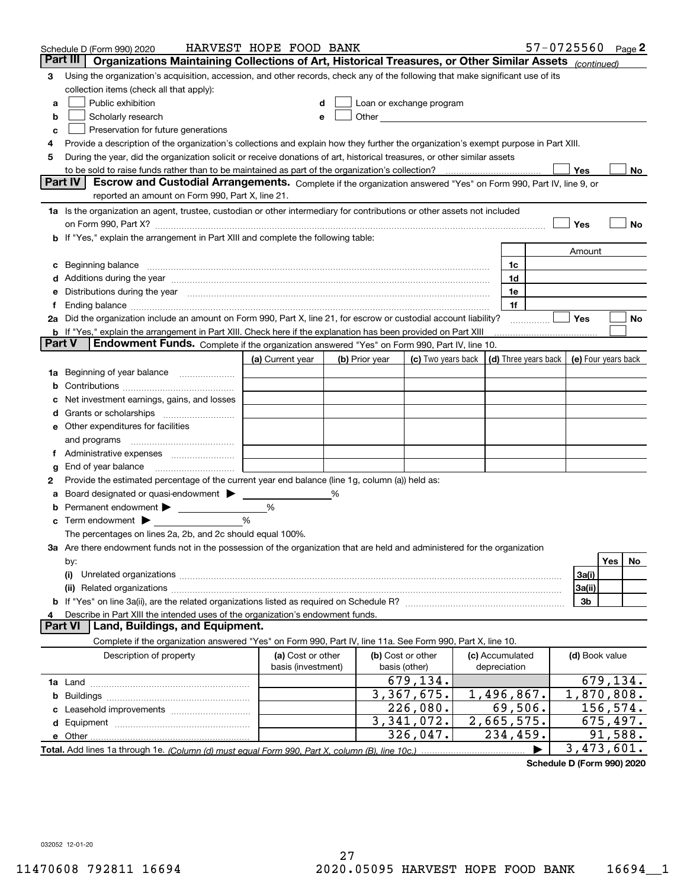Schedule D (Form 990) 2020 HARVEST HOPE FOOD BANK 57-0725560 Page 2

**Part III Organizations Maintaining Collections of Art, Historical Treasures, or Other Similar Assets** *(continued)*

3 Using the organization's acquisition, accession, and other records, check any of the following that make significant use of its collection items (check all that apply):

a ☐ Public exhibition
b ☐ Scholarly research
c ☐ Preservation for future generations
d ☐ Loan or exchange program
e ☐ Other

4 Provide a description of the organization's collections and explain how they further the organization's exempt purpose in Part XIII.

5 During the year, did the organization solicit or receive donations of art, historical treasures, or other similar assets to be sold to raise funds rather than to be maintained as part of the organization's collection? ☐ Yes ☐ No

**Part IV Escrow and Custodial Arrangements.** Complete if the organization answered "Yes" on Form 990, Part IV, line 9, or reported an amount on Form 990, Part X, line 21.

1a Is the organization an agent, trustee, custodian or other intermediary for contributions or other assets not included on Form 990, Part X? ☐ Yes ☐ No

b If "Yes," explain the arrangement in Part XIII and complete the following table:

| | | Amount |
|---|---|---|
| c Beginning balance | 1c | |
| d Additions during the year | 1d | |
| e Distributions during the year | 1e | |
| f Ending balance | 1f | |

2a Did the organization include an amount on Form 990, Part X, line 21, for escrow or custodial account liability? ☐ Yes ☐ No

b If "Yes," explain the arrangement in Part XIII. Check here if the explanation has been provided on Part XIII ☐

**Part V Endowment Funds.** Complete if the organization answered "Yes" on Form 990, Part IV, line 10.

| | (a) Current year | (b) Prior year | (c) Two years back | (d) Three years back | (e) Four years back |
|---|---|---|---|---|---|
| 1a Beginning of year balance | | | | | |
| b Contributions | | | | | |
| c Net investment earnings, gains, and losses | | | | | |
| d Grants or scholarships | | | | | |
| e Other expenditures for facilities and programs | | | | | |
| f Administrative expenses | | | | | |
| g End of year balance | | | | | |

2 Provide the estimated percentage of the current year end balance (line 1g, column (a)) held as:

a Board designated or quasi-endowment ▶ %
b Permanent endowment ▶ %
c Term endowment ▶ %

The percentages on lines 2a, 2b, and 2c should equal 100%.

3a Are there endowment funds not in the possession of the organization that are held and administered for the organization by:

| | | Yes | No |
|---|---|---|---|
| (i) Unrelated organizations | 3a(i) | | |
| (ii) Related organizations | 3a(ii) | | |
| b If "Yes" on line 3a(ii), are the related organizations listed as required on Schedule R? | 3b | | |

4 Describe in Part XIII the intended uses of the organization's endowment funds.

**Part VI Land, Buildings, and Equipment.**

Complete if the organization answered "Yes" on Form 990, Part IV, line 11a. See Form 990, Part X, line 10.

| Description of property | (a) Cost or other basis (investment) | (b) Cost or other basis (other) | (c) Accumulated depreciation | (d) Book value |
|---|---|---|---|---|
| 1a Land | | 679,134. | | 679,134. |
| b Buildings | | 3,367,675. | 1,496,867. | 1,870,808. |
| c Leasehold improvements | | 226,080. | 69,506. | 156,574. |
| d Equipment | | 3,341,072. | 2,665,575. | 675,497. |
| e Other | | 326,047. | 234,459. | 91,588. |
| **Total.** Add lines 1a through 1e. *(Column (d) must equal Form 990, Part X, column (B), line 10c.)* ▶ | | | | 3,473,601. |

**Schedule D (Form 990) 2020**

032052 12-01-20

11470608 792811 16694 2020.05095 HARVEST HOPE FOOD BANK 16694__1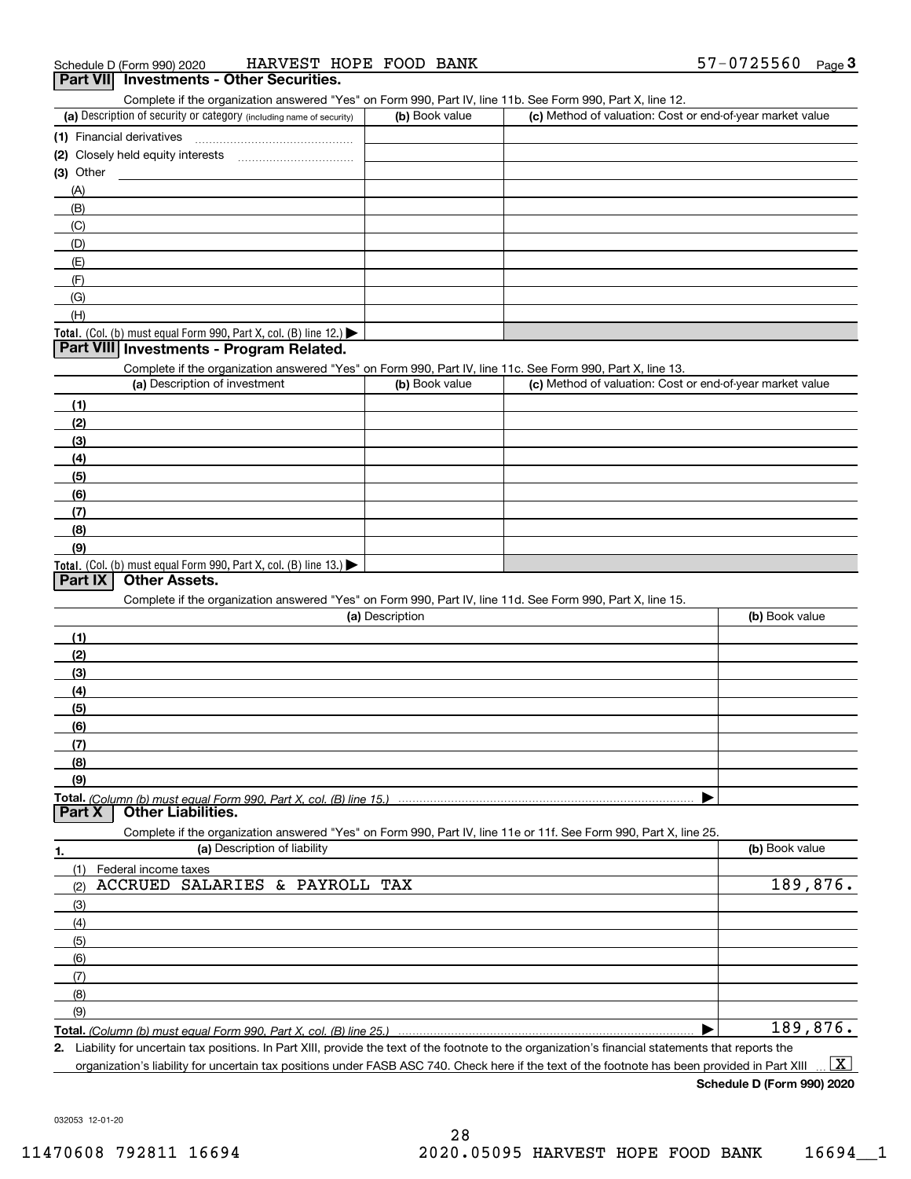Schedule D (Form 990) 2020 HARVEST HOPE FOOD BANK 57-0725560 Page 3

## Part VII Investments - Other Securities.

Complete if the organization answered "Yes" on Form 990, Part IV, line 11b. See Form 990, Part X, line 12.

| (a) Description of security or category (including name of security) | (b) Book value | (c) Method of valuation: Cost or end-of-year market value |
|---|---|---|
| (1) Financial derivatives | | |
| (2) Closely held equity interests | | |
| (3) Other | | |
| (A) | | |
| (B) | | |
| (C) | | |
| (D) | | |
| (E) | | |
| (F) | | |
| (G) | | |
| (H) | | |
| **Total.** (Col. (b) must equal Form 990, Part X, col. (B) line 12.) ▶ | | |

## Part VIII Investments - Program Related.

Complete if the organization answered "Yes" on Form 990, Part IV, line 11c. See Form 990, Part X, line 13.

| (a) Description of investment | (b) Book value | (c) Method of valuation: Cost or end-of-year market value |
|---|---|---|
| (1) | | |
| (2) | | |
| (3) | | |
| (4) | | |
| (5) | | |
| (6) | | |
| (7) | | |
| (8) | | |
| (9) | | |
| **Total.** (Col. (b) must equal Form 990, Part X, col. (B) line 13.) ▶ | | |

## Part IX Other Assets.

Complete if the organization answered "Yes" on Form 990, Part IV, line 11d. See Form 990, Part X, line 15.

| (a) Description | (b) Book value |
|---|---|
| (1) | |
| (2) | |
| (3) | |
| (4) | |
| (5) | |
| (6) | |
| (7) | |
| (8) | |
| (9) | |
| **Total.** *(Column (b) must equal Form 990, Part X, col. (B) line 15.)* ▶ | |

## Part X Other Liabilities.

Complete if the organization answered "Yes" on Form 990, Part IV, line 11e or 11f. See Form 990, Part X, line 25.

| 1. (a) Description of liability | (b) Book value |
|---|---|
| (1) Federal income taxes | |
| (2) ACCRUED SALARIES & PAYROLL TAX | 189,876. |
| (3) | |
| (4) | |
| (5) | |
| (6) | |
| (7) | |
| (8) | |
| (9) | |
| **Total.** *(Column (b) must equal Form 990, Part X, col. (B) line 25.)* ▶ | 189,876. |

**2.** Liability for uncertain tax positions. In Part XIII, provide the text of the footnote to the organization's financial statements that reports the organization's liability for uncertain tax positions under FASB ASC 740. Check here if the text of the footnote has been provided in Part XIII ... [X]

**Schedule D (Form 990) 2020**

032053 12-01-20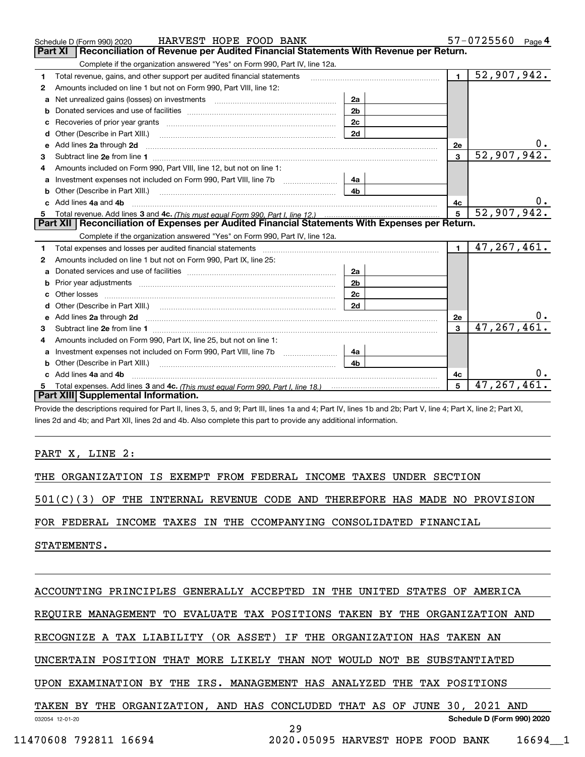Schedule D (Form 990) 2020 HARVEST HOPE FOOD BANK 57-0725560 Page 4

## Part XI Reconciliation of Revenue per Audited Financial Statements With Revenue per Return.

Complete if the organization answered "Yes" on Form 990, Part IV, line 12a.

| | | | | | |
|---|---|---|---|---|---|
| 1 | Total revenue, gains, and other support per audited financial statements | | | 1 | 52,907,942. |
| 2 | Amounts included on line 1 but not on Form 990, Part VIII, line 12: | | | | |
| a | Net unrealized gains (losses) on investments | 2a | | | |
| b | Donated services and use of facilities | 2b | | | |
| c | Recoveries of prior year grants | 2c | | | |
| d | Other (Describe in Part XIII.) | 2d | | | |
| e | Add lines 2a through 2d | | | 2e | 0. |
| 3 | Subtract line 2e from line 1 | | | 3 | 52,907,942. |
| 4 | Amounts included on Form 990, Part VIII, line 12, but not on line 1: | | | | |
| a | Investment expenses not included on Form 990, Part VIII, line 7b | 4a | | | |
| b | Other (Describe in Part XIII.) | 4b | | | |
| c | Add lines 4a and 4b | | | 4c | 0. |
| 5 | Total revenue. Add lines 3 and 4c. *(This must equal Form 990, Part I, line 12.)* | | | 5 | 52,907,942. |

## Part XII Reconciliation of Expenses per Audited Financial Statements With Expenses per Return.

Complete if the organization answered "Yes" on Form 990, Part IV, line 12a.

| | | | | | |
|---|---|---|---|---|---|
| 1 | Total expenses and losses per audited financial statements | | | 1 | 47,267,461. |
| 2 | Amounts included on line 1 but not on Form 990, Part IX, line 25: | | | | |
| a | Donated services and use of facilities | 2a | | | |
| b | Prior year adjustments | 2b | | | |
| c | Other losses | 2c | | | |
| d | Other (Describe in Part XIII.) | 2d | | | |
| e | Add lines 2a through 2d | | | 2e | 0. |
| 3 | Subtract line 2e from line 1 | | | 3 | 47,267,461. |
| 4 | Amounts included on Form 990, Part IX, line 25, but not on line 1: | | | | |
| a | Investment expenses not included on Form 990, Part VIII, line 7b | 4a | | | |
| b | Other (Describe in Part XIII.) | 4b | | | |
| c | Add lines 4a and 4b | | | 4c | 0. |
| 5 | Total expenses. Add lines 3 and 4c. *(This must equal Form 990, Part I, line 18.)* | | | 5 | 47,267,461. |

## Part XIII Supplemental Information.

Provide the descriptions required for Part II, lines 3, 5, and 9; Part III, lines 1a and 4; Part IV, lines 1b and 2b; Part V, line 4; Part X, line 2; Part XI, lines 2d and 4b; and Part XII, lines 2d and 4b. Also complete this part to provide any additional information.

PART X, LINE 2:

THE ORGANIZATION IS EXEMPT FROM FEDERAL INCOME TAXES UNDER SECTION 501(C)(3) OF THE INTERNAL REVENUE CODE AND THEREFORE HAS MADE NO PROVISION FOR FEDERAL INCOME TAXES IN THE CCOMPANYING CONSOLIDATED FINANCIAL STATEMENTS.

ACCOUNTING PRINCIPLES GENERALLY ACCEPTED IN THE UNITED STATES OF AMERICA REQUIRE MANAGEMENT TO EVALUATE TAX POSITIONS TAKEN BY THE ORGANIZATION AND RECOGNIZE A TAX LIABILITY (OR ASSET) IF THE ORGANIZATION HAS TAKEN AN UNCERTAIN POSITION THAT MORE LIKELY THAN NOT WOULD NOT BE SUBSTANTIATED UPON EXAMINATION BY THE IRS. MANAGEMENT HAS ANALYZED THE TAX POSITIONS TAKEN BY THE ORGANIZATION, AND HAS CONCLUDED THAT AS OF JUNE 30, 2021 AND

032054 12-01-20 Schedule D (Form 990) 2020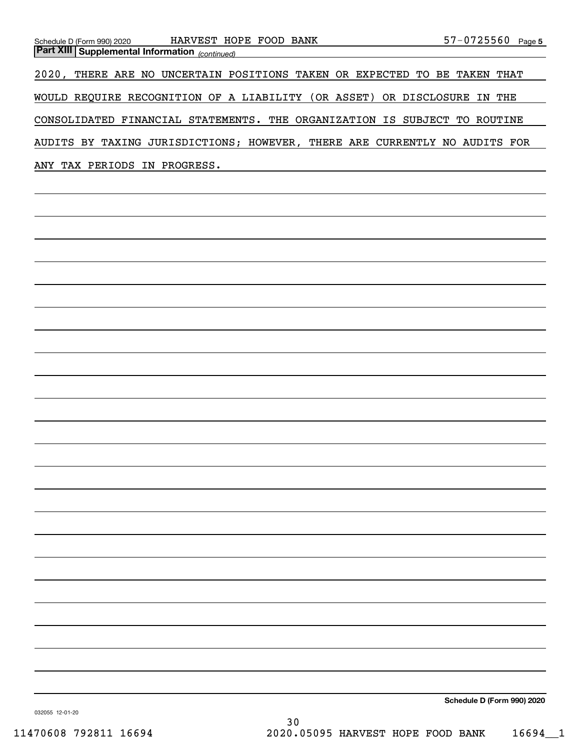**Part XIII Supplemental Information** *(continued)*

2020, THERE ARE NO UNCERTAIN POSITIONS TAKEN OR EXPECTED TO BE TAKEN THAT WOULD REQUIRE RECOGNITION OF A LIABILITY (OR ASSET) OR DISCLOSURE IN THE CONSOLIDATED FINANCIAL STATEMENTS. THE ORGANIZATION IS SUBJECT TO ROUTINE AUDITS BY TAXING JURISDICTIONS; HOWEVER, THERE ARE CURRENTLY NO AUDITS FOR ANY TAX PERIODS IN PROGRESS.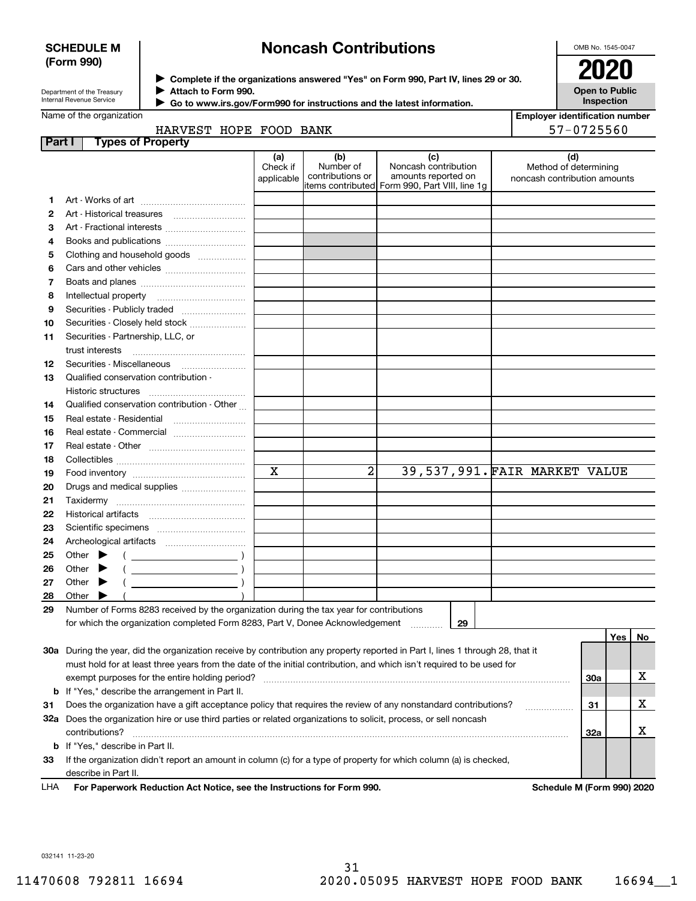**SCHEDULE M (Form 990)**

Department of the Treasury
Internal Revenue Service

# Noncash Contributions

▶ Complete if the organizations answered "Yes" on Form 990, Part IV, lines 29 or 30.
▶ Attach to Form 990.
▶ Go to www.irs.gov/Form990 for instructions and the latest information.

OMB No. 1545-0047

**2020**

**Open to Public Inspection**

Name of the organization: HARVEST HOPE FOOD BANK

Employer identification number: 57-0725560

**Part I — Types of Property**

| | | (a) Check if applicable | (b) Number of contributions or items contributed | (c) Noncash contribution amounts reported on Form 990, Part VIII, line 1g | (d) Method of determining noncash contribution amounts |
|---|---|---|---|---|---|
| 1 | Art - Works of art | | | | |
| 2 | Art - Historical treasures | | | | |
| 3 | Art - Fractional interests | | | | |
| 4 | Books and publications | | | | |
| 5 | Clothing and household goods | | | | |
| 6 | Cars and other vehicles | | | | |
| 7 | Boats and planes | | | | |
| 8 | Intellectual property | | | | |
| 9 | Securities - Publicly traded | | | | |
| 10 | Securities - Closely held stock | | | | |
| 11 | Securities - Partnership, LLC, or trust interests | | | | |
| 12 | Securities - Miscellaneous | | | | |
| 13 | Qualified conservation contribution - Historic structures | | | | |
| 14 | Qualified conservation contribution - Other | | | | |
| 15 | Real estate - Residential | | | | |
| 16 | Real estate - Commercial | | | | |
| 17 | Real estate - Other | | | | |
| 18 | Collectibles | | | | |
| 19 | Food inventory | X | 2 | 39,537,991. | FAIR MARKET VALUE |
| 20 | Drugs and medical supplies | | | | |
| 21 | Taxidermy | | | | |
| 22 | Historical artifacts | | | | |
| 23 | Scientific specimens | | | | |
| 24 | Archeological artifacts | | | | |
| 25 | Other ▶ ( ) | | | | |
| 26 | Other ▶ ( ) | | | | |
| 27 | Other ▶ ( ) | | | | |
| 28 | Other ▶ ( ) | | | | |

29 Number of Forms 8283 received by the organization during the tax year for contributions for which the organization completed Form 8283, Part V, Donee Acknowledgement ..... 29

| | | | Yes | No |
|---|---|---|---|---|
| 30a | During the year, did the organization receive by contribution any property reported in Part I, lines 1 through 28, that it must hold for at least three years from the date of the initial contribution, and which isn't required to be used for exempt purposes for the entire holding period? | 30a | | X |
| b | If "Yes," describe the arrangement in Part II. | | | |
| 31 | Does the organization have a gift acceptance policy that requires the review of any nonstandard contributions? | 31 | | X |
| 32a | Does the organization hire or use third parties or related organizations to solicit, process, or sell noncash contributions? | 32a | | X |
| b | If "Yes," describe in Part II. | | | |
| 33 | If the organization didn't report an amount in column (c) for a type of property for which column (a) is checked, describe in Part II. | | | |

LHA **For Paperwork Reduction Act Notice, see the Instructions for Form 990.** **Schedule M (Form 990) 2020**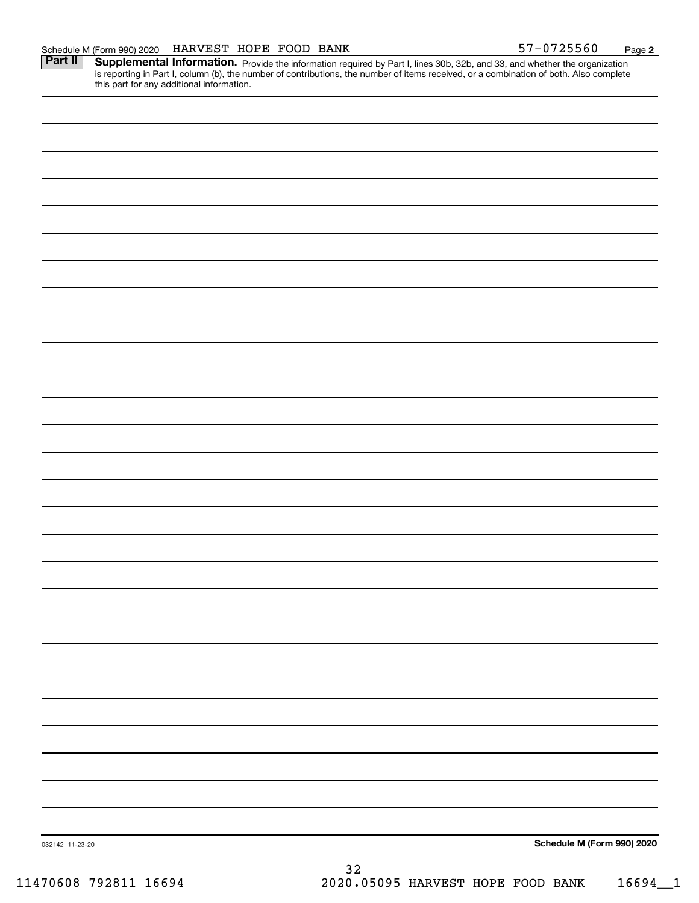Schedule M (Form 990) 2020 HARVEST HOPE FOOD BANK 57-0725560 Page **2**

## Part II Supplemental Information.

Provide the information required by Part I, lines 30b, 32b, and 33, and whether the organization is reporting in Part I, column (b), the number of contributions, the number of items received, or a combination of both. Also complete this part for any additional information.

032142 11-23-20

**Schedule M (Form 990) 2020**

11470608 792811 16694 2020.05095 HARVEST HOPE FOOD BANK 16694__1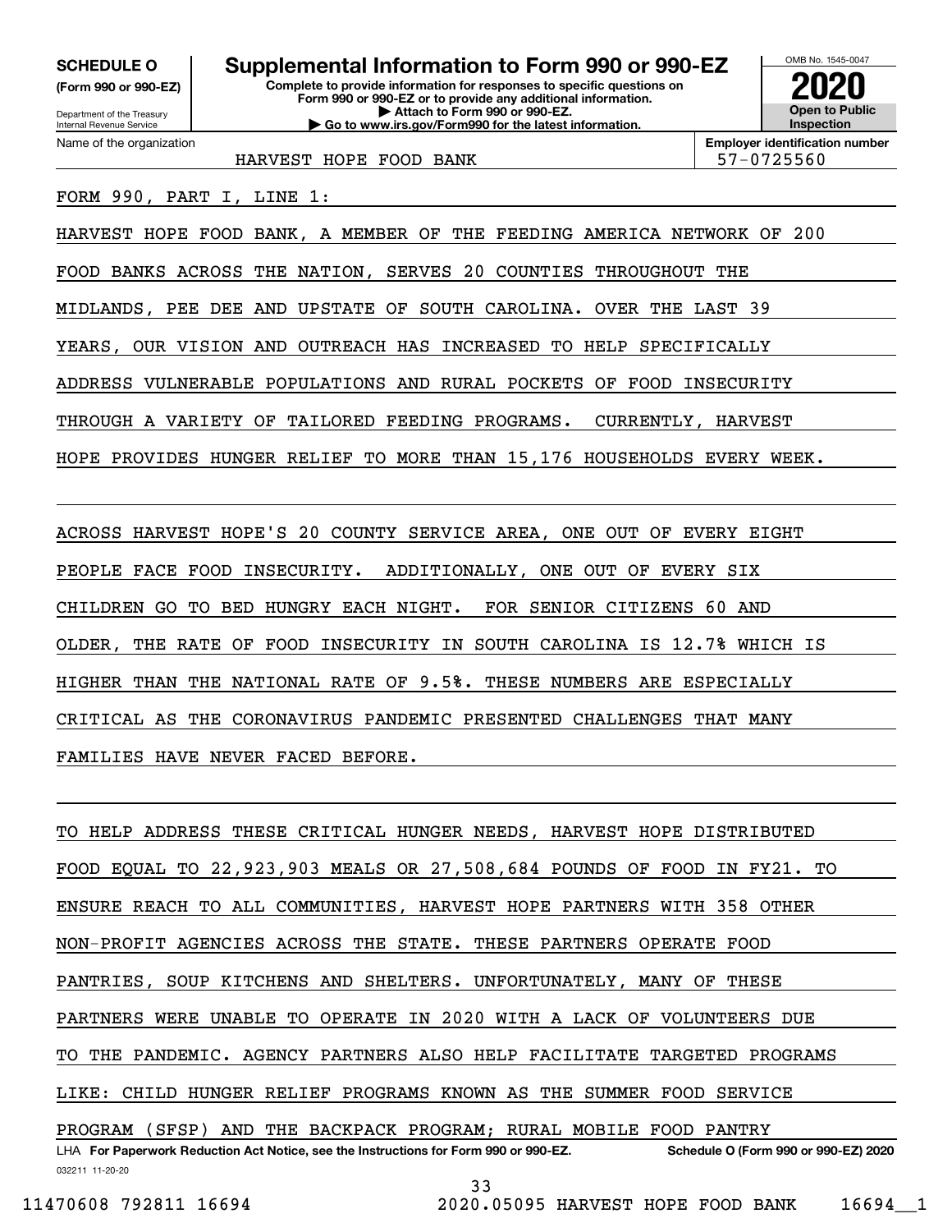**SCHEDULE O** **(Form 990 or 990-EZ)**

Department of the Treasury
Internal Revenue Service

# Supplemental Information to Form 990 or 990-EZ

**Complete to provide information for responses to specific questions on Form 990 or 990-EZ or to provide any additional information.**
**▶ Attach to Form 990 or 990-EZ.**
**▶ Go to www.irs.gov/Form990 for the latest information.**

OMB No. 1545-0047
**2020**
**Open to Public Inspection**

Name of the organization: HARVEST HOPE FOOD BANK

**Employer identification number** 57-0725560

FORM 990, PART I, LINE 1:

HARVEST HOPE FOOD BANK, A MEMBER OF THE FEEDING AMERICA NETWORK OF 200 FOOD BANKS ACROSS THE NATION, SERVES 20 COUNTIES THROUGHOUT THE MIDLANDS, PEE DEE AND UPSTATE OF SOUTH CAROLINA. OVER THE LAST 39 YEARS, OUR VISION AND OUTREACH HAS INCREASED TO HELP SPECIFICALLY ADDRESS VULNERABLE POPULATIONS AND RURAL POCKETS OF FOOD INSECURITY THROUGH A VARIETY OF TAILORED FEEDING PROGRAMS. CURRENTLY, HARVEST HOPE PROVIDES HUNGER RELIEF TO MORE THAN 15,176 HOUSEHOLDS EVERY WEEK.

ACROSS HARVEST HOPE'S 20 COUNTY SERVICE AREA, ONE OUT OF EVERY EIGHT PEOPLE FACE FOOD INSECURITY. ADDITIONALLY, ONE OUT OF EVERY SIX CHILDREN GO TO BED HUNGRY EACH NIGHT. FOR SENIOR CITIZENS 60 AND OLDER, THE RATE OF FOOD INSECURITY IN SOUTH CAROLINA IS 12.7% WHICH IS HIGHER THAN THE NATIONAL RATE OF 9.5%. THESE NUMBERS ARE ESPECIALLY CRITICAL AS THE CORONAVIRUS PANDEMIC PRESENTED CHALLENGES THAT MANY FAMILIES HAVE NEVER FACED BEFORE.

TO HELP ADDRESS THESE CRITICAL HUNGER NEEDS, HARVEST HOPE DISTRIBUTED FOOD EQUAL TO 22,923,903 MEALS OR 27,508,684 POUNDS OF FOOD IN FY21. TO ENSURE REACH TO ALL COMMUNITIES, HARVEST HOPE PARTNERS WITH 358 OTHER NON-PROFIT AGENCIES ACROSS THE STATE. THESE PARTNERS OPERATE FOOD PANTRIES, SOUP KITCHENS AND SHELTERS. UNFORTUNATELY, MANY OF THESE PARTNERS WERE UNABLE TO OPERATE IN 2020 WITH A LACK OF VOLUNTEERS DUE TO THE PANDEMIC. AGENCY PARTNERS ALSO HELP FACILITATE TARGETED PROGRAMS LIKE: CHILD HUNGER RELIEF PROGRAMS KNOWN AS THE SUMMER FOOD SERVICE PROGRAM (SFSP) AND THE BACKPACK PROGRAM; RURAL MOBILE FOOD PANTRY

LHA **For Paperwork Reduction Act Notice, see the Instructions for Form 990 or 990-EZ.** **Schedule O (Form 990 or 990-EZ) 2020**

032211 11-20-20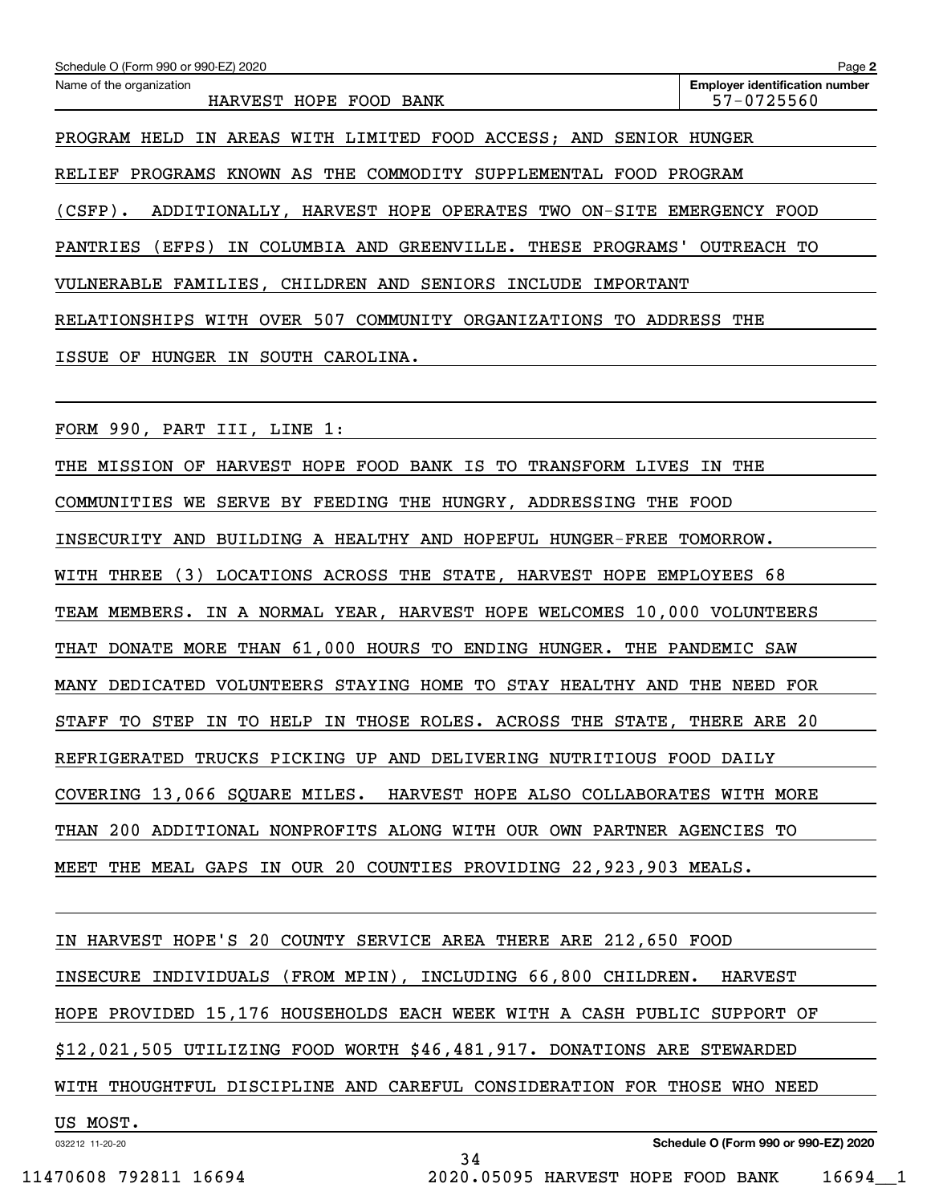Schedule O (Form 990 or 990-EZ) 2020

Name of the organization: HARVEST HOPE FOOD BANK

Employer identification number: 57-0725560

PROGRAM HELD IN AREAS WITH LIMITED FOOD ACCESS; AND SENIOR HUNGER RELIEF PROGRAMS KNOWN AS THE COMMODITY SUPPLEMENTAL FOOD PROGRAM (CSFP). ADDITIONALLY, HARVEST HOPE OPERATES TWO ON-SITE EMERGENCY FOOD PANTRIES (EFPS) IN COLUMBIA AND GREENVILLE. THESE PROGRAMS' OUTREACH TO VULNERABLE FAMILIES, CHILDREN AND SENIORS INCLUDE IMPORTANT RELATIONSHIPS WITH OVER 507 COMMUNITY ORGANIZATIONS TO ADDRESS THE ISSUE OF HUNGER IN SOUTH CAROLINA.

FORM 990, PART III, LINE 1:

THE MISSION OF HARVEST HOPE FOOD BANK IS TO TRANSFORM LIVES IN THE COMMUNITIES WE SERVE BY FEEDING THE HUNGRY, ADDRESSING THE FOOD INSECURITY AND BUILDING A HEALTHY AND HOPEFUL HUNGER-FREE TOMORROW. WITH THREE (3) LOCATIONS ACROSS THE STATE, HARVEST HOPE EMPLOYEES 68 TEAM MEMBERS. IN A NORMAL YEAR, HARVEST HOPE WELCOMES 10,000 VOLUNTEERS THAT DONATE MORE THAN 61,000 HOURS TO ENDING HUNGER. THE PANDEMIC SAW MANY DEDICATED VOLUNTEERS STAYING HOME TO STAY HEALTHY AND THE NEED FOR STAFF TO STEP IN TO HELP IN THOSE ROLES. ACROSS THE STATE, THERE ARE 20 REFRIGERATED TRUCKS PICKING UP AND DELIVERING NUTRITIOUS FOOD DAILY COVERING 13,066 SQUARE MILES. HARVEST HOPE ALSO COLLABORATES WITH MORE THAN 200 ADDITIONAL NONPROFITS ALONG WITH OUR OWN PARTNER AGENCIES TO MEET THE MEAL GAPS IN OUR 20 COUNTIES PROVIDING 22,923,903 MEALS.

IN HARVEST HOPE'S 20 COUNTY SERVICE AREA THERE ARE 212,650 FOOD INSECURE INDIVIDUALS (FROM MPIN), INCLUDING 66,800 CHILDREN. HARVEST HOPE PROVIDED 15,176 HOUSEHOLDS EACH WEEK WITH A CASH PUBLIC SUPPORT OF $12,021,505 UTILIZING FOOD WORTH $46,481,917. DONATIONS ARE STEWARDED WITH THOUGHTFUL DISCIPLINE AND CAREFUL CONSIDERATION FOR THOSE WHO NEED US MOST.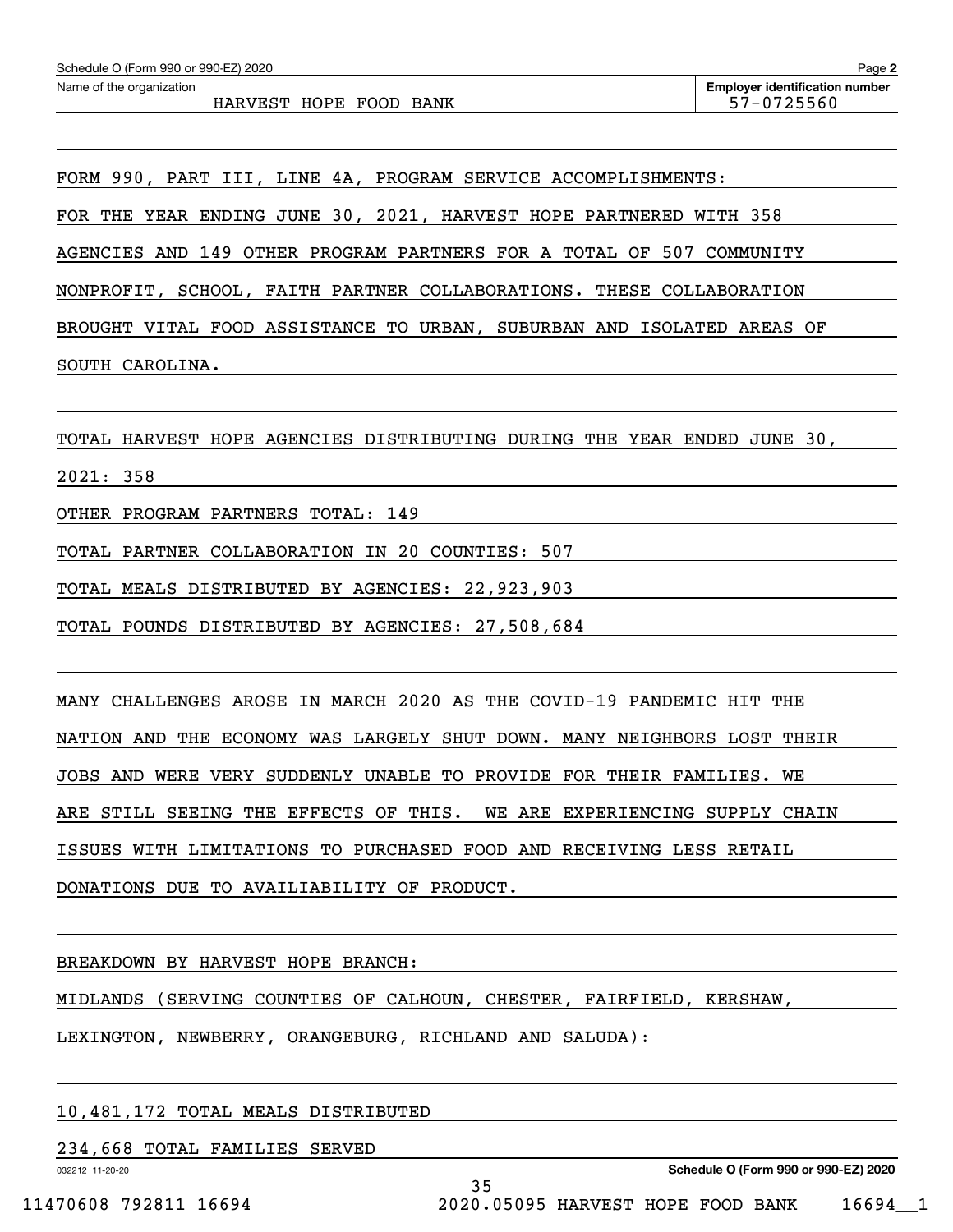Schedule O (Form 990 or 990-EZ) 2020

Name of the organization: HARVEST HOPE FOOD BANK

Employer identification number: 57-0725560

FORM 990, PART III, LINE 4A, PROGRAM SERVICE ACCOMPLISHMENTS:

FOR THE YEAR ENDING JUNE 30, 2021, HARVEST HOPE PARTNERED WITH 358 AGENCIES AND 149 OTHER PROGRAM PARTNERS FOR A TOTAL OF 507 COMMUNITY NONPROFIT, SCHOOL, FAITH PARTNER COLLABORATIONS. THESE COLLABORATION BROUGHT VITAL FOOD ASSISTANCE TO URBAN, SUBURBAN AND ISOLATED AREAS OF SOUTH CAROLINA.

TOTAL HARVEST HOPE AGENCIES DISTRIBUTING DURING THE YEAR ENDED JUNE 30, 2021: 358

OTHER PROGRAM PARTNERS TOTAL: 149

TOTAL PARTNER COLLABORATION IN 20 COUNTIES: 507

TOTAL MEALS DISTRIBUTED BY AGENCIES: 22,923,903

TOTAL POUNDS DISTRIBUTED BY AGENCIES: 27,508,684

MANY CHALLENGES AROSE IN MARCH 2020 AS THE COVID-19 PANDEMIC HIT THE NATION AND THE ECONOMY WAS LARGELY SHUT DOWN. MANY NEIGHBORS LOST THEIR JOBS AND WERE VERY SUDDENLY UNABLE TO PROVIDE FOR THEIR FAMILIES. WE ARE STILL SEEING THE EFFECTS OF THIS. WE ARE EXPERIENCING SUPPLY CHAIN ISSUES WITH LIMITATIONS TO PURCHASED FOOD AND RECEIVING LESS RETAIL DONATIONS DUE TO AVAILIABILITY OF PRODUCT.

BREAKDOWN BY HARVEST HOPE BRANCH:

MIDLANDS (SERVING COUNTIES OF CALHOUN, CHESTER, FAIRFIELD, KERSHAW, LEXINGTON, NEWBERRY, ORANGEBURG, RICHLAND AND SALUDA):

10,481,172 TOTAL MEALS DISTRIBUTED

234,668 TOTAL FAMILIES SERVED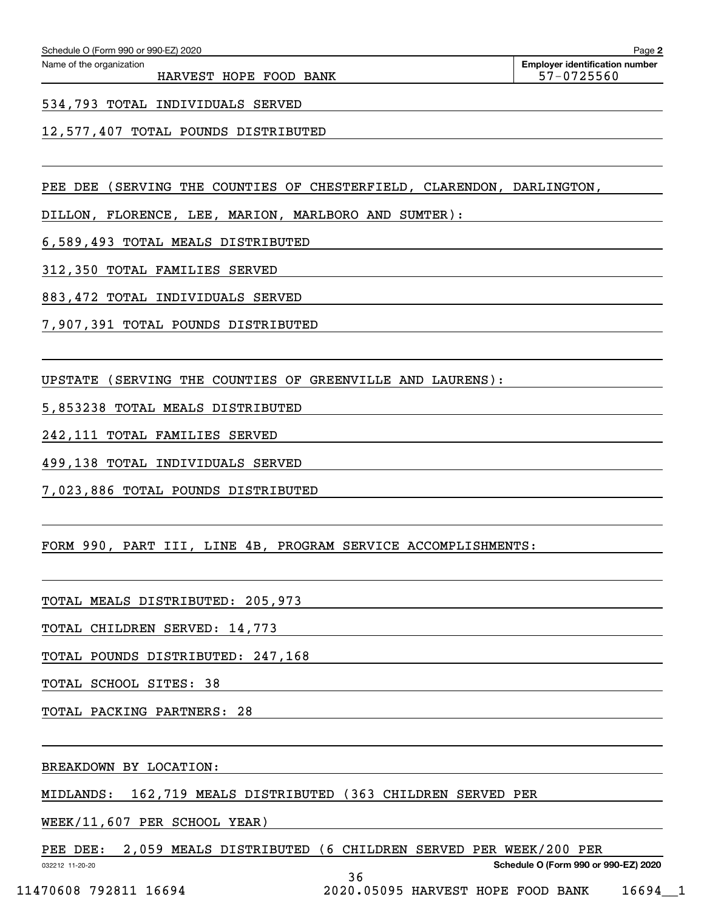534,793 TOTAL INDIVIDUALS SERVED

12,577,407 TOTAL POUNDS DISTRIBUTED

PEE DEE (SERVING THE COUNTIES OF CHESTERFIELD, CLARENDON, DARLINGTON, DILLON, FLORENCE, LEE, MARION, MARLBORO AND SUMTER):

6,589,493 TOTAL MEALS DISTRIBUTED

312,350 TOTAL FAMILIES SERVED

883,472 TOTAL INDIVIDUALS SERVED

7,907,391 TOTAL POUNDS DISTRIBUTED

UPSTATE (SERVING THE COUNTIES OF GREENVILLE AND LAURENS):

5,853238 TOTAL MEALS DISTRIBUTED

242,111 TOTAL FAMILIES SERVED

499,138 TOTAL INDIVIDUALS SERVED

7,023,886 TOTAL POUNDS DISTRIBUTED

FORM 990, PART III, LINE 4B, PROGRAM SERVICE ACCOMPLISHMENTS:

TOTAL MEALS DISTRIBUTED: 205,973

TOTAL CHILDREN SERVED: 14,773

TOTAL POUNDS DISTRIBUTED: 247,168

TOTAL SCHOOL SITES: 38

TOTAL PACKING PARTNERS: 28

BREAKDOWN BY LOCATION:

MIDLANDS: 162,719 MEALS DISTRIBUTED (363 CHILDREN SERVED PER WEEK/11,607 PER SCHOOL YEAR)

PEE DEE: 2,059 MEALS DISTRIBUTED (6 CHILDREN SERVED PER WEEK/200 PER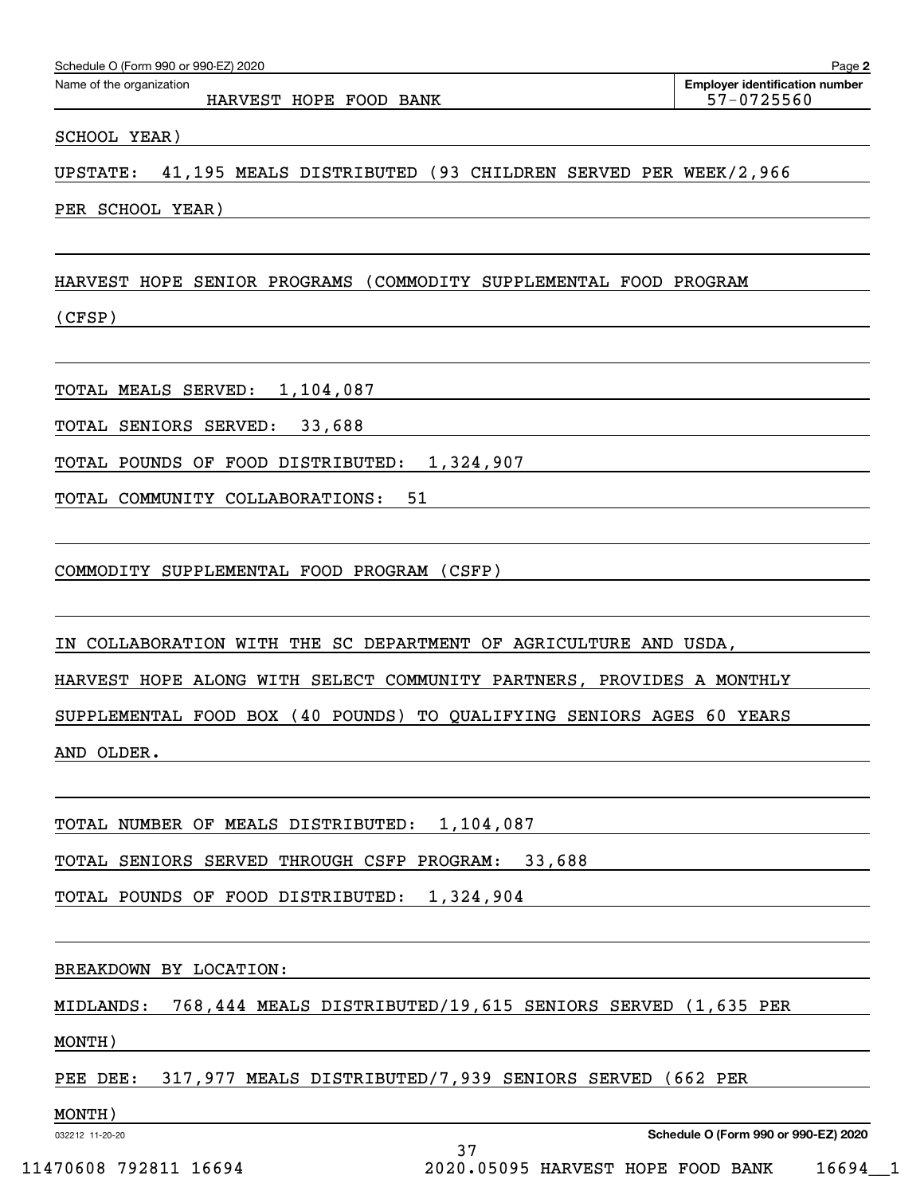SCHOOL YEAR)

UPSTATE: 41,195 MEALS DISTRIBUTED (93 CHILDREN SERVED PER WEEK/2,966 PER SCHOOL YEAR)

HARVEST HOPE SENIOR PROGRAMS (COMMODITY SUPPLEMENTAL FOOD PROGRAM (CFSP)

TOTAL MEALS SERVED: 1,104,087

TOTAL SENIORS SERVED: 33,688

TOTAL POUNDS OF FOOD DISTRIBUTED: 1,324,907

TOTAL COMMUNITY COLLABORATIONS: 51

COMMODITY SUPPLEMENTAL FOOD PROGRAM (CSFP)

IN COLLABORATION WITH THE SC DEPARTMENT OF AGRICULTURE AND USDA, HARVEST HOPE ALONG WITH SELECT COMMUNITY PARTNERS, PROVIDES A MONTHLY SUPPLEMENTAL FOOD BOX (40 POUNDS) TO QUALIFYING SENIORS AGES 60 YEARS AND OLDER.

TOTAL NUMBER OF MEALS DISTRIBUTED: 1,104,087

TOTAL SENIORS SERVED THROUGH CSFP PROGRAM: 33,688

TOTAL POUNDS OF FOOD DISTRIBUTED: 1,324,904

BREAKDOWN BY LOCATION:

MIDLANDS: 768,444 MEALS DISTRIBUTED/19,615 SENIORS SERVED (1,635 PER MONTH)

PEE DEE: 317,977 MEALS DISTRIBUTED/7,939 SENIORS SERVED (662 PER MONTH)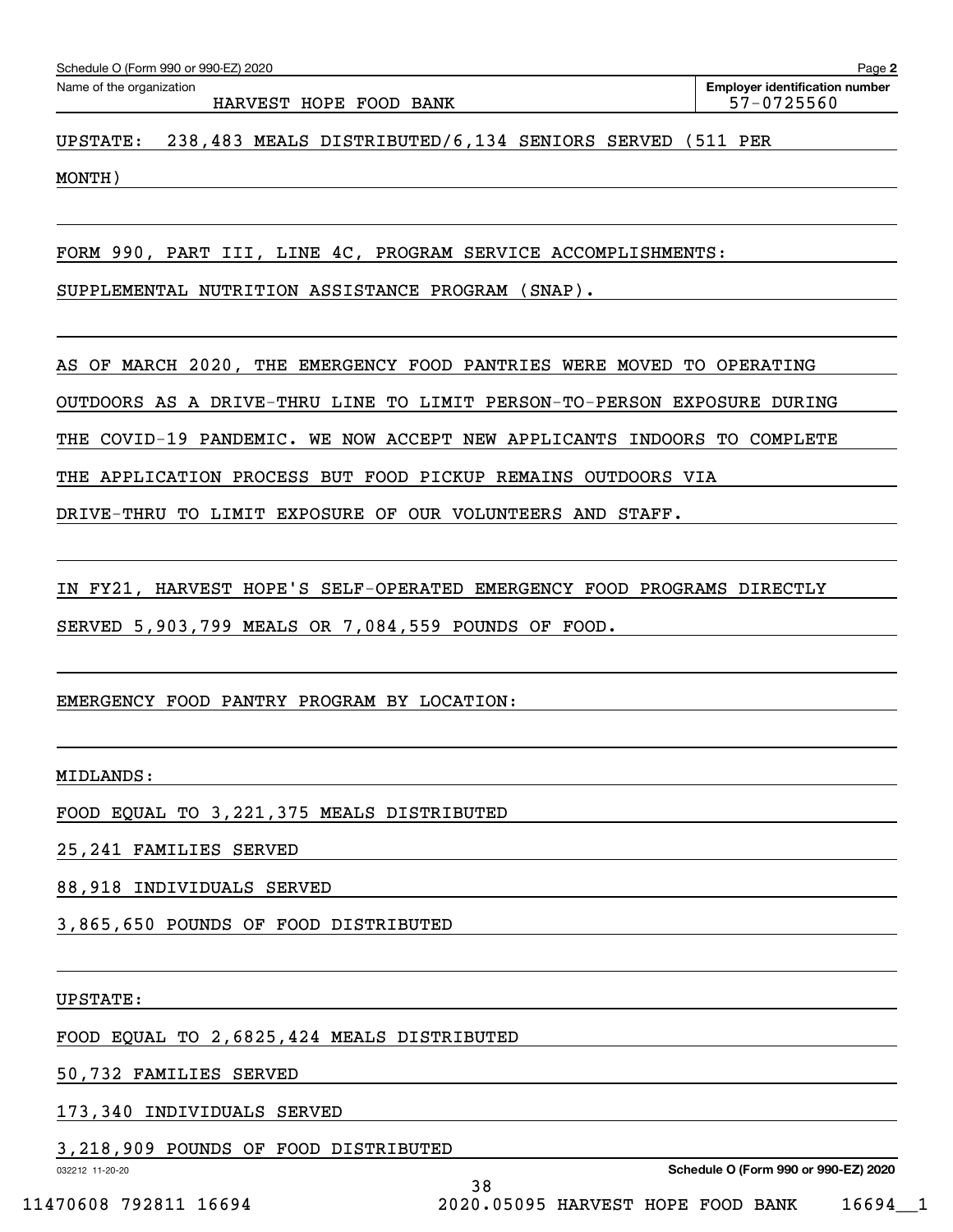Schedule O (Form 990 or 990-EZ) 2020

Name of the organization: HARVEST HOPE FOOD BANK

Employer identification number: 57-0725560

UPSTATE: 238,483 MEALS DISTRIBUTED/6,134 SENIORS SERVED (511 PER MONTH)

FORM 990, PART III, LINE 4C, PROGRAM SERVICE ACCOMPLISHMENTS:

SUPPLEMENTAL NUTRITION ASSISTANCE PROGRAM (SNAP).

AS OF MARCH 2020, THE EMERGENCY FOOD PANTRIES WERE MOVED TO OPERATING OUTDOORS AS A DRIVE-THRU LINE TO LIMIT PERSON-TO-PERSON EXPOSURE DURING THE COVID-19 PANDEMIC. WE NOW ACCEPT NEW APPLICANTS INDOORS TO COMPLETE THE APPLICATION PROCESS BUT FOOD PICKUP REMAINS OUTDOORS VIA DRIVE-THRU TO LIMIT EXPOSURE OF OUR VOLUNTEERS AND STAFF.

IN FY21, HARVEST HOPE'S SELF-OPERATED EMERGENCY FOOD PROGRAMS DIRECTLY SERVED 5,903,799 MEALS OR 7,084,559 POUNDS OF FOOD.

EMERGENCY FOOD PANTRY PROGRAM BY LOCATION:

MIDLANDS:

FOOD EQUAL TO 3,221,375 MEALS DISTRIBUTED

25,241 FAMILIES SERVED

88,918 INDIVIDUALS SERVED

3,865,650 POUNDS OF FOOD DISTRIBUTED

UPSTATE:

FOOD EQUAL TO 2,6825,424 MEALS DISTRIBUTED

50,732 FAMILIES SERVED

173,340 INDIVIDUALS SERVED

3,218,909 POUNDS OF FOOD DISTRIBUTED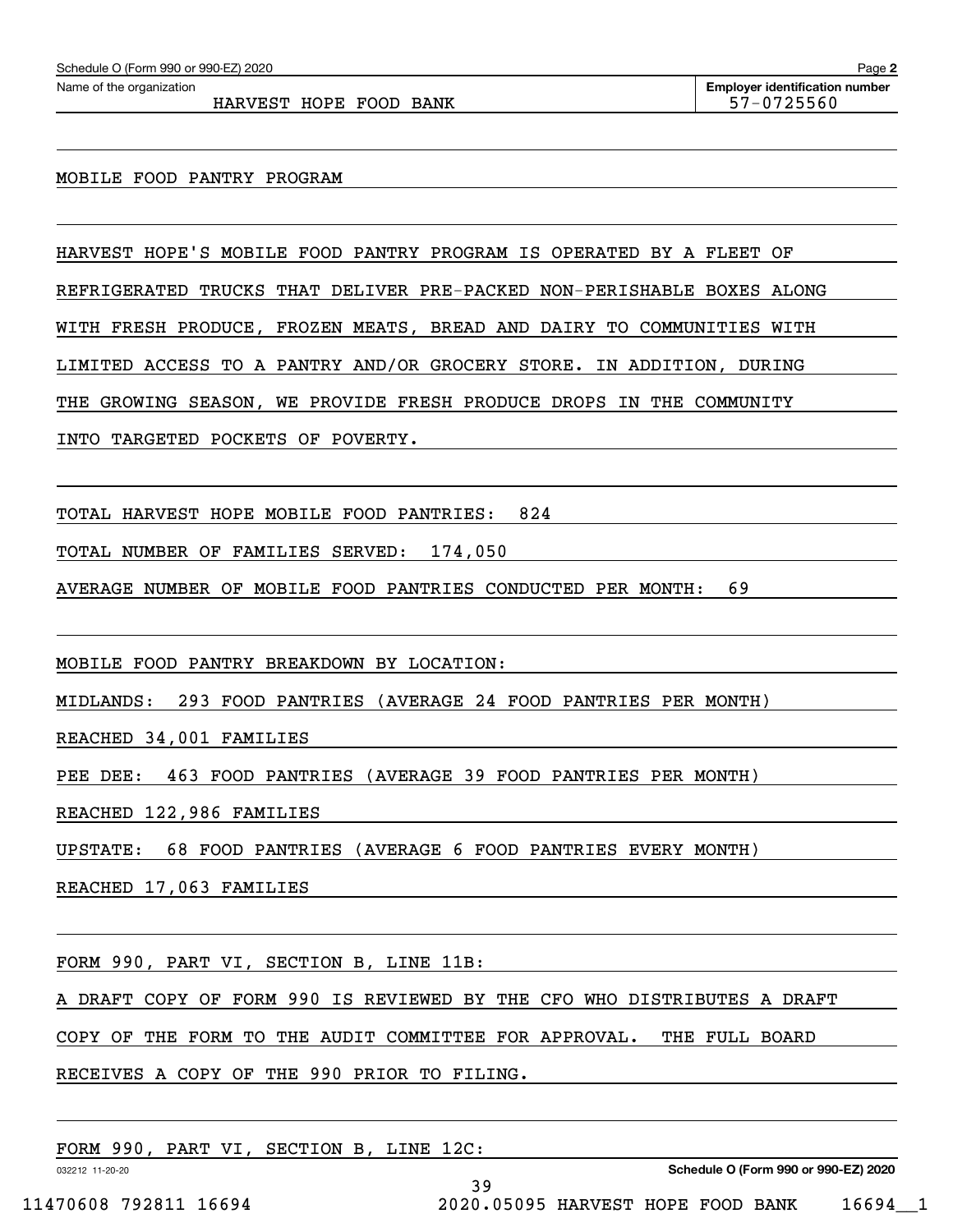Schedule O (Form 990 or 990-EZ) 2020

Name of the organization: HARVEST HOPE FOOD BANK

Employer identification number: 57-0725560

MOBILE FOOD PANTRY PROGRAM

HARVEST HOPE'S MOBILE FOOD PANTRY PROGRAM IS OPERATED BY A FLEET OF REFRIGERATED TRUCKS THAT DELIVER PRE-PACKED NON-PERISHABLE BOXES ALONG WITH FRESH PRODUCE, FROZEN MEATS, BREAD AND DAIRY TO COMMUNITIES WITH LIMITED ACCESS TO A PANTRY AND/OR GROCERY STORE. IN ADDITION, DURING THE GROWING SEASON, WE PROVIDE FRESH PRODUCE DROPS IN THE COMMUNITY INTO TARGETED POCKETS OF POVERTY.

TOTAL HARVEST HOPE MOBILE FOOD PANTRIES: 824

TOTAL NUMBER OF FAMILIES SERVED: 174,050

AVERAGE NUMBER OF MOBILE FOOD PANTRIES CONDUCTED PER MONTH: 69

MOBILE FOOD PANTRY BREAKDOWN BY LOCATION:

MIDLANDS: 293 FOOD PANTRIES (AVERAGE 24 FOOD PANTRIES PER MONTH)

REACHED 34,001 FAMILIES

PEE DEE: 463 FOOD PANTRIES (AVERAGE 39 FOOD PANTRIES PER MONTH)

REACHED 122,986 FAMILIES

UPSTATE: 68 FOOD PANTRIES (AVERAGE 6 FOOD PANTRIES EVERY MONTH)

REACHED 17,063 FAMILIES

FORM 990, PART VI, SECTION B, LINE 11B:

A DRAFT COPY OF FORM 990 IS REVIEWED BY THE CFO WHO DISTRIBUTES A DRAFT COPY OF THE FORM TO THE AUDIT COMMITTEE FOR APPROVAL. THE FULL BOARD RECEIVES A COPY OF THE 990 PRIOR TO FILING.

FORM 990, PART VI, SECTION B, LINE 12C: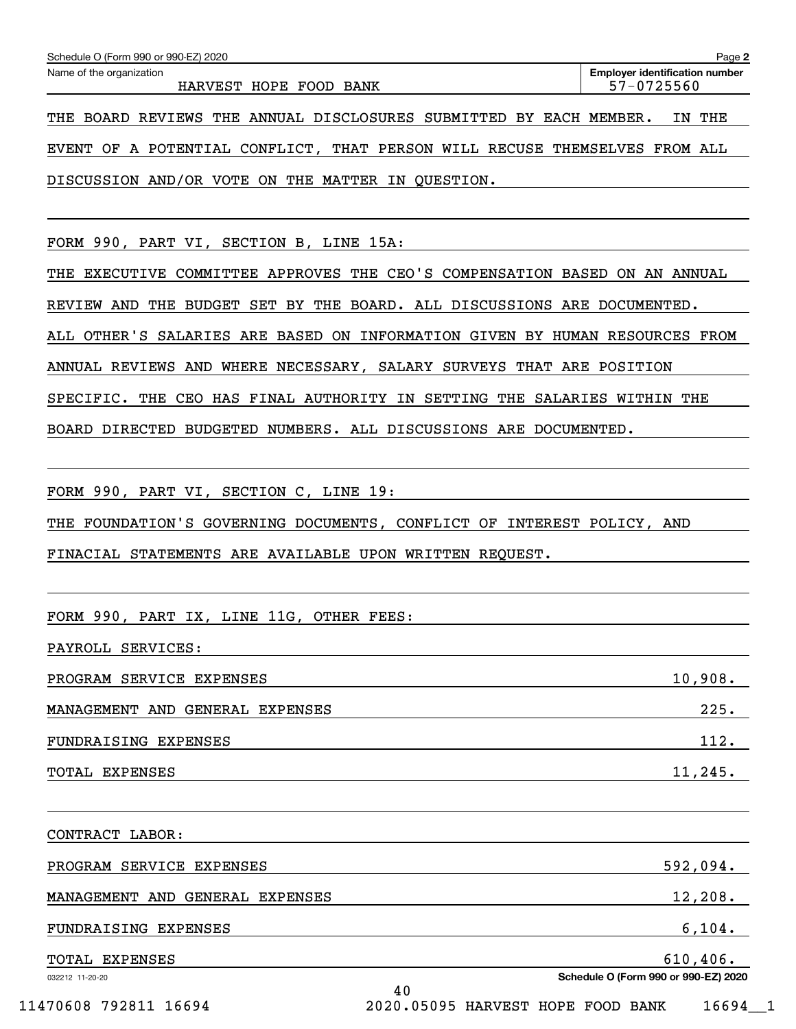Schedule O (Form 990 or 990-EZ) 2020

Name of the organization: HARVEST HOPE FOOD BANK

Employer identification number: 57-0725560

THE BOARD REVIEWS THE ANNUAL DISCLOSURES SUBMITTED BY EACH MEMBER. IN THE EVENT OF A POTENTIAL CONFLICT, THAT PERSON WILL RECUSE THEMSELVES FROM ALL DISCUSSION AND/OR VOTE ON THE MATTER IN QUESTION.

FORM 990, PART VI, SECTION B, LINE 15A:

THE EXECUTIVE COMMITTEE APPROVES THE CEO'S COMPENSATION BASED ON AN ANNUAL REVIEW AND THE BUDGET SET BY THE BOARD. ALL DISCUSSIONS ARE DOCUMENTED. ALL OTHER'S SALARIES ARE BASED ON INFORMATION GIVEN BY HUMAN RESOURCES FROM ANNUAL REVIEWS AND WHERE NECESSARY, SALARY SURVEYS THAT ARE POSITION SPECIFIC. THE CEO HAS FINAL AUTHORITY IN SETTING THE SALARIES WITHIN THE BOARD DIRECTED BUDGETED NUMBERS. ALL DISCUSSIONS ARE DOCUMENTED.

FORM 990, PART VI, SECTION C, LINE 19:

THE FOUNDATION'S GOVERNING DOCUMENTS, CONFLICT OF INTEREST POLICY, AND FINACIAL STATEMENTS ARE AVAILABLE UPON WRITTEN REQUEST.

FORM 990, PART IX, LINE 11G, OTHER FEES:

PAYROLL SERVICES:

| | |
|---|---|
| PROGRAM SERVICE EXPENSES | 10,908. |
| MANAGEMENT AND GENERAL EXPENSES | 225. |
| FUNDRAISING EXPENSES | 112. |
| TOTAL EXPENSES | 11,245. |

CONTRACT LABOR:

| | |
|---|---|
| PROGRAM SERVICE EXPENSES | 592,094. |
| MANAGEMENT AND GENERAL EXPENSES | 12,208. |
| FUNDRAISING EXPENSES | 6,104. |
| TOTAL EXPENSES | 610,406. |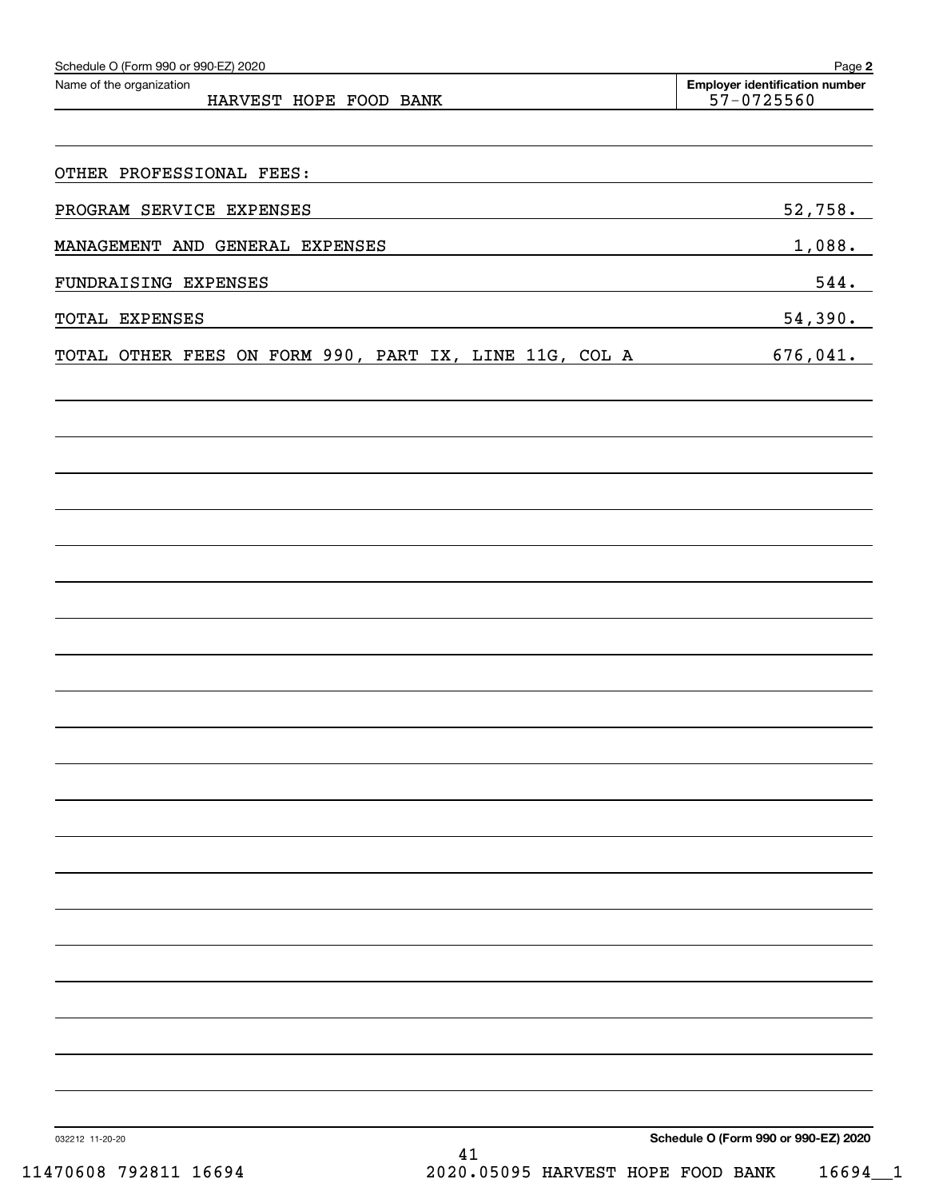Schedule O (Form 990 or 990-EZ) 2020

Name of the organization: HARVEST HOPE FOOD BANK

Employer identification number: 57-0725560

OTHER PROFESSIONAL FEES:

| | |
|---|---|
| PROGRAM SERVICE EXPENSES | 52,758. |
| MANAGEMENT AND GENERAL EXPENSES | 1,088. |
| FUNDRAISING EXPENSES | 544. |
| TOTAL EXPENSES | 54,390. |
| TOTAL OTHER FEES ON FORM 990, PART IX, LINE 11G, COL A | 676,041. |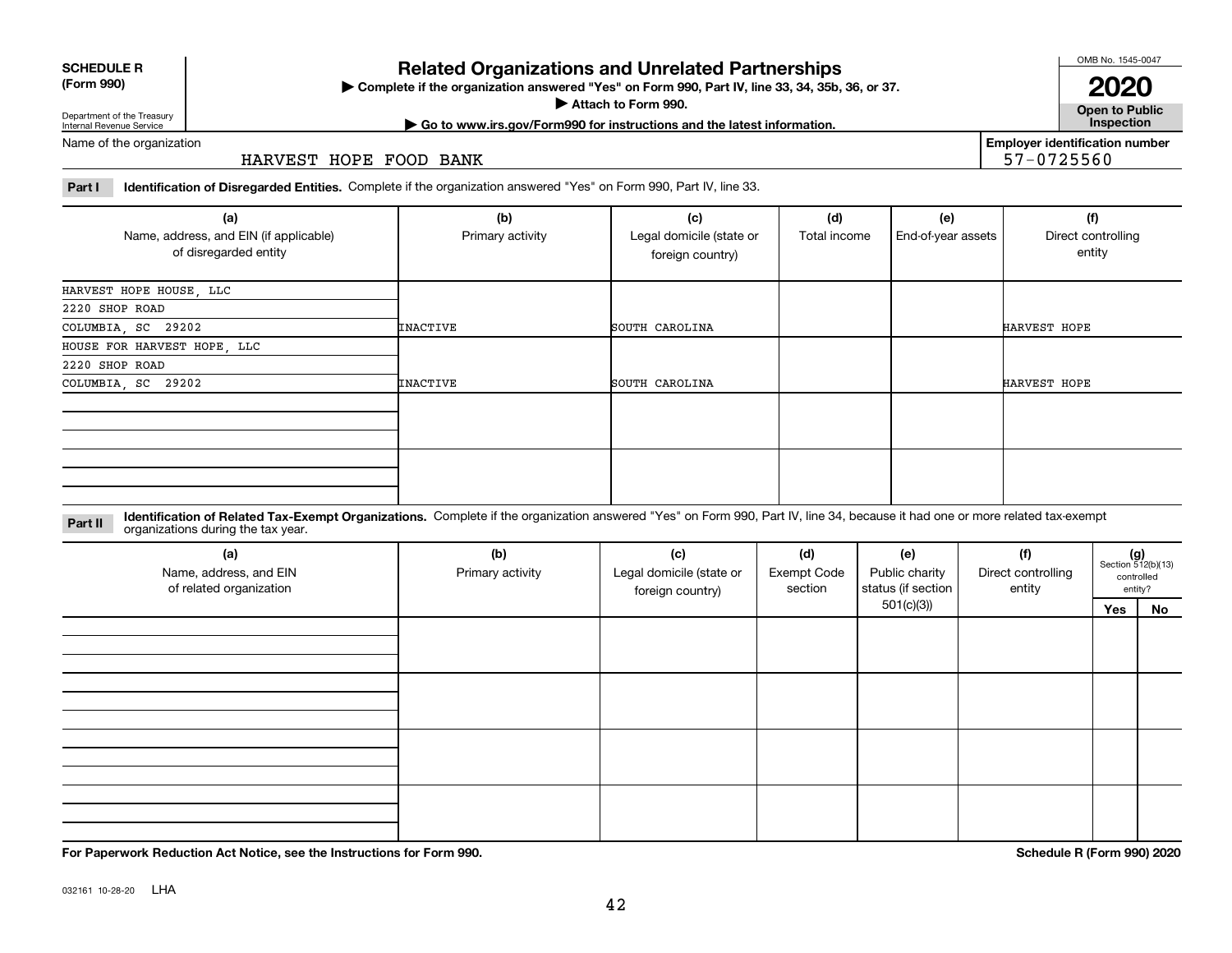**SCHEDULE R (Form 990)**

Department of the Treasury
Internal Revenue Service

# Related Organizations and Unrelated Partnerships

▶ Complete if the organization answered "Yes" on Form 990, Part IV, line 33, 34, 35b, 36, or 37.

▶ Attach to Form 990.

▶ Go to www.irs.gov/Form990 for instructions and the latest information.

OMB No. 1545-0047

**2020**

**Open to Public Inspection**

Name of the organization: HARVEST HOPE FOOD BANK

Employer identification number: 57-0725560

**Part I** **Identification of Disregarded Entities.** Complete if the organization answered "Yes" on Form 990, Part IV, line 33.

| (a) Name, address, and EIN (if applicable) of disregarded entity | (b) Primary activity | (c) Legal domicile (state or foreign country) | (d) Total income | (e) End-of-year assets | (f) Direct controlling entity |
|---|---|---|---|---|---|
| HARVEST HOPE HOUSE, LLC<br>2220 SHOP ROAD<br>COLUMBIA, SC 29202 | INACTIVE | SOUTH CAROLINA | | | HARVEST HOPE |
| HOUSE FOR HARVEST HOPE, LLC<br>2220 SHOP ROAD<br>COLUMBIA, SC 29202 | INACTIVE | SOUTH CAROLINA | | | HARVEST HOPE |
| | | | | | |
| | | | | | |

**Part II** **Identification of Related Tax-Exempt Organizations.** Complete if the organization answered "Yes" on Form 990, Part IV, line 34, because it had one or more related tax-exempt organizations during the tax year.

| (a) Name, address, and EIN of related organization | (b) Primary activity | (c) Legal domicile (state or foreign country) | (d) Exempt Code section | (e) Public charity status (if section 501(c)(3)) | (f) Direct controlling entity | (g) Section 512(b)(13) controlled entity? Yes | No |
|---|---|---|---|---|---|---|---|
| | | | | | | | |
| | | | | | | | |
| | | | | | | | |
| | | | | | | | |

**For Paperwork Reduction Act Notice, see the Instructions for Form 990.**

**Schedule R (Form 990) 2020**

032161 10-28-20 LHA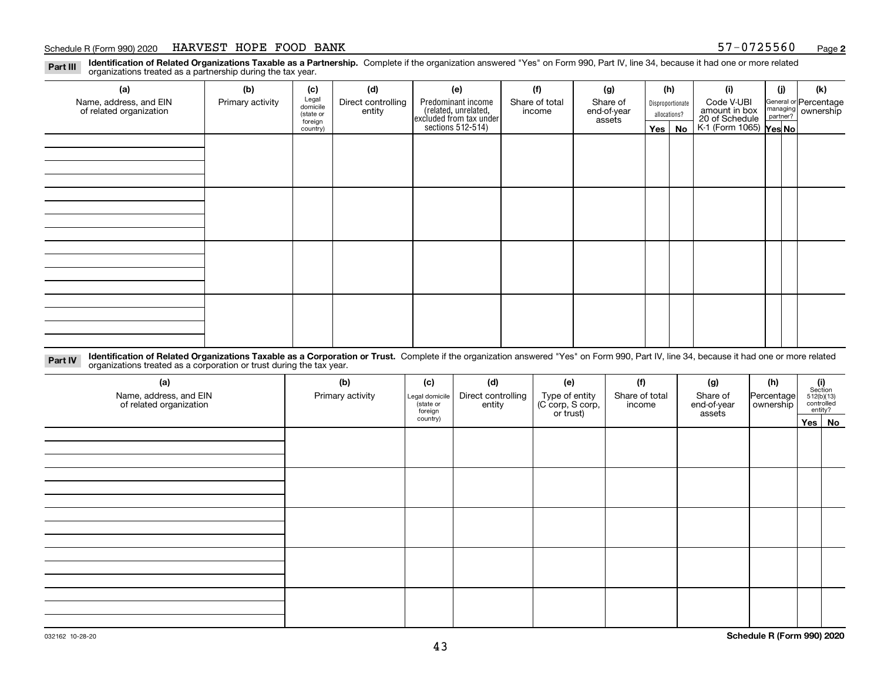Schedule R (Form 990) 2020 HARVEST HOPE FOOD BANK 57-0725560 Page **2**

**Part III** **Identification of Related Organizations Taxable as a Partnership.** Complete if the organization answered "Yes" on Form 990, Part IV, line 34, because it had one or more related organizations treated as a partnership during the tax year.

| (a) Name, address, and EIN of related organization | (b) Primary activity | (c) Legal domicile (state or foreign country) | (d) Direct controlling entity | (e) Predominant income (related, unrelated, excluded from tax under sections 512-514) | (f) Share of total income | (g) Share of end-of-year assets | (h) Disproportionate allocations? Yes | (h) No | (i) Code V-UBI amount in box 20 of Schedule K-1 (Form 1065) | (j) General or managing partner? Yes | (j) No | (k) Percentage ownership |
|---|---|---|---|---|---|---|---|---|---|---|---|---|
| | | | | | | | | | | | | |
| | | | | | | | | | | | | |
| | | | | | | | | | | | | |
| | | | | | | | | | | | | |

**Part IV** **Identification of Related Organizations Taxable as a Corporation or Trust.** Complete if the organization answered "Yes" on Form 990, Part IV, line 34, because it had one or more related organizations treated as a corporation or trust during the tax year.

| (a) Name, address, and EIN of related organization | (b) Primary activity | (c) Legal domicile (state or foreign country) | (d) Direct controlling entity | (e) Type of entity (C corp, S corp, or trust) | (f) Share of total income | (g) Share of end-of-year assets | (h) Percentage ownership | (i) Section 512(b)(13) controlled entity? Yes | (i) No |
|---|---|---|---|---|---|---|---|---|---|
| | | | | | | | | | |
| | | | | | | | | | |
| | | | | | | | | | |
| | | | | | | | | | |
| | | | | | | | | | |

032162 10-28-20 **Schedule R (Form 990) 2020**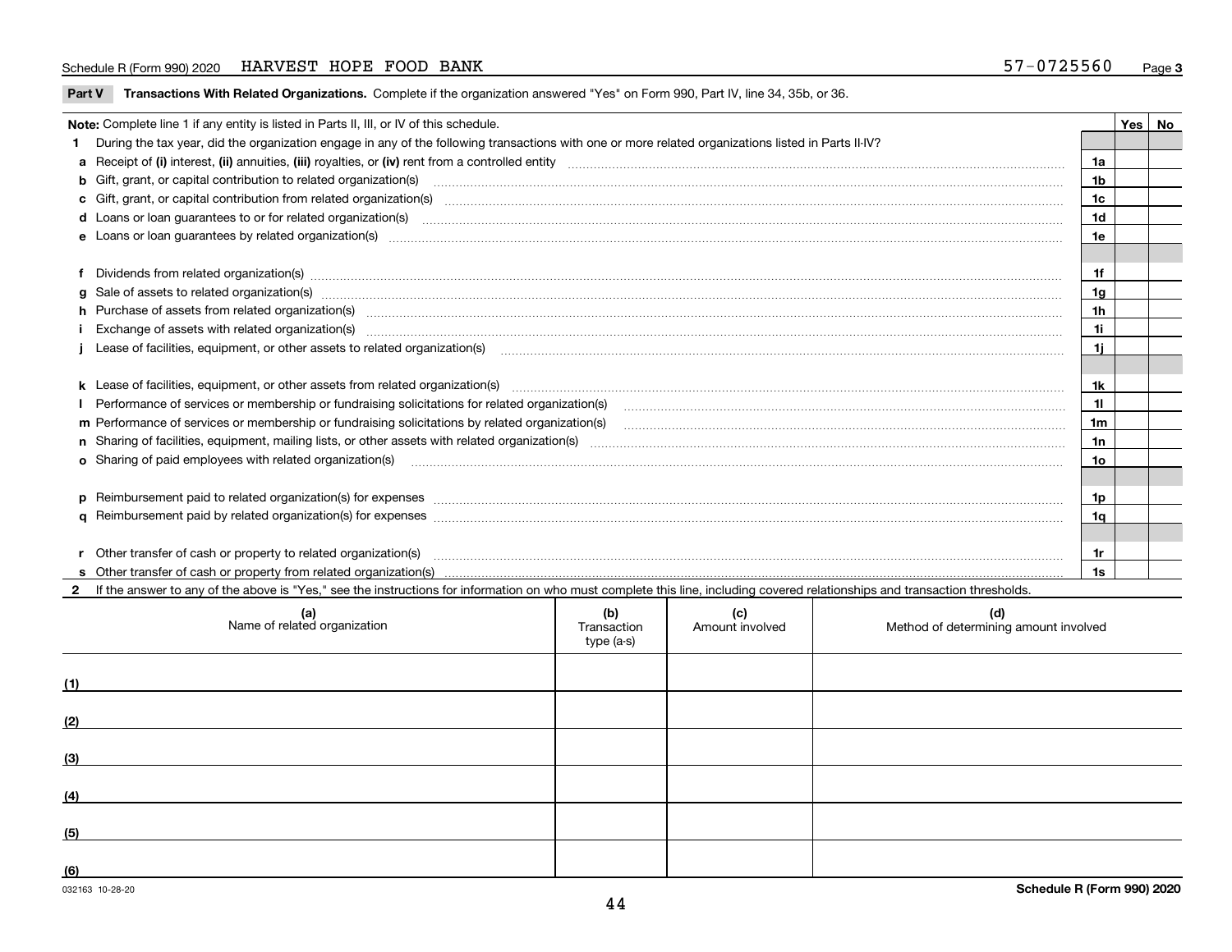Schedule R (Form 990) 2020 HARVEST HOPE FOOD BANK 57-0725560 Page **3**

**Part V Transactions With Related Organizations.** Complete if the organization answered "Yes" on Form 990, Part IV, line 34, 35b, or 36.

| Note: Complete line 1 if any entity is listed in Parts II, III, or IV of this schedule. | | Yes | No |
|---|---|---|---|
| **1** During the tax year, did the organization engage in any of the following transactions with one or more related organizations listed in Parts II-IV? | | | |
| **a** Receipt of **(i)** interest, **(ii)** annuities, **(iii)** royalties, or **(iv)** rent from a controlled entity | **1a** | | |
| **b** Gift, grant, or capital contribution to related organization(s) | **1b** | | |
| **c** Gift, grant, or capital contribution from related organization(s) | **1c** | | |
| **d** Loans or loan guarantees to or for related organization(s) | **1d** | | |
| **e** Loans or loan guarantees by related organization(s) | **1e** | | |
| **f** Dividends from related organization(s) | **1f** | | |
| **g** Sale of assets to related organization(s) | **1g** | | |
| **h** Purchase of assets from related organization(s) | **1h** | | |
| **i** Exchange of assets with related organization(s) | **1i** | | |
| **j** Lease of facilities, equipment, or other assets to related organization(s) | **1j** | | |
| **k** Lease of facilities, equipment, or other assets from related organization(s) | **1k** | | |
| **l** Performance of services or membership or fundraising solicitations for related organization(s) | **1l** | | |
| **m** Performance of services or membership or fundraising solicitations by related organization(s) | **1m** | | |
| **n** Sharing of facilities, equipment, mailing lists, or other assets with related organization(s) | **1n** | | |
| **o** Sharing of paid employees with related organization(s) | **1o** | | |
| **p** Reimbursement paid to related organization(s) for expenses | **1p** | | |
| **q** Reimbursement paid by related organization(s) for expenses | **1q** | | |
| **r** Other transfer of cash or property to related organization(s) | **1r** | | |
| **s** Other transfer of cash or property from related organization(s) | **1s** | | |

**2** If the answer to any of the above is "Yes," see the instructions for information on who must complete this line, including covered relationships and transaction thresholds.

| (a) Name of related organization | (b) Transaction type (a-s) | (c) Amount involved | (d) Method of determining amount involved |
|---|---|---|---|
| (1) | | | |
| (2) | | | |
| (3) | | | |
| (4) | | | |
| (5) | | | |
| (6) | | | |

032163 10-28-20 **Schedule R (Form 990) 2020**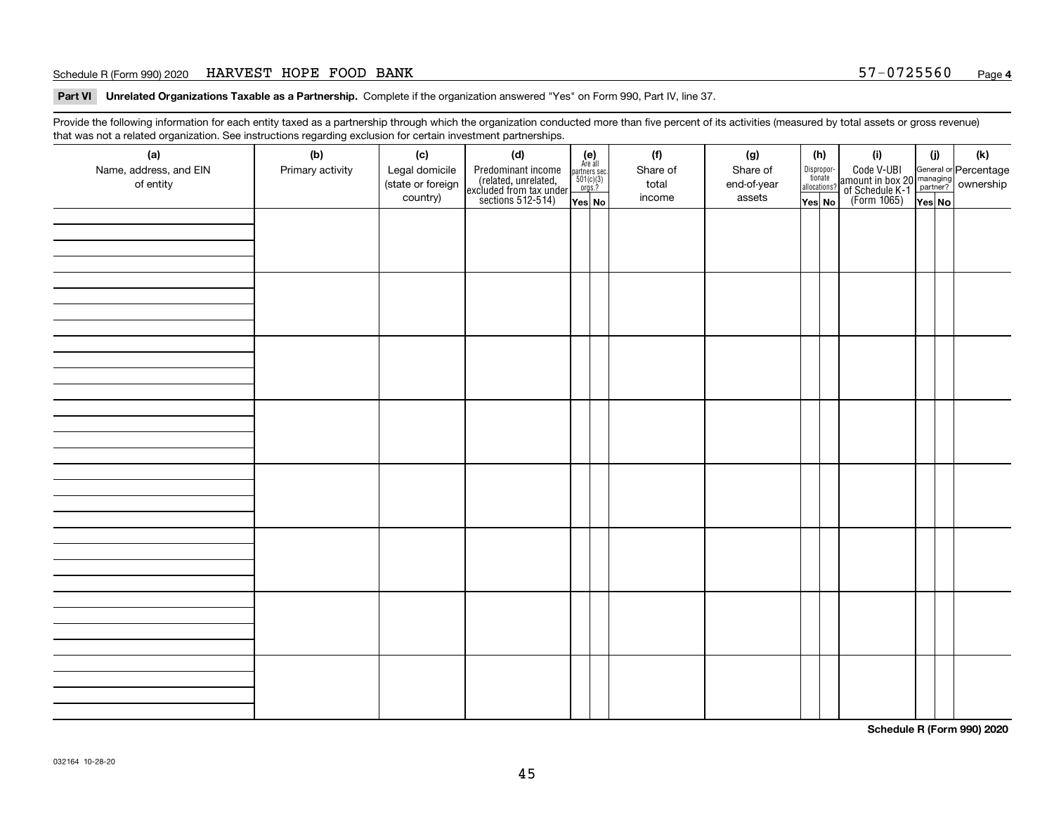Schedule R (Form 990) 2020 HARVEST HOPE FOOD BANK 57-0725560 Page 4

**Part VI Unrelated Organizations Taxable as a Partnership.** Complete if the organization answered "Yes" on Form 990, Part IV, line 37.

Provide the following information for each entity taxed as a partnership through which the organization conducted more than five percent of its activities (measured by total assets or gross revenue) that was not a related organization. See instructions regarding exclusion for certain investment partnerships.

| (a) Name, address, and EIN of entity | (b) Primary activity | (c) Legal domicile (state or foreign country) | (d) Predominant income (related, unrelated, excluded from tax under sections 512-514) | (e) Are all partners sec. 501(c)(3) orgs.? Yes | No | (f) Share of total income | (g) Share of end-of-year assets | (h) Dispropor-tionate allocations? Yes | No | (i) Code V-UBI amount in box 20 of Schedule K-1 (Form 1065) | (j) General or managing partner? Yes | No | (k) Percentage ownership |
|---|---|---|---|---|---|---|---|---|---|---|---|---|---|
| | | | | | | | | | | | | | |
| | | | | | | | | | | | | | |
| | | | | | | | | | | | | | |
| | | | | | | | | | | | | | |
| | | | | | | | | | | | | | |
| | | | | | | | | | | | | | |
| | | | | | | | | | | | | | |
| | | | | | | | | | | | | | |

**Schedule R (Form 990) 2020**

032164 10-28-20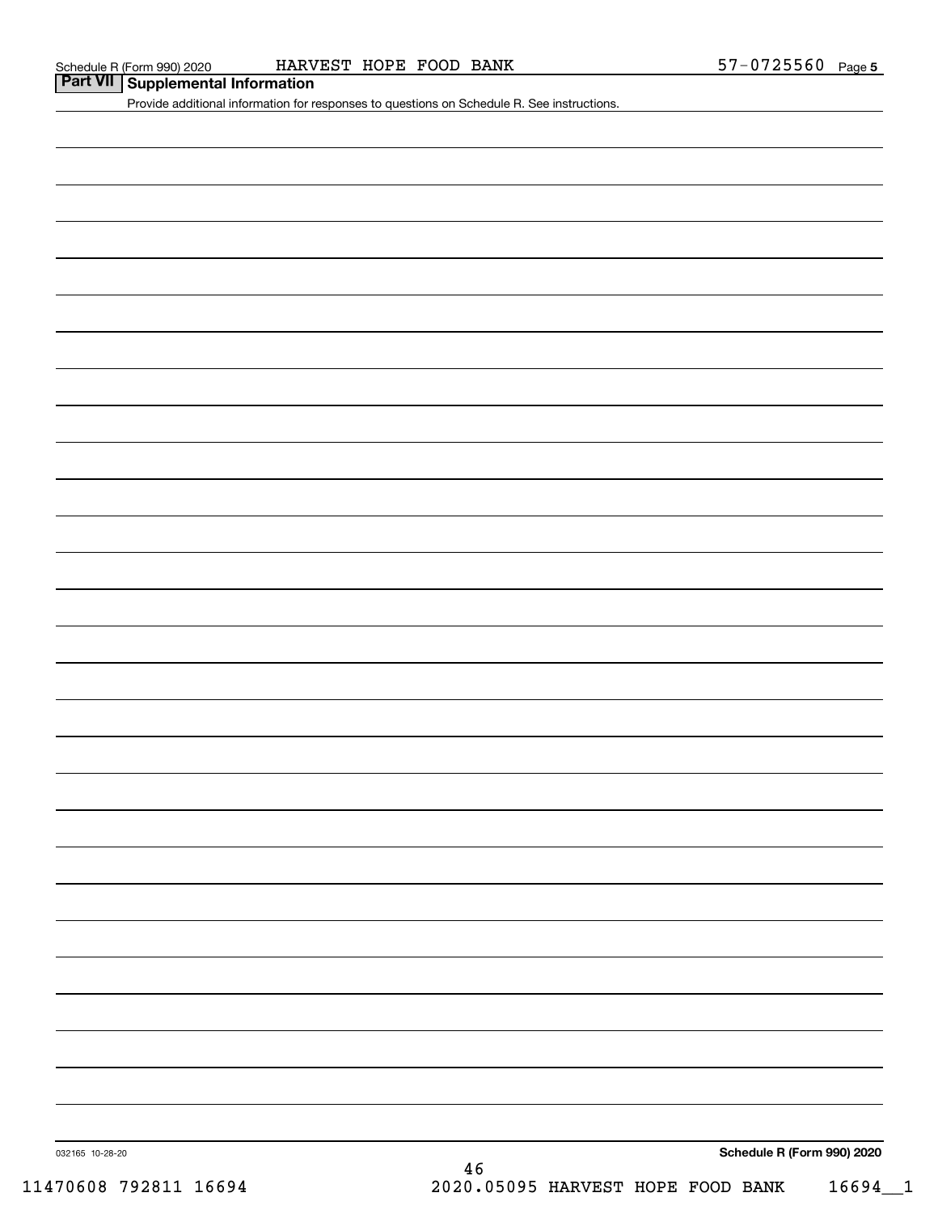Schedule R (Form 990) 2020 HARVEST HOPE FOOD BANK 57-0725560 Page 5

## Part VII Supplemental Information

Provide additional information for responses to questions on Schedule R. See instructions.

032165 10-28-20

**Schedule R (Form 990) 2020**

11470608 792811 16694 2020.05095 HARVEST HOPE FOOD BANK 16694__1